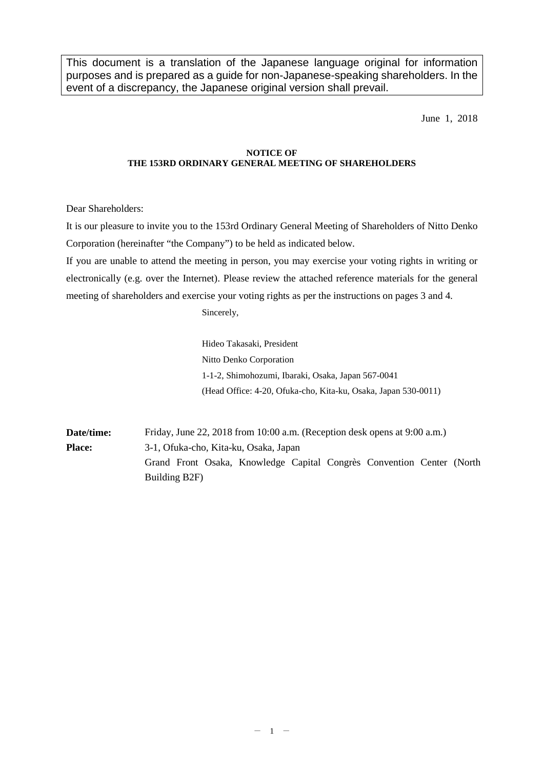This document is a translation of the Japanese language original for information purposes and is prepared as a guide for non-Japanese-speaking shareholders. In the event of a discrepancy, the Japanese original version shall prevail.

June 1, 2018

# NOTICE OF THE 153RD ORDINARY GENERAL MEETING OF SHAREHOLDERS

Dear Shareholders:

It is our pleasure to invite you to the 153rd Ordinary General Meeting of Shareholders of Nitto Denko Corporation (hereinafter "the Company") to be held as indicated below.

If you are unable to attend the meeting in person, you may exercise your voting rights in writing or electronically (e.g. over the Internet). Please review the attached reference materials for the general meeting of shareholders and exercise your voting rights as per the instructions on pages 3 and 4.

Sincerely,

Hideo Takasaki, President
Nitto Denko Corporation
1-1-2, Shimohozumi, Ibaraki, Osaka, Japan 567-0041
(Head Office: 4-20, Ofuka-cho, Kita-ku, Osaka, Japan 530-0011)

**Date/time:** Friday, June 22, 2018 from 10:00 a.m. (Reception desk opens at 9:00 a.m.)

**Place:** 3-1, Ofuka-cho, Kita-ku, Osaka, Japan
Grand Front Osaka, Knowledge Capital Congrès Convention Center (North Building B2F)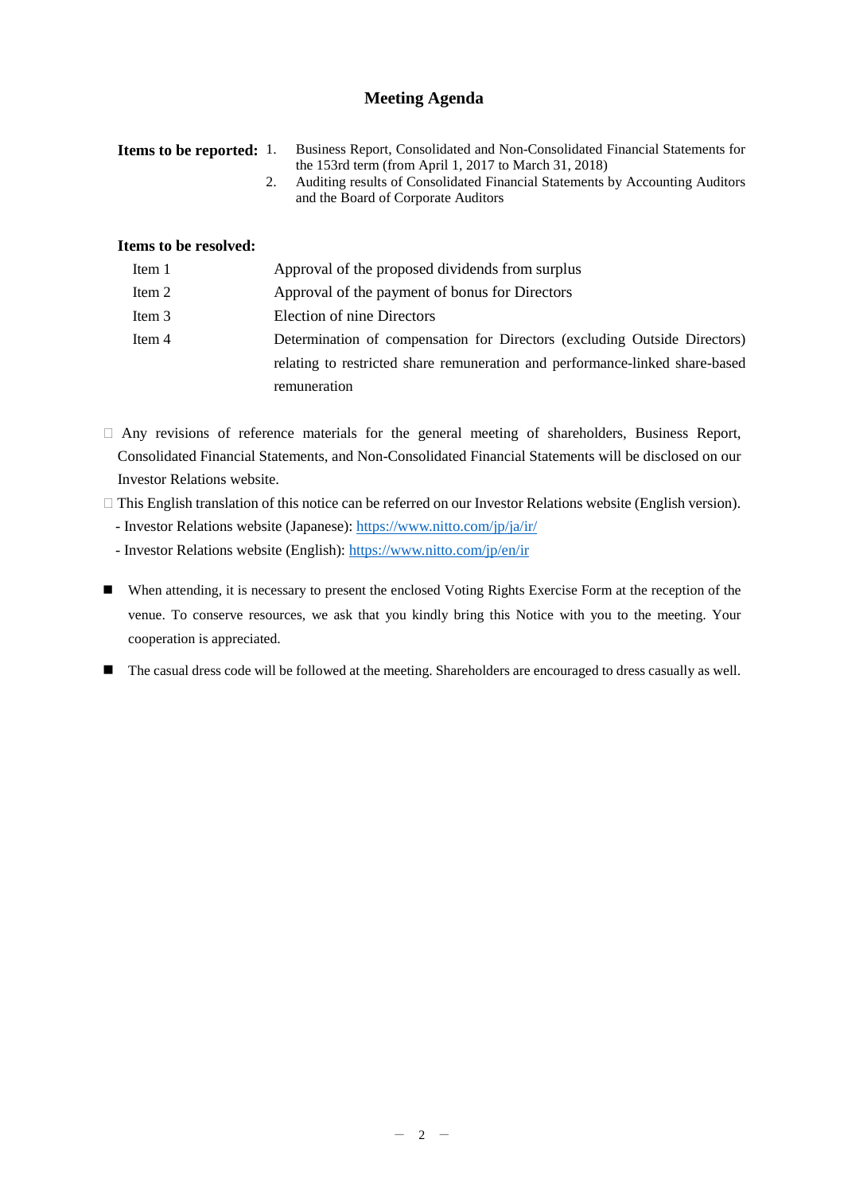# Meeting Agenda

**Items to be reported:**

1. Business Report, Consolidated and Non-Consolidated Financial Statements for the 153rd term (from April 1, 2017 to March 31, 2018)
2. Auditing results of Consolidated Financial Statements by Accounting Auditors and the Board of Corporate Auditors

**Items to be resolved:**

| | |
|---|---|
| Item 1 | Approval of the proposed dividends from surplus |
| Item 2 | Approval of the payment of bonus for Directors |
| Item 3 | Election of nine Directors |
| Item 4 | Determination of compensation for Directors (excluding Outside Directors) relating to restricted share remuneration and performance-linked share-based remuneration |

- Any revisions of reference materials for the general meeting of shareholders, Business Report, Consolidated Financial Statements, and Non-Consolidated Financial Statements will be disclosed on our Investor Relations website.
- This English translation of this notice can be referred on our Investor Relations website (English version).
  - Investor Relations website (Japanese): https://www.nitto.com/jp/ja/ir/
  - Investor Relations website (English): https://www.nitto.com/jp/en/ir

- ■ When attending, it is necessary to present the enclosed Voting Rights Exercise Form at the reception of the venue. To conserve resources, we ask that you kindly bring this Notice with you to the meeting. Your cooperation is appreciated.
- ■ The casual dress code will be followed at the meeting. Shareholders are encouraged to dress casually as well.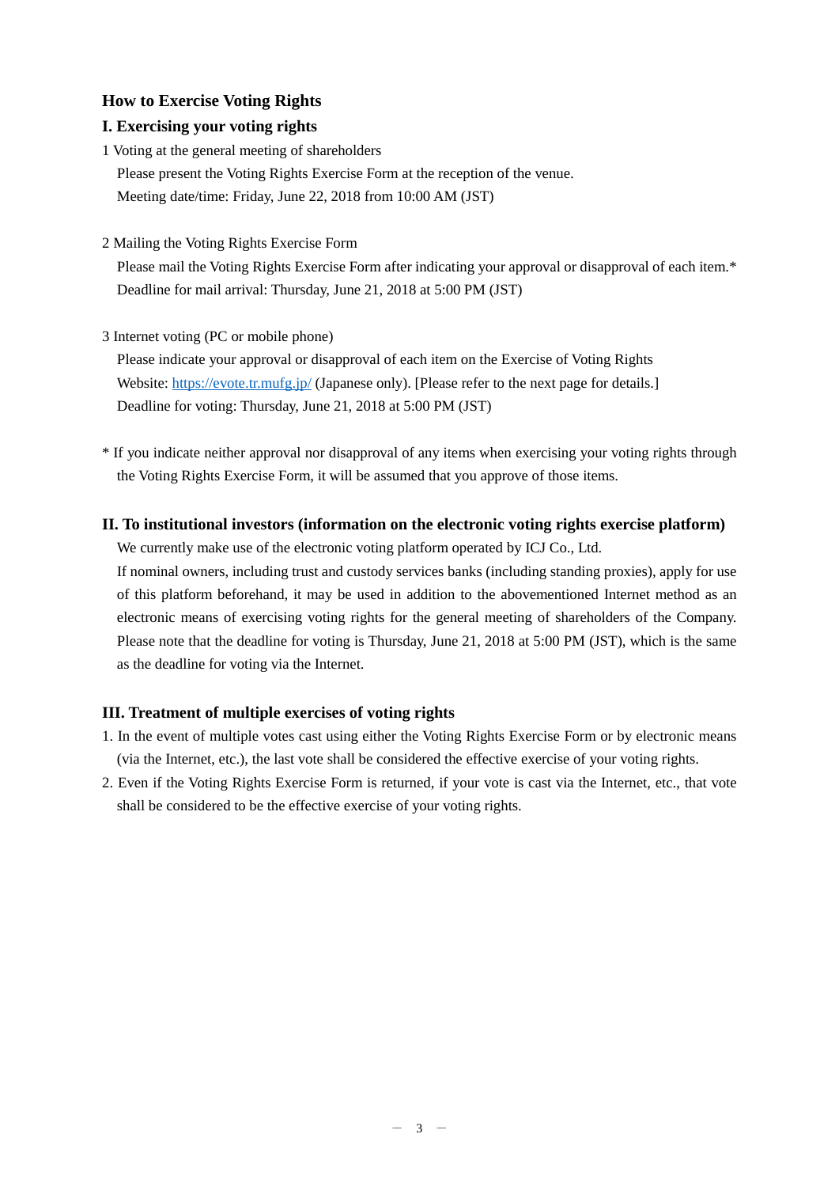## How to Exercise Voting Rights

### I. Exercising your voting rights

1 Voting at the general meeting of shareholders

Please present the Voting Rights Exercise Form at the reception of the venue.
Meeting date/time: Friday, June 22, 2018 from 10:00 AM (JST)

2 Mailing the Voting Rights Exercise Form

Please mail the Voting Rights Exercise Form after indicating your approval or disapproval of each item.*
Deadline for mail arrival: Thursday, June 21, 2018 at 5:00 PM (JST)

3 Internet voting (PC or mobile phone)

Please indicate your approval or disapproval of each item on the Exercise of Voting Rights Website: https://evote.tr.mufg.jp/ (Japanese only). [Please refer to the next page for details.]
Deadline for voting: Thursday, June 21, 2018 at 5:00 PM (JST)

* If you indicate neither approval nor disapproval of any items when exercising your voting rights through the Voting Rights Exercise Form, it will be assumed that you approve of those items.

### II. To institutional investors (information on the electronic voting rights exercise platform)

We currently make use of the electronic voting platform operated by ICJ Co., Ltd.

If nominal owners, including trust and custody services banks (including standing proxies), apply for use of this platform beforehand, it may be used in addition to the abovementioned Internet method as an electronic means of exercising voting rights for the general meeting of shareholders of the Company. Please note that the deadline for voting is Thursday, June 21, 2018 at 5:00 PM (JST), which is the same as the deadline for voting via the Internet.

### III. Treatment of multiple exercises of voting rights

1. In the event of multiple votes cast using either the Voting Rights Exercise Form or by electronic means (via the Internet, etc.), the last vote shall be considered the effective exercise of your voting rights.
2. Even if the Voting Rights Exercise Form is returned, if your vote is cast via the Internet, etc., that vote shall be considered to be the effective exercise of your voting rights.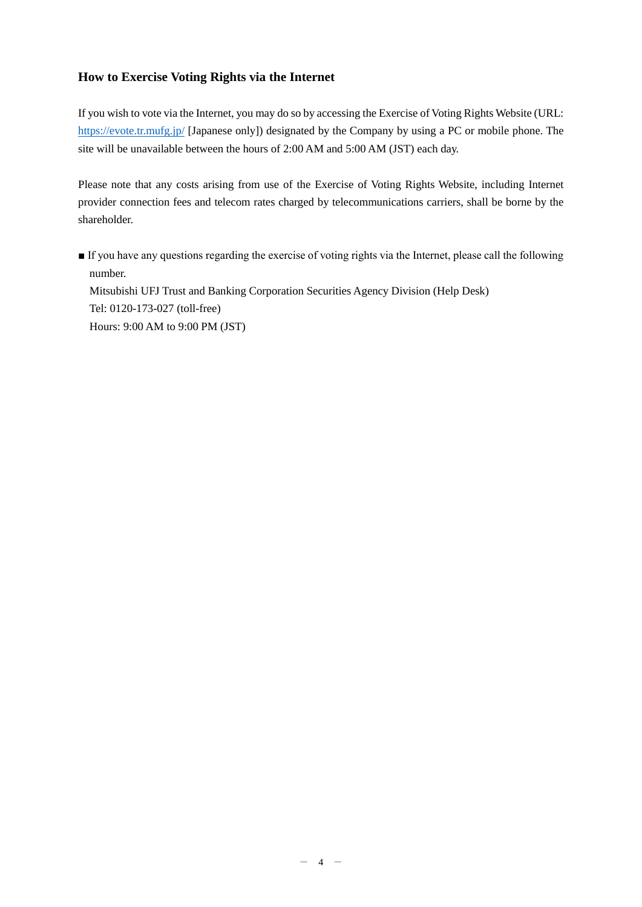### How to Exercise Voting Rights via the Internet

If you wish to vote via the Internet, you may do so by accessing the Exercise of Voting Rights Website (URL: https://evote.tr.mufg.jp/ [Japanese only]) designated by the Company by using a PC or mobile phone. The site will be unavailable between the hours of 2:00 AM and 5:00 AM (JST) each day.

Please note that any costs arising from use of the Exercise of Voting Rights Website, including Internet provider connection fees and telecom rates charged by telecommunications carriers, shall be borne by the shareholder.

■ If you have any questions regarding the exercise of voting rights via the Internet, please call the following number.
Mitsubishi UFJ Trust and Banking Corporation Securities Agency Division (Help Desk)
Tel: 0120-173-027 (toll-free)
Hours: 9:00 AM to 9:00 PM (JST)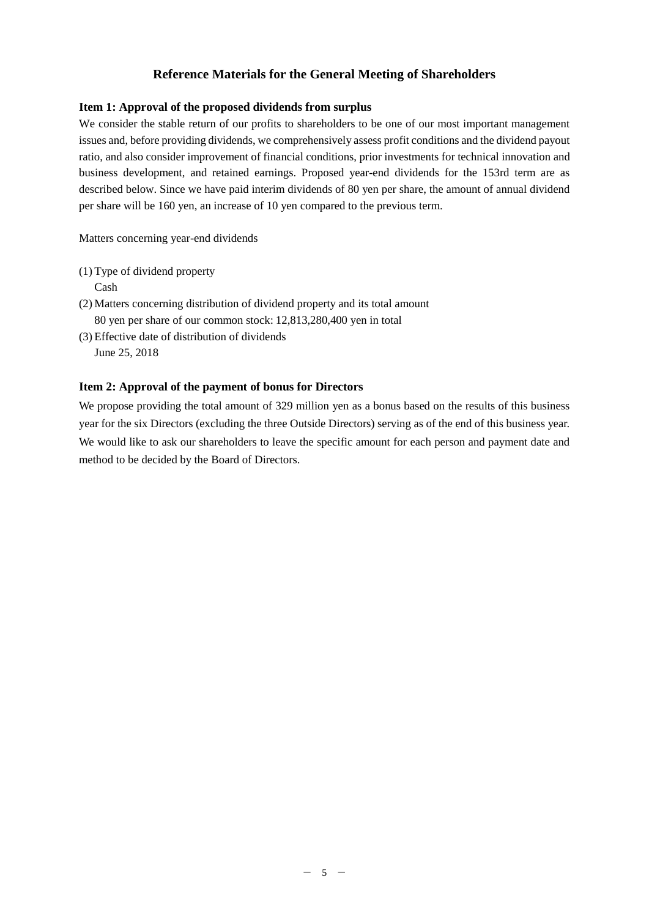# Reference Materials for the General Meeting of Shareholders

## Item 1: Approval of the proposed dividends from surplus

We consider the stable return of our profits to shareholders to be one of our most important management issues and, before providing dividends, we comprehensively assess profit conditions and the dividend payout ratio, and also consider improvement of financial conditions, prior investments for technical innovation and business development, and retained earnings. Proposed year-end dividends for the 153rd term are as described below. Since we have paid interim dividends of 80 yen per share, the amount of annual dividend per share will be 160 yen, an increase of 10 yen compared to the previous term.

Matters concerning year-end dividends

(1) Type of dividend property
 Cash

(2) Matters concerning distribution of dividend property and its total amount
 80 yen per share of our common stock: 12,813,280,400 yen in total

(3) Effective date of distribution of dividends
 June 25, 2018

## Item 2: Approval of the payment of bonus for Directors

We propose providing the total amount of 329 million yen as a bonus based on the results of this business year for the six Directors (excluding the three Outside Directors) serving as of the end of this business year. We would like to ask our shareholders to leave the specific amount for each person and payment date and method to be decided by the Board of Directors.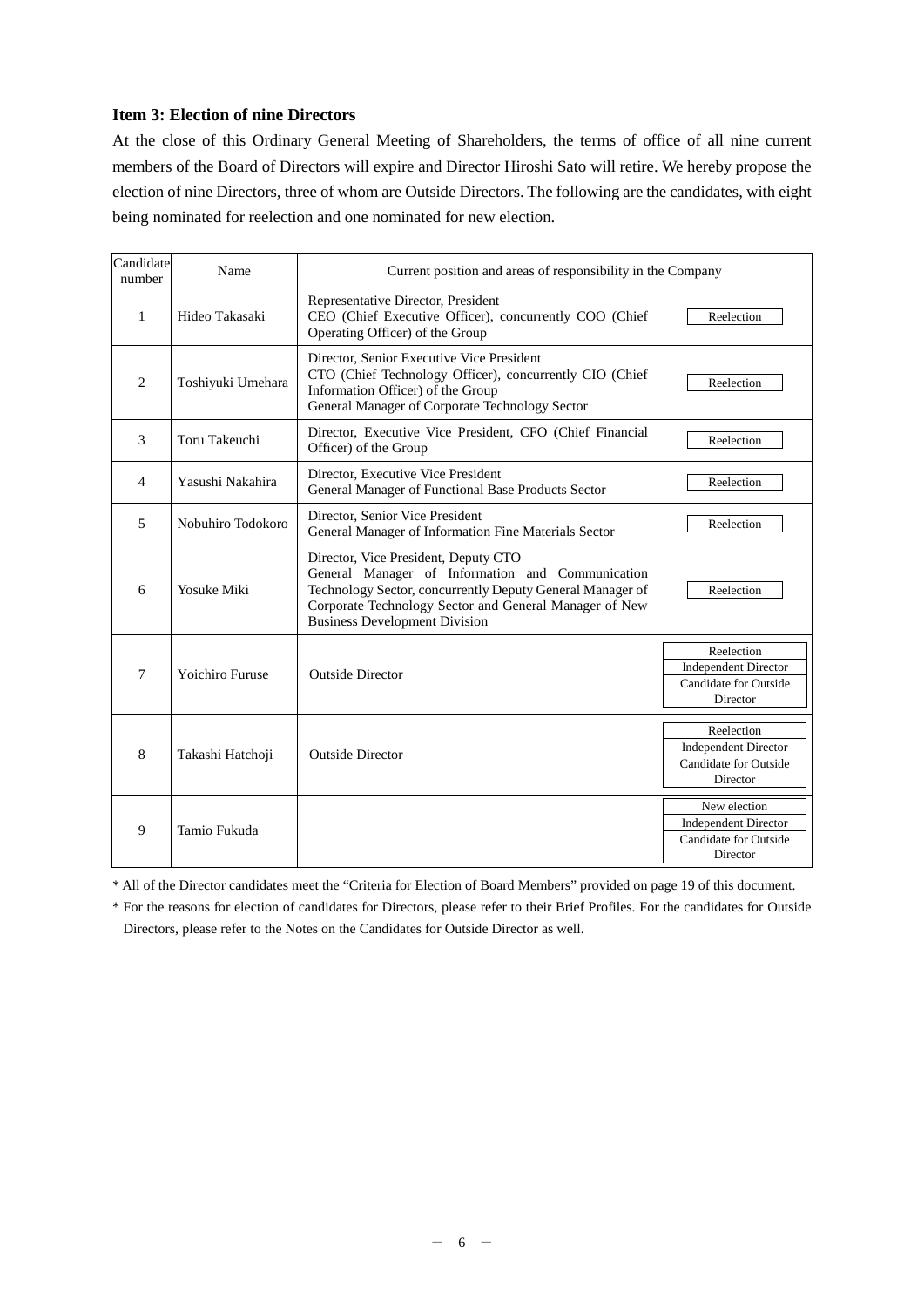### Item 3: Election of nine Directors

At the close of this Ordinary General Meeting of Shareholders, the terms of office of all nine current members of the Board of Directors will expire and Director Hiroshi Sato will retire. We hereby propose the election of nine Directors, three of whom are Outside Directors. The following are the candidates, with eight being nominated for reelection and one nominated for new election.

| Candidate number | Name | Current position and areas of responsibility in the Company | |
|---|---|---|---|
| 1 | Hideo Takasaki | Representative Director, President<br>CEO (Chief Executive Officer), concurrently COO (Chief Operating Officer) of the Group | Reelection |
| 2 | Toshiyuki Umehara | Director, Senior Executive Vice President<br>CTO (Chief Technology Officer), concurrently CIO (Chief Information Officer) of the Group<br>General Manager of Corporate Technology Sector | Reelection |
| 3 | Toru Takeuchi | Director, Executive Vice President, CFO (Chief Financial Officer) of the Group | Reelection |
| 4 | Yasushi Nakahira | Director, Executive Vice President<br>General Manager of Functional Base Products Sector | Reelection |
| 5 | Nobuhiro Todokoro | Director, Senior Vice President<br>General Manager of Information Fine Materials Sector | Reelection |
| 6 | Yosuke Miki | Director, Vice President, Deputy CTO<br>General Manager of Information and Communication Technology Sector, concurrently Deputy General Manager of Corporate Technology Sector and General Manager of New Business Development Division | Reelection |
| 7 | Yoichiro Furuse | Outside Director | Reelection<br>Independent Director<br>Candidate for Outside Director |
| 8 | Takashi Hatchoji | Outside Director | Reelection<br>Independent Director<br>Candidate for Outside Director |
| 9 | Tamio Fukuda | | New election<br>Independent Director<br>Candidate for Outside Director |

* All of the Director candidates meet the “Criteria for Election of Board Members” provided on page 19 of this document.
* For the reasons for election of candidates for Directors, please refer to their Brief Profiles. For the candidates for Outside Directors, please refer to the Notes on the Candidates for Outside Director as well.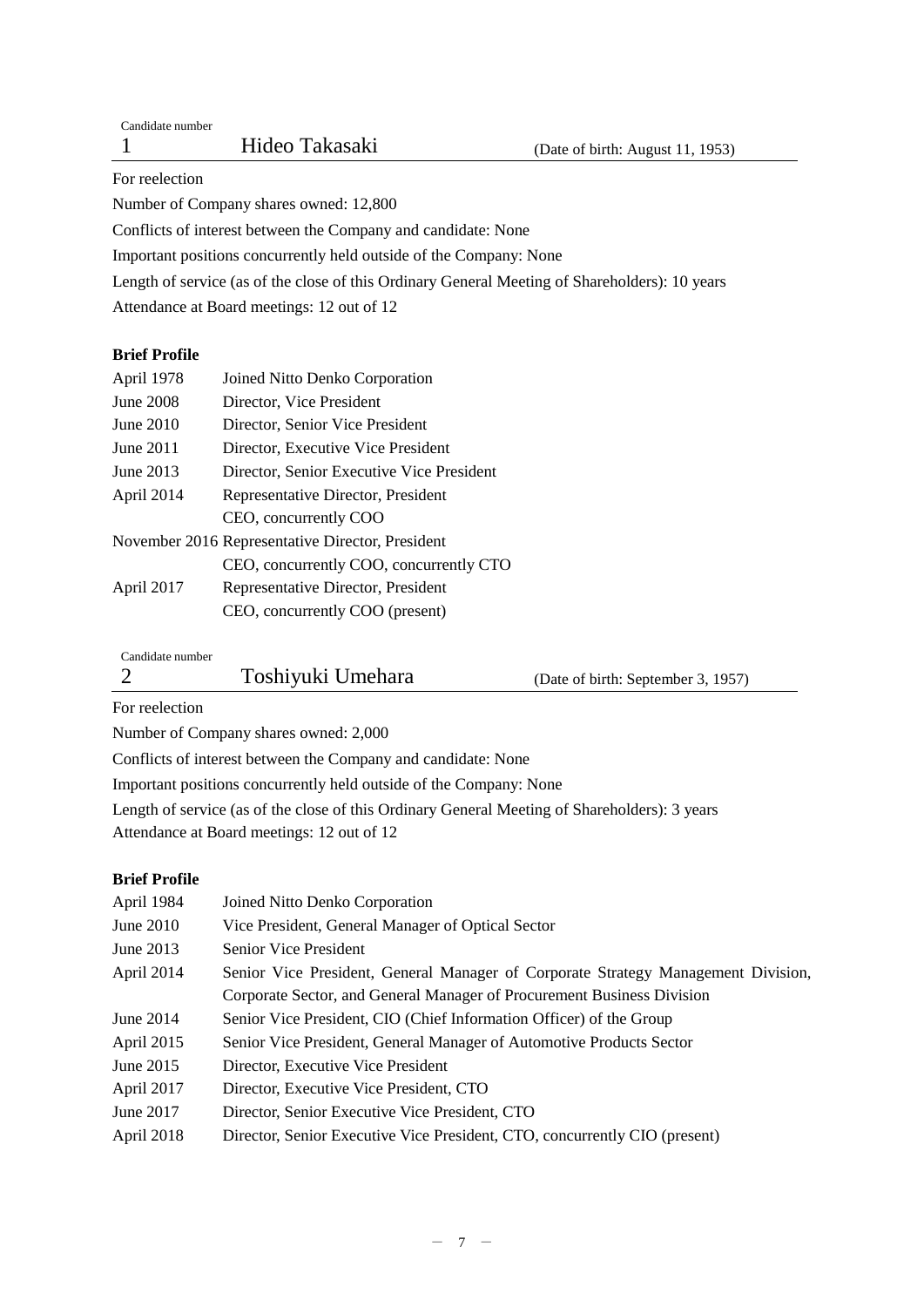Candidate number

## 1 Hideo Takasaki (Date of birth: August 11, 1953)

For reelection

Number of Company shares owned: 12,800

Conflicts of interest between the Company and candidate: None

Important positions concurrently held outside of the Company: None

Length of service (as of the close of this Ordinary General Meeting of Shareholders): 10 years

Attendance at Board meetings: 12 out of 12

**Brief Profile**

| | |
|---|---|
| April 1978 | Joined Nitto Denko Corporation |
| June 2008 | Director, Vice President |
| June 2010 | Director, Senior Vice President |
| June 2011 | Director, Executive Vice President |
| June 2013 | Director, Senior Executive Vice President |
| April 2014 | Representative Director, President<br>CEO, concurrently COO |
| November 2016 | Representative Director, President<br>CEO, concurrently COO, concurrently CTO |
| April 2017 | Representative Director, President<br>CEO, concurrently COO (present) |

Candidate number

## 2 Toshiyuki Umehara (Date of birth: September 3, 1957)

For reelection

Number of Company shares owned: 2,000

Conflicts of interest between the Company and candidate: None

Important positions concurrently held outside of the Company: None

Length of service (as of the close of this Ordinary General Meeting of Shareholders): 3 years

Attendance at Board meetings: 12 out of 12

**Brief Profile**

| | |
|---|---|
| April 1984 | Joined Nitto Denko Corporation |
| June 2010 | Vice President, General Manager of Optical Sector |
| June 2013 | Senior Vice President |
| April 2014 | Senior Vice President, General Manager of Corporate Strategy Management Division, Corporate Sector, and General Manager of Procurement Business Division |
| June 2014 | Senior Vice President, CIO (Chief Information Officer) of the Group |
| April 2015 | Senior Vice President, General Manager of Automotive Products Sector |
| June 2015 | Director, Executive Vice President |
| April 2017 | Director, Executive Vice President, CTO |
| June 2017 | Director, Senior Executive Vice President, CTO |
| April 2018 | Director, Senior Executive Vice President, CTO, concurrently CIO (present) |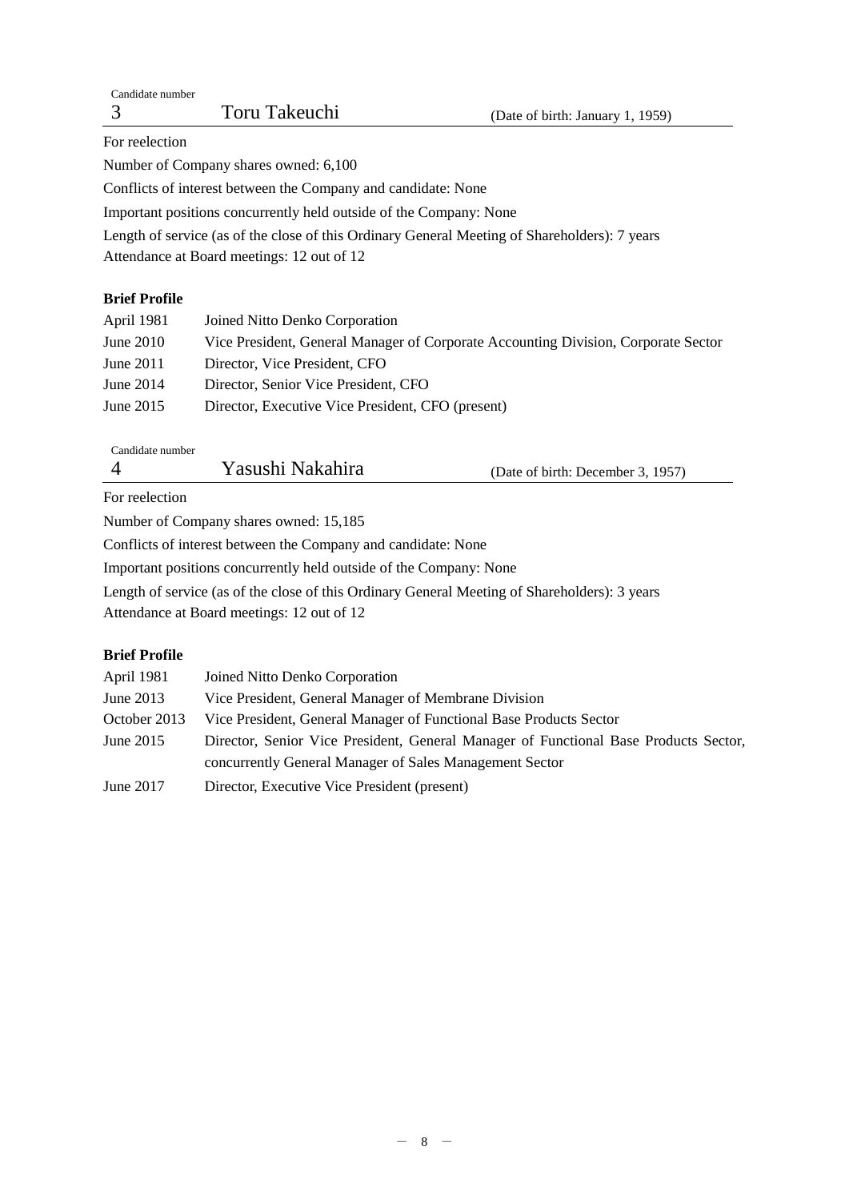Candidate number

### 3 Toru Takeuchi (Date of birth: January 1, 1959)

For reelection

Number of Company shares owned: 6,100

Conflicts of interest between the Company and candidate: None

Important positions concurrently held outside of the Company: None

Length of service (as of the close of this Ordinary General Meeting of Shareholders): 7 years

Attendance at Board meetings: 12 out of 12

**Brief Profile**

| | |
|---|---|
| April 1981 | Joined Nitto Denko Corporation |
| June 2010 | Vice President, General Manager of Corporate Accounting Division, Corporate Sector |
| June 2011 | Director, Vice President, CFO |
| June 2014 | Director, Senior Vice President, CFO |
| June 2015 | Director, Executive Vice President, CFO (present) |

Candidate number

### 4 Yasushi Nakahira (Date of birth: December 3, 1957)

For reelection

Number of Company shares owned: 15,185

Conflicts of interest between the Company and candidate: None

Important positions concurrently held outside of the Company: None

Length of service (as of the close of this Ordinary General Meeting of Shareholders): 3 years

Attendance at Board meetings: 12 out of 12

**Brief Profile**

| | |
|---|---|
| April 1981 | Joined Nitto Denko Corporation |
| June 2013 | Vice President, General Manager of Membrane Division |
| October 2013 | Vice President, General Manager of Functional Base Products Sector |
| June 2015 | Director, Senior Vice President, General Manager of Functional Base Products Sector, concurrently General Manager of Sales Management Sector |
| June 2017 | Director, Executive Vice President (present) |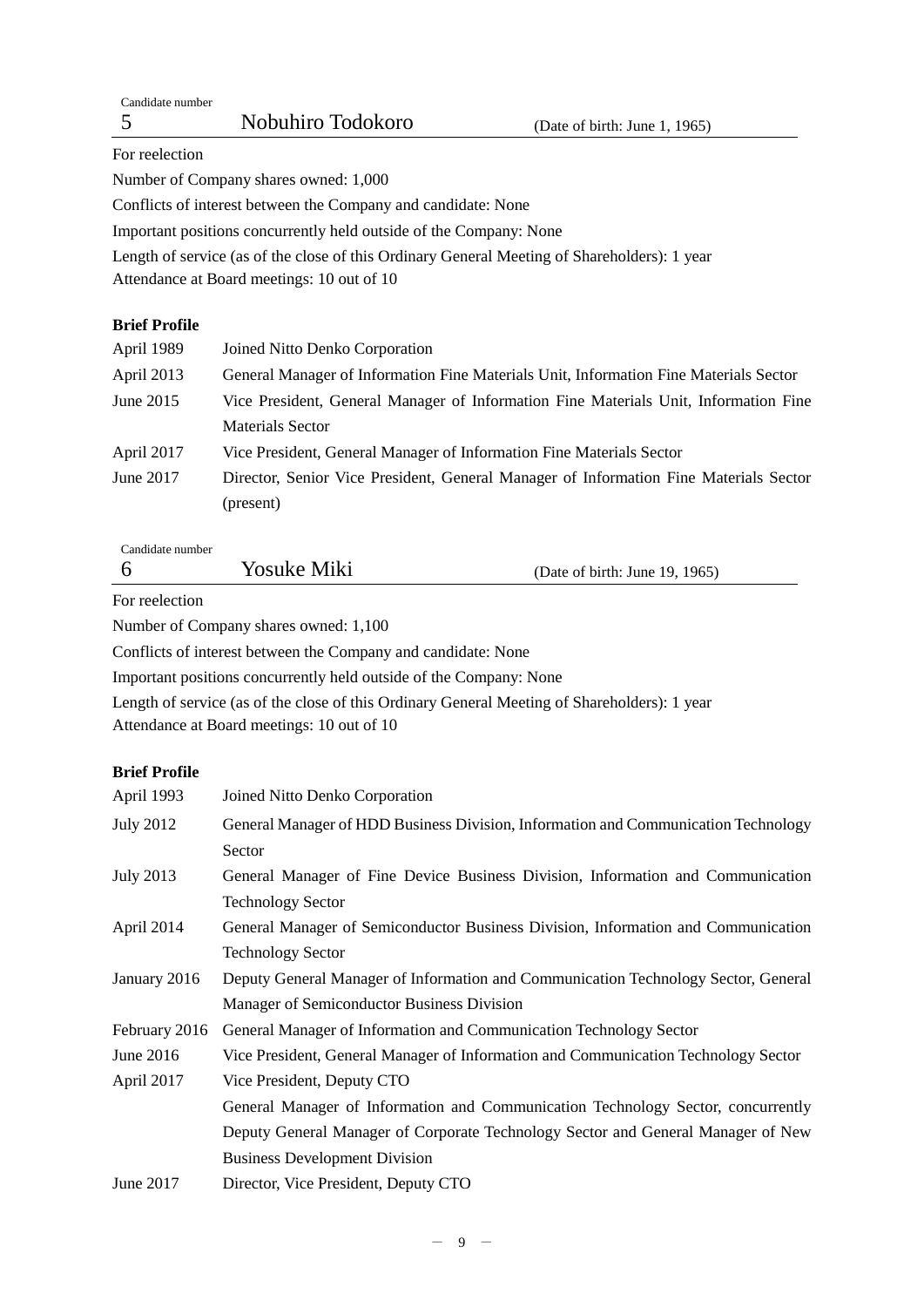Candidate number

5 Nobuhiro Todokoro (Date of birth: June 1, 1965)

For reelection

Number of Company shares owned: 1,000

Conflicts of interest between the Company and candidate: None

Important positions concurrently held outside of the Company: None

Length of service (as of the close of this Ordinary General Meeting of Shareholders): 1 year

Attendance at Board meetings: 10 out of 10

**Brief Profile**

| | |
|---|---|
| April 1989 | Joined Nitto Denko Corporation |
| April 2013 | General Manager of Information Fine Materials Unit, Information Fine Materials Sector |
| June 2015 | Vice President, General Manager of Information Fine Materials Unit, Information Fine Materials Sector |
| April 2017 | Vice President, General Manager of Information Fine Materials Sector |
| June 2017 | Director, Senior Vice President, General Manager of Information Fine Materials Sector (present) |

Candidate number

6 Yosuke Miki (Date of birth: June 19, 1965)

For reelection

Number of Company shares owned: 1,100

Conflicts of interest between the Company and candidate: None

Important positions concurrently held outside of the Company: None

Length of service (as of the close of this Ordinary General Meeting of Shareholders): 1 year

Attendance at Board meetings: 10 out of 10

**Brief Profile**

| | |
|---|---|
| April 1993 | Joined Nitto Denko Corporation |
| July 2012 | General Manager of HDD Business Division, Information and Communication Technology Sector |
| July 2013 | General Manager of Fine Device Business Division, Information and Communication Technology Sector |
| April 2014 | General Manager of Semiconductor Business Division, Information and Communication Technology Sector |
| January 2016 | Deputy General Manager of Information and Communication Technology Sector, General Manager of Semiconductor Business Division |
| February 2016 | General Manager of Information and Communication Technology Sector |
| June 2016 | Vice President, General Manager of Information and Communication Technology Sector |
| April 2017 | Vice President, Deputy CTO |
| | General Manager of Information and Communication Technology Sector, concurrently Deputy General Manager of Corporate Technology Sector and General Manager of New Business Development Division |
| June 2017 | Director, Vice President, Deputy CTO |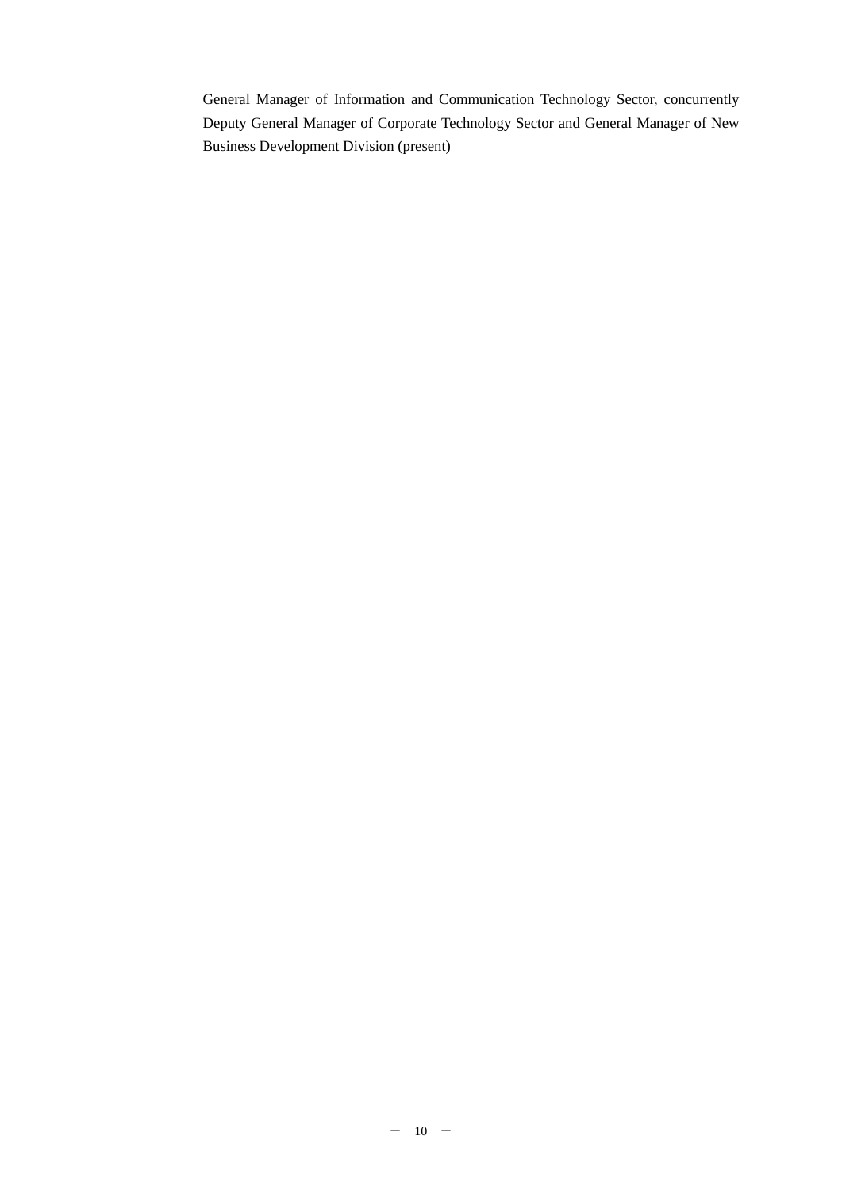General Manager of Information and Communication Technology Sector, concurrently Deputy General Manager of Corporate Technology Sector and General Manager of New Business Development Division (present)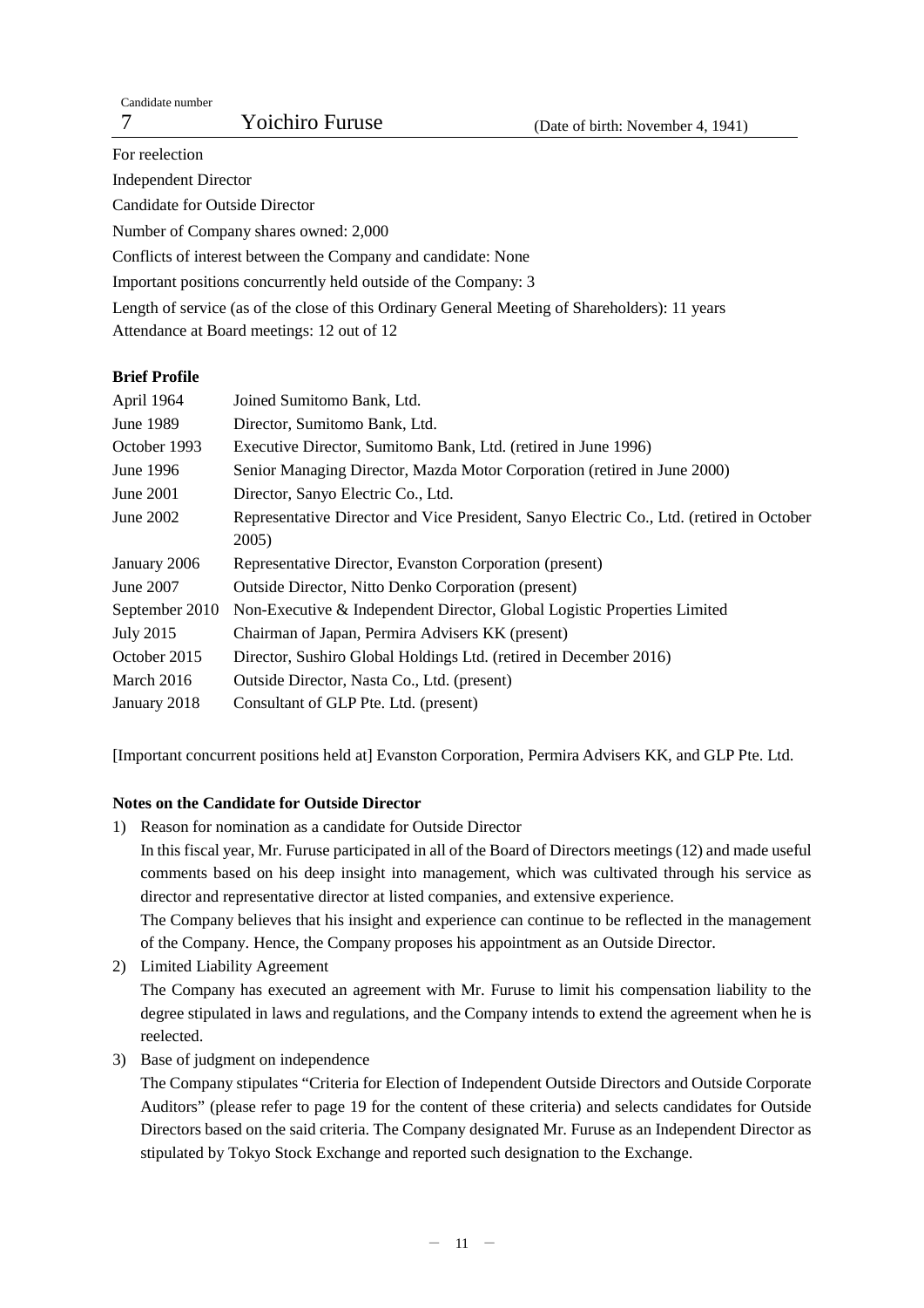Candidate number

7 Yoichiro Furuse (Date of birth: November 4, 1941)

For reelection

Independent Director

Candidate for Outside Director

Number of Company shares owned: 2,000

Conflicts of interest between the Company and candidate: None

Important positions concurrently held outside of the Company: 3

Length of service (as of the close of this Ordinary General Meeting of Shareholders): 11 years

Attendance at Board meetings: 12 out of 12

**Brief Profile**

| | |
|---|---|
| April 1964 | Joined Sumitomo Bank, Ltd. |
| June 1989 | Director, Sumitomo Bank, Ltd. |
| October 1993 | Executive Director, Sumitomo Bank, Ltd. (retired in June 1996) |
| June 1996 | Senior Managing Director, Mazda Motor Corporation (retired in June 2000) |
| June 2001 | Director, Sanyo Electric Co., Ltd. |
| June 2002 | Representative Director and Vice President, Sanyo Electric Co., Ltd. (retired in October 2005) |
| January 2006 | Representative Director, Evanston Corporation (present) |
| June 2007 | Outside Director, Nitto Denko Corporation (present) |
| September 2010 | Non-Executive & Independent Director, Global Logistic Properties Limited |
| July 2015 | Chairman of Japan, Permira Advisers KK (present) |
| October 2015 | Director, Sushiro Global Holdings Ltd. (retired in December 2016) |
| March 2016 | Outside Director, Nasta Co., Ltd. (present) |
| January 2018 | Consultant of GLP Pte. Ltd. (present) |

[Important concurrent positions held at] Evanston Corporation, Permira Advisers KK, and GLP Pte. Ltd.

**Notes on the Candidate for Outside Director**

1) Reason for nomination as a candidate for Outside Director

   In this fiscal year, Mr. Furuse participated in all of the Board of Directors meetings (12) and made useful comments based on his deep insight into management, which was cultivated through his service as director and representative director at listed companies, and extensive experience.

   The Company believes that his insight and experience can continue to be reflected in the management of the Company. Hence, the Company proposes his appointment as an Outside Director.

2) Limited Liability Agreement

   The Company has executed an agreement with Mr. Furuse to limit his compensation liability to the degree stipulated in laws and regulations, and the Company intends to extend the agreement when he is reelected.

3) Base of judgment on independence

   The Company stipulates "Criteria for Election of Independent Outside Directors and Outside Corporate Auditors" (please refer to page 19 for the content of these criteria) and selects candidates for Outside Directors based on the said criteria. The Company designated Mr. Furuse as an Independent Director as stipulated by Tokyo Stock Exchange and reported such designation to the Exchange.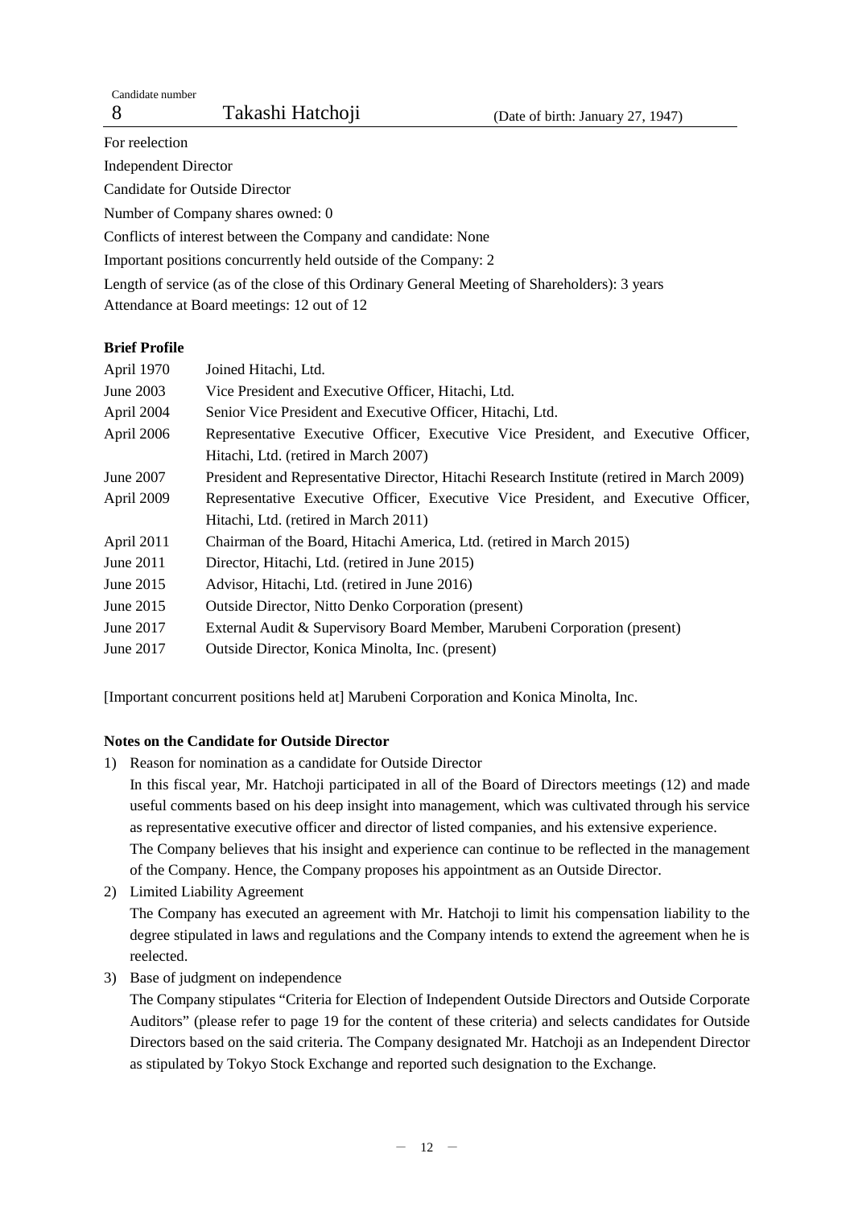Candidate number

## 8 Takashi Hatchoji (Date of birth: January 27, 1947)

For reelection

Independent Director

Candidate for Outside Director

Number of Company shares owned: 0

Conflicts of interest between the Company and candidate: None

Important positions concurrently held outside of the Company: 2

Length of service (as of the close of this Ordinary General Meeting of Shareholders): 3 years

Attendance at Board meetings: 12 out of 12

**Brief Profile**

| | |
|---|---|
| April 1970 | Joined Hitachi, Ltd. |
| June 2003 | Vice President and Executive Officer, Hitachi, Ltd. |
| April 2004 | Senior Vice President and Executive Officer, Hitachi, Ltd. |
| April 2006 | Representative Executive Officer, Executive Vice President, and Executive Officer, Hitachi, Ltd. (retired in March 2007) |
| June 2007 | President and Representative Director, Hitachi Research Institute (retired in March 2009) |
| April 2009 | Representative Executive Officer, Executive Vice President, and Executive Officer, Hitachi, Ltd. (retired in March 2011) |
| April 2011 | Chairman of the Board, Hitachi America, Ltd. (retired in March 2015) |
| June 2011 | Director, Hitachi, Ltd. (retired in June 2015) |
| June 2015 | Advisor, Hitachi, Ltd. (retired in June 2016) |
| June 2015 | Outside Director, Nitto Denko Corporation (present) |
| June 2017 | External Audit & Supervisory Board Member, Marubeni Corporation (present) |
| June 2017 | Outside Director, Konica Minolta, Inc. (present) |

[Important concurrent positions held at] Marubeni Corporation and Konica Minolta, Inc.

**Notes on the Candidate for Outside Director**

1) Reason for nomination as a candidate for Outside Director

   In this fiscal year, Mr. Hatchoji participated in all of the Board of Directors meetings (12) and made useful comments based on his deep insight into management, which was cultivated through his service as representative executive officer and director of listed companies, and his extensive experience.
   The Company believes that his insight and experience can continue to be reflected in the management of the Company. Hence, the Company proposes his appointment as an Outside Director.

2) Limited Liability Agreement

   The Company has executed an agreement with Mr. Hatchoji to limit his compensation liability to the degree stipulated in laws and regulations and the Company intends to extend the agreement when he is reelected.

3) Base of judgment on independence

   The Company stipulates "Criteria for Election of Independent Outside Directors and Outside Corporate Auditors" (please refer to page 19 for the content of these criteria) and selects candidates for Outside Directors based on the said criteria. The Company designated Mr. Hatchoji as an Independent Director as stipulated by Tokyo Stock Exchange and reported such designation to the Exchange.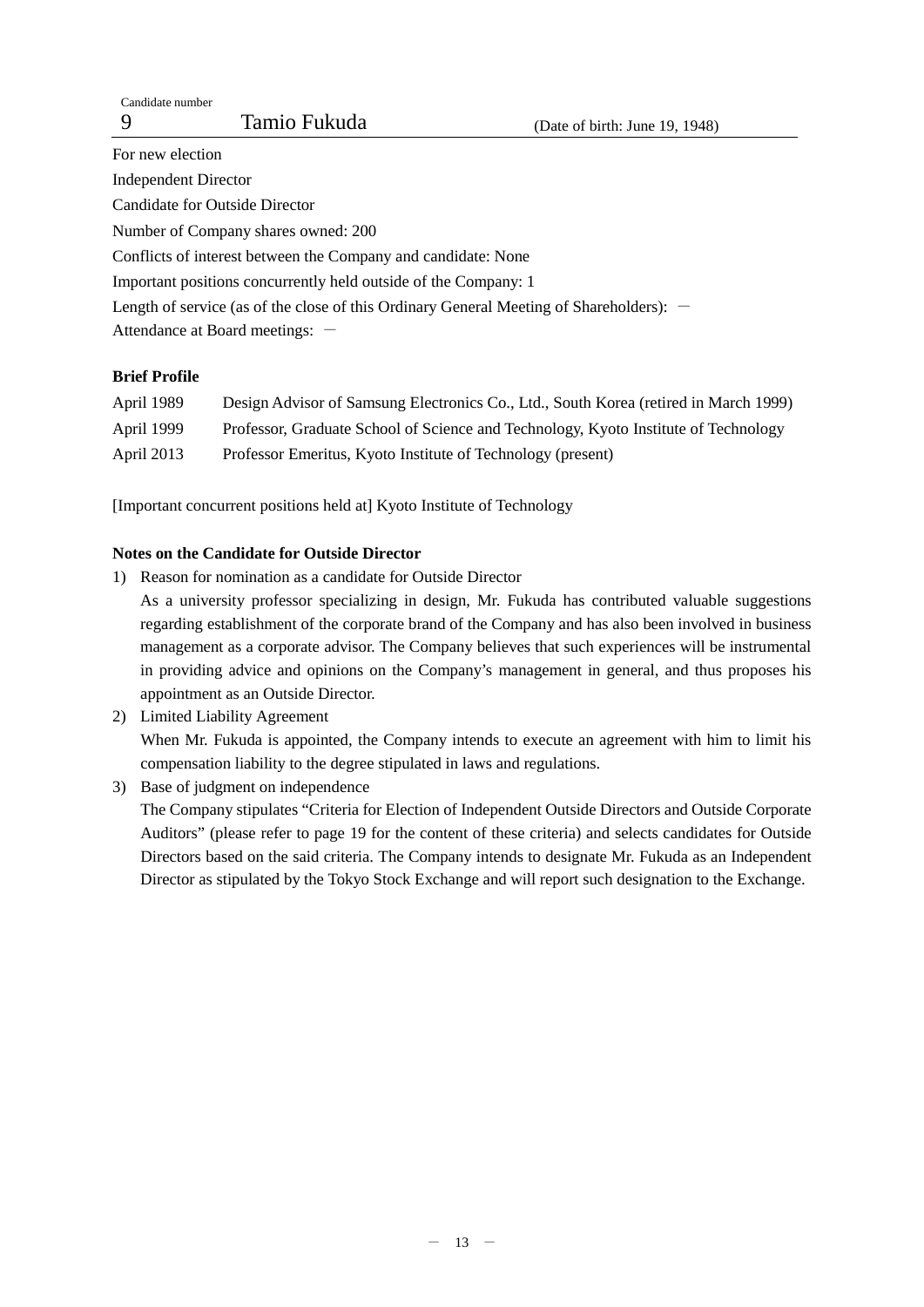Candidate number

9 Tamio Fukuda (Date of birth: June 19, 1948)

For new election

Independent Director

Candidate for Outside Director

Number of Company shares owned: 200

Conflicts of interest between the Company and candidate: None

Important positions concurrently held outside of the Company: 1

Length of service (as of the close of this Ordinary General Meeting of Shareholders): －

Attendance at Board meetings: －

**Brief Profile**

| | |
|---|---|
| April 1989 | Design Advisor of Samsung Electronics Co., Ltd., South Korea (retired in March 1999) |
| April 1999 | Professor, Graduate School of Science and Technology, Kyoto Institute of Technology |
| April 2013 | Professor Emeritus, Kyoto Institute of Technology (present) |

[Important concurrent positions held at] Kyoto Institute of Technology

**Notes on the Candidate for Outside Director**

1) Reason for nomination as a candidate for Outside Director

   As a university professor specializing in design, Mr. Fukuda has contributed valuable suggestions regarding establishment of the corporate brand of the Company and has also been involved in business management as a corporate advisor. The Company believes that such experiences will be instrumental in providing advice and opinions on the Company's management in general, and thus proposes his appointment as an Outside Director.

2) Limited Liability Agreement

   When Mr. Fukuda is appointed, the Company intends to execute an agreement with him to limit his compensation liability to the degree stipulated in laws and regulations.

3) Base of judgment on independence

   The Company stipulates "Criteria for Election of Independent Outside Directors and Outside Corporate Auditors" (please refer to page 19 for the content of these criteria) and selects candidates for Outside Directors based on the said criteria. The Company intends to designate Mr. Fukuda as an Independent Director as stipulated by the Tokyo Stock Exchange and will report such designation to the Exchange.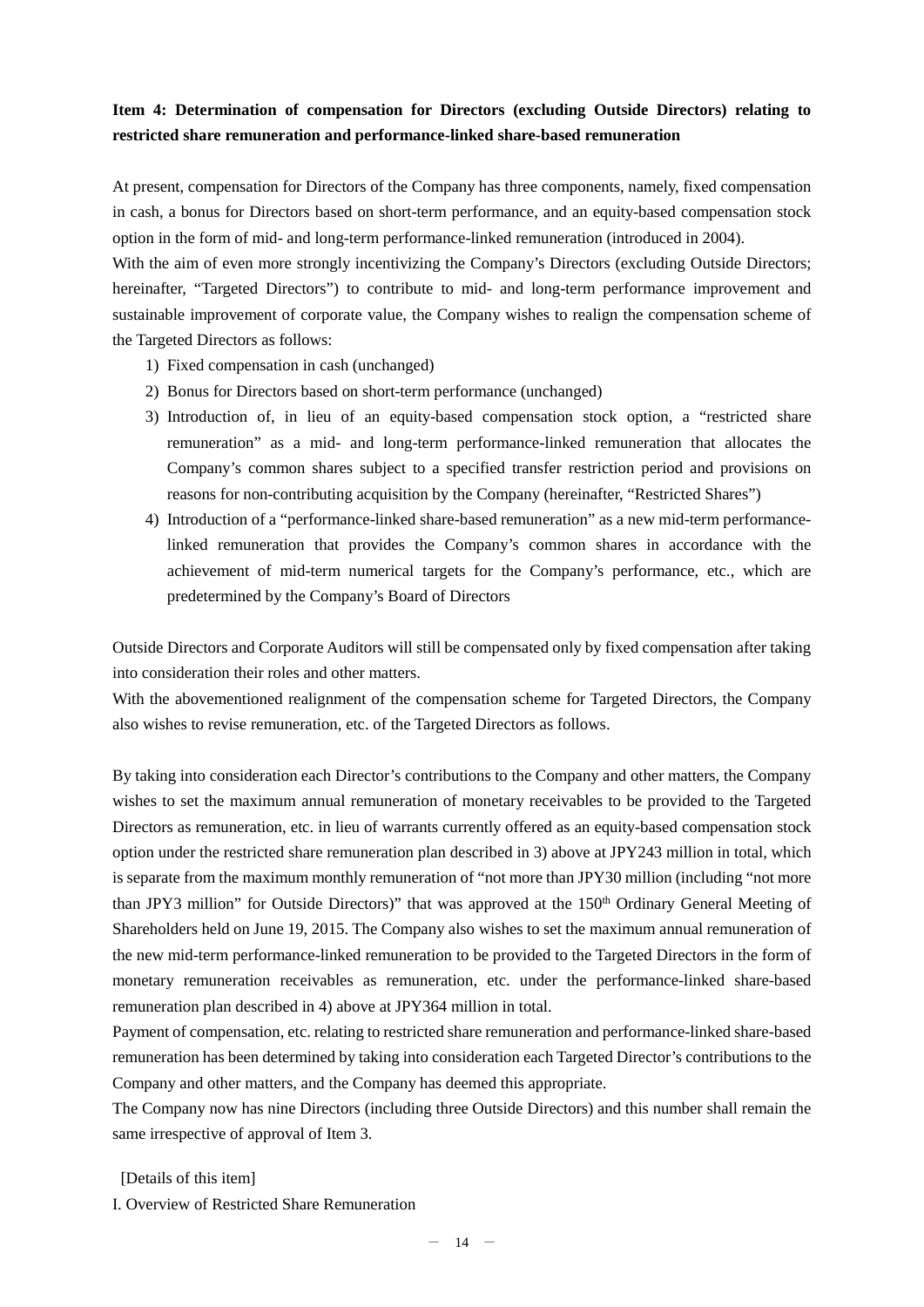**Item 4: Determination of compensation for Directors (excluding Outside Directors) relating to restricted share remuneration and performance-linked share-based remuneration**

At present, compensation for Directors of the Company has three components, namely, fixed compensation in cash, a bonus for Directors based on short-term performance, and an equity-based compensation stock option in the form of mid- and long-term performance-linked remuneration (introduced in 2004).
With the aim of even more strongly incentivizing the Company's Directors (excluding Outside Directors; hereinafter, "Targeted Directors") to contribute to mid- and long-term performance improvement and sustainable improvement of corporate value, the Company wishes to realign the compensation scheme of the Targeted Directors as follows:

1) Fixed compensation in cash (unchanged)
2) Bonus for Directors based on short-term performance (unchanged)
3) Introduction of, in lieu of an equity-based compensation stock option, a "restricted share remuneration" as a mid- and long-term performance-linked remuneration that allocates the Company's common shares subject to a specified transfer restriction period and provisions on reasons for non-contributing acquisition by the Company (hereinafter, "Restricted Shares")
4) Introduction of a "performance-linked share-based remuneration" as a new mid-term performance-linked remuneration that provides the Company's common shares in accordance with the achievement of mid-term numerical targets for the Company's performance, etc., which are predetermined by the Company's Board of Directors

Outside Directors and Corporate Auditors will still be compensated only by fixed compensation after taking into consideration their roles and other matters.
With the abovementioned realignment of the compensation scheme for Targeted Directors, the Company also wishes to revise remuneration, etc. of the Targeted Directors as follows.

By taking into consideration each Director's contributions to the Company and other matters, the Company wishes to set the maximum annual remuneration of monetary receivables to be provided to the Targeted Directors as remuneration, etc. in lieu of warrants currently offered as an equity-based compensation stock option under the restricted share remuneration plan described in 3) above at JPY243 million in total, which is separate from the maximum monthly remuneration of "not more than JPY30 million (including "not more than JPY3 million" for Outside Directors)" that was approved at the 150th Ordinary General Meeting of Shareholders held on June 19, 2015. The Company also wishes to set the maximum annual remuneration of the new mid-term performance-linked remuneration to be provided to the Targeted Directors in the form of monetary remuneration receivables as remuneration, etc. under the performance-linked share-based remuneration plan described in 4) above at JPY364 million in total.
Payment of compensation, etc. relating to restricted share remuneration and performance-linked share-based remuneration has been determined by taking into consideration each Targeted Director's contributions to the Company and other matters, and the Company has deemed this appropriate.
The Company now has nine Directors (including three Outside Directors) and this number shall remain the same irrespective of approval of Item 3.

[Details of this item]

I. Overview of Restricted Share Remuneration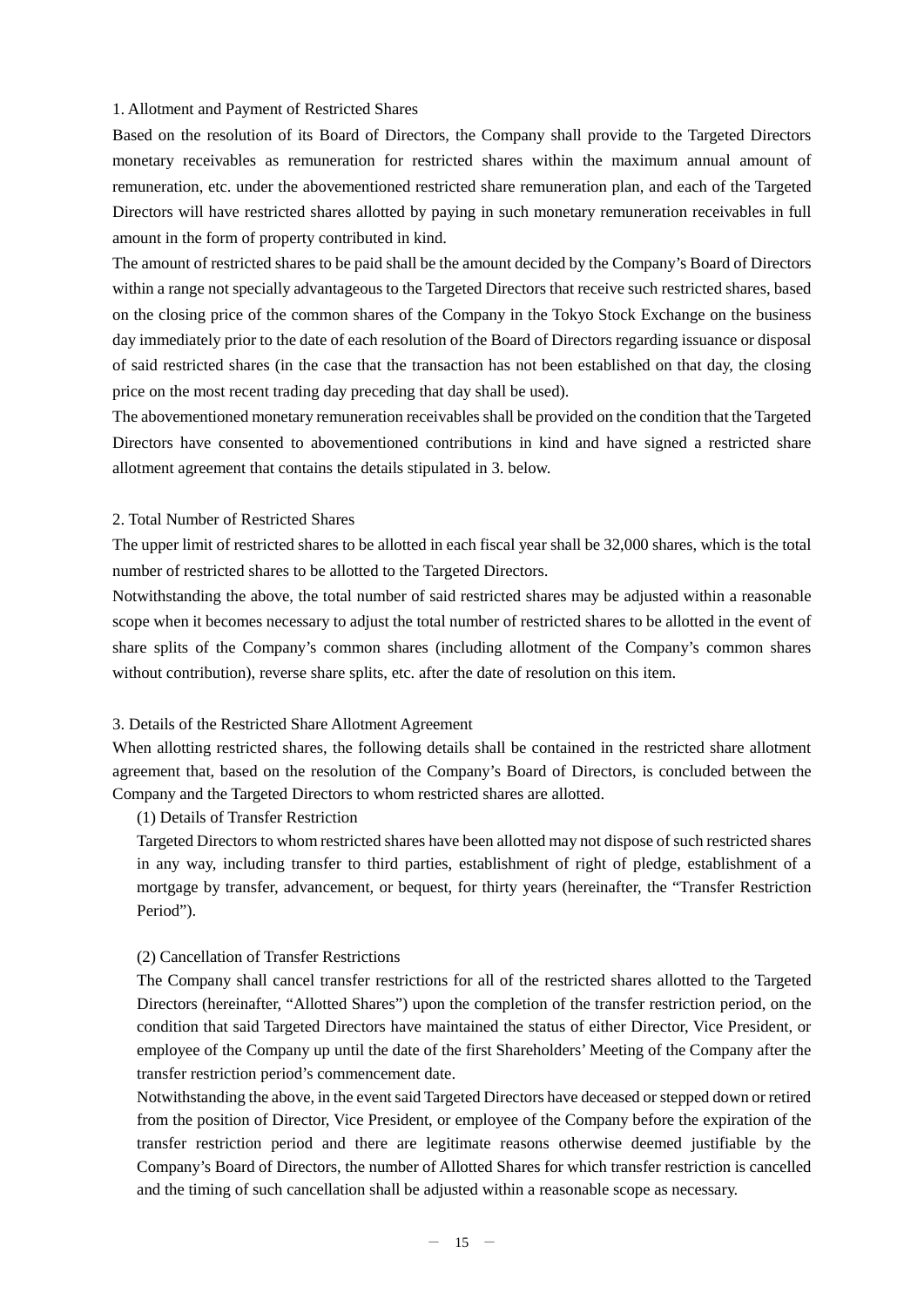1. Allotment and Payment of Restricted Shares

Based on the resolution of its Board of Directors, the Company shall provide to the Targeted Directors monetary receivables as remuneration for restricted shares within the maximum annual amount of remuneration, etc. under the abovementioned restricted share remuneration plan, and each of the Targeted Directors will have restricted shares allotted by paying in such monetary remuneration receivables in full amount in the form of property contributed in kind.

The amount of restricted shares to be paid shall be the amount decided by the Company's Board of Directors within a range not specially advantageous to the Targeted Directors that receive such restricted shares, based on the closing price of the common shares of the Company in the Tokyo Stock Exchange on the business day immediately prior to the date of each resolution of the Board of Directors regarding issuance or disposal of said restricted shares (in the case that the transaction has not been established on that day, the closing price on the most recent trading day preceding that day shall be used).

The abovementioned monetary remuneration receivables shall be provided on the condition that the Targeted Directors have consented to abovementioned contributions in kind and have signed a restricted share allotment agreement that contains the details stipulated in 3. below.

2. Total Number of Restricted Shares

The upper limit of restricted shares to be allotted in each fiscal year shall be 32,000 shares, which is the total number of restricted shares to be allotted to the Targeted Directors.

Notwithstanding the above, the total number of said restricted shares may be adjusted within a reasonable scope when it becomes necessary to adjust the total number of restricted shares to be allotted in the event of share splits of the Company's common shares (including allotment of the Company's common shares without contribution), reverse share splits, etc. after the date of resolution on this item.

3. Details of the Restricted Share Allotment Agreement

When allotting restricted shares, the following details shall be contained in the restricted share allotment agreement that, based on the resolution of the Company's Board of Directors, is concluded between the Company and the Targeted Directors to whom restricted shares are allotted.

(1) Details of Transfer Restriction

Targeted Directors to whom restricted shares have been allotted may not dispose of such restricted shares in any way, including transfer to third parties, establishment of right of pledge, establishment of a mortgage by transfer, advancement, or bequest, for thirty years (hereinafter, the "Transfer Restriction Period").

(2) Cancellation of Transfer Restrictions

The Company shall cancel transfer restrictions for all of the restricted shares allotted to the Targeted Directors (hereinafter, "Allotted Shares") upon the completion of the transfer restriction period, on the condition that said Targeted Directors have maintained the status of either Director, Vice President, or employee of the Company up until the date of the first Shareholders' Meeting of the Company after the transfer restriction period's commencement date.

Notwithstanding the above, in the event said Targeted Directors have deceased or stepped down or retired from the position of Director, Vice President, or employee of the Company before the expiration of the transfer restriction period and there are legitimate reasons otherwise deemed justifiable by the Company's Board of Directors, the number of Allotted Shares for which transfer restriction is cancelled and the timing of such cancellation shall be adjusted within a reasonable scope as necessary.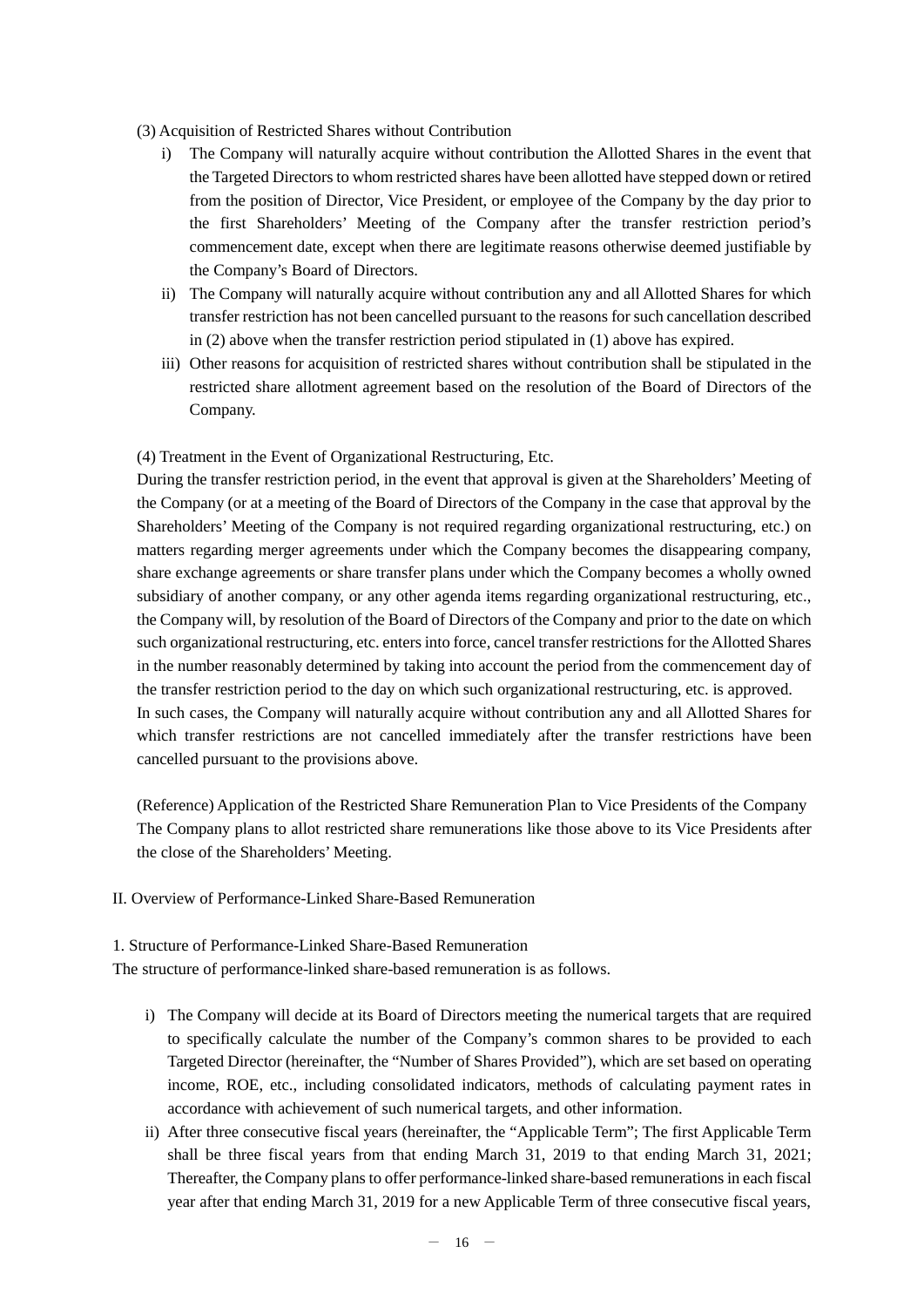(3) Acquisition of Restricted Shares without Contribution

i) The Company will naturally acquire without contribution the Allotted Shares in the event that the Targeted Directors to whom restricted shares have been allotted have stepped down or retired from the position of Director, Vice President, or employee of the Company by the day prior to the first Shareholders' Meeting of the Company after the transfer restriction period's commencement date, except when there are legitimate reasons otherwise deemed justifiable by the Company's Board of Directors.

ii) The Company will naturally acquire without contribution any and all Allotted Shares for which transfer restriction has not been cancelled pursuant to the reasons for such cancellation described in (2) above when the transfer restriction period stipulated in (1) above has expired.

iii) Other reasons for acquisition of restricted shares without contribution shall be stipulated in the restricted share allotment agreement based on the resolution of the Board of Directors of the Company.

(4) Treatment in the Event of Organizational Restructuring, Etc.

During the transfer restriction period, in the event that approval is given at the Shareholders' Meeting of the Company (or at a meeting of the Board of Directors of the Company in the case that approval by the Shareholders' Meeting of the Company is not required regarding organizational restructuring, etc.) on matters regarding merger agreements under which the Company becomes the disappearing company, share exchange agreements or share transfer plans under which the Company becomes a wholly owned subsidiary of another company, or any other agenda items regarding organizational restructuring, etc., the Company will, by resolution of the Board of Directors of the Company and prior to the date on which such organizational restructuring, etc. enters into force, cancel transfer restrictions for the Allotted Shares in the number reasonably determined by taking into account the period from the commencement day of the transfer restriction period to the day on which such organizational restructuring, etc. is approved.
In such cases, the Company will naturally acquire without contribution any and all Allotted Shares for which transfer restrictions are not cancelled immediately after the transfer restrictions have been cancelled pursuant to the provisions above.

(Reference) Application of the Restricted Share Remuneration Plan to Vice Presidents of the Company
The Company plans to allot restricted share remunerations like those above to its Vice Presidents after the close of the Shareholders' Meeting.

II. Overview of Performance-Linked Share-Based Remuneration

1. Structure of Performance-Linked Share-Based Remuneration
The structure of performance-linked share-based remuneration is as follows.

i) The Company will decide at its Board of Directors meeting the numerical targets that are required to specifically calculate the number of the Company's common shares to be provided to each Targeted Director (hereinafter, the "Number of Shares Provided"), which are set based on operating income, ROE, etc., including consolidated indicators, methods of calculating payment rates in accordance with achievement of such numerical targets, and other information.

ii) After three consecutive fiscal years (hereinafter, the "Applicable Term"; The first Applicable Term shall be three fiscal years from that ending March 31, 2019 to that ending March 31, 2021; Thereafter, the Company plans to offer performance-linked share-based remunerations in each fiscal year after that ending March 31, 2019 for a new Applicable Term of three consecutive fiscal years,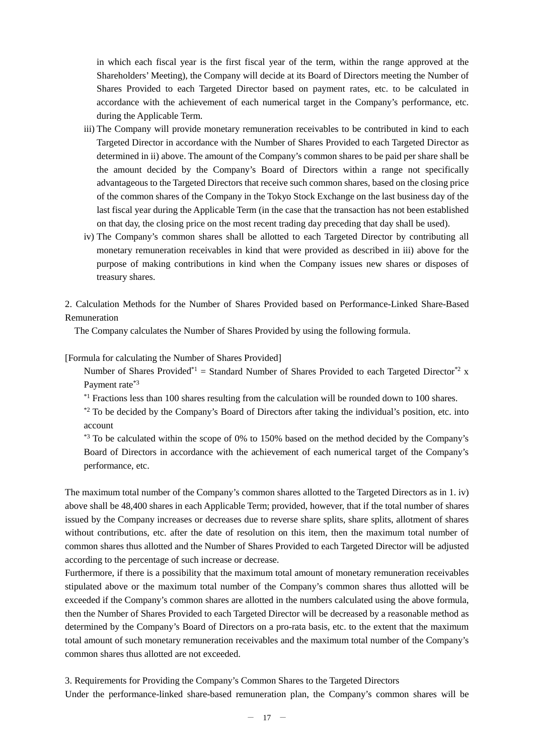in which each fiscal year is the first fiscal year of the term, within the range approved at the Shareholders' Meeting), the Company will decide at its Board of Directors meeting the Number of Shares Provided to each Targeted Director based on payment rates, etc. to be calculated in accordance with the achievement of each numerical target in the Company's performance, etc. during the Applicable Term.

iii) The Company will provide monetary remuneration receivables to be contributed in kind to each Targeted Director in accordance with the Number of Shares Provided to each Targeted Director as determined in ii) above. The amount of the Company's common shares to be paid per share shall be the amount decided by the Company's Board of Directors within a range not specifically advantageous to the Targeted Directors that receive such common shares, based on the closing price of the common shares of the Company in the Tokyo Stock Exchange on the last business day of the last fiscal year during the Applicable Term (in the case that the transaction has not been established on that day, the closing price on the most recent trading day preceding that day shall be used).

iv) The Company's common shares shall be allotted to each Targeted Director by contributing all monetary remuneration receivables in kind that were provided as described in iii) above for the purpose of making contributions in kind when the Company issues new shares or disposes of treasury shares.

2. Calculation Methods for the Number of Shares Provided based on Performance-Linked Share-Based Remuneration

The Company calculates the Number of Shares Provided by using the following formula.

[Formula for calculating the Number of Shares Provided]

Number of Shares Provided[*1] = Standard Number of Shares Provided to each Targeted Director[*2] x Payment rate[*3]

[*1] Fractions less than 100 shares resulting from the calculation will be rounded down to 100 shares.

[*2] To be decided by the Company's Board of Directors after taking the individual's position, etc. into account

[*3] To be calculated within the scope of 0% to 150% based on the method decided by the Company's Board of Directors in accordance with the achievement of each numerical target of the Company's performance, etc.

The maximum total number of the Company's common shares allotted to the Targeted Directors as in 1. iv) above shall be 48,400 shares in each Applicable Term; provided, however, that if the total number of shares issued by the Company increases or decreases due to reverse share splits, share splits, allotment of shares without contributions, etc. after the date of resolution on this item, then the maximum total number of common shares thus allotted and the Number of Shares Provided to each Targeted Director will be adjusted according to the percentage of such increase or decrease.

Furthermore, if there is a possibility that the maximum total amount of monetary remuneration receivables stipulated above or the maximum total number of the Company's common shares thus allotted will be exceeded if the Company's common shares are allotted in the numbers calculated using the above formula, then the Number of Shares Provided to each Targeted Director will be decreased by a reasonable method as determined by the Company's Board of Directors on a pro-rata basis, etc. to the extent that the maximum total amount of such monetary remuneration receivables and the maximum total number of the Company's common shares thus allotted are not exceeded.

3. Requirements for Providing the Company's Common Shares to the Targeted Directors

Under the performance-linked share-based remuneration plan, the Company's common shares will be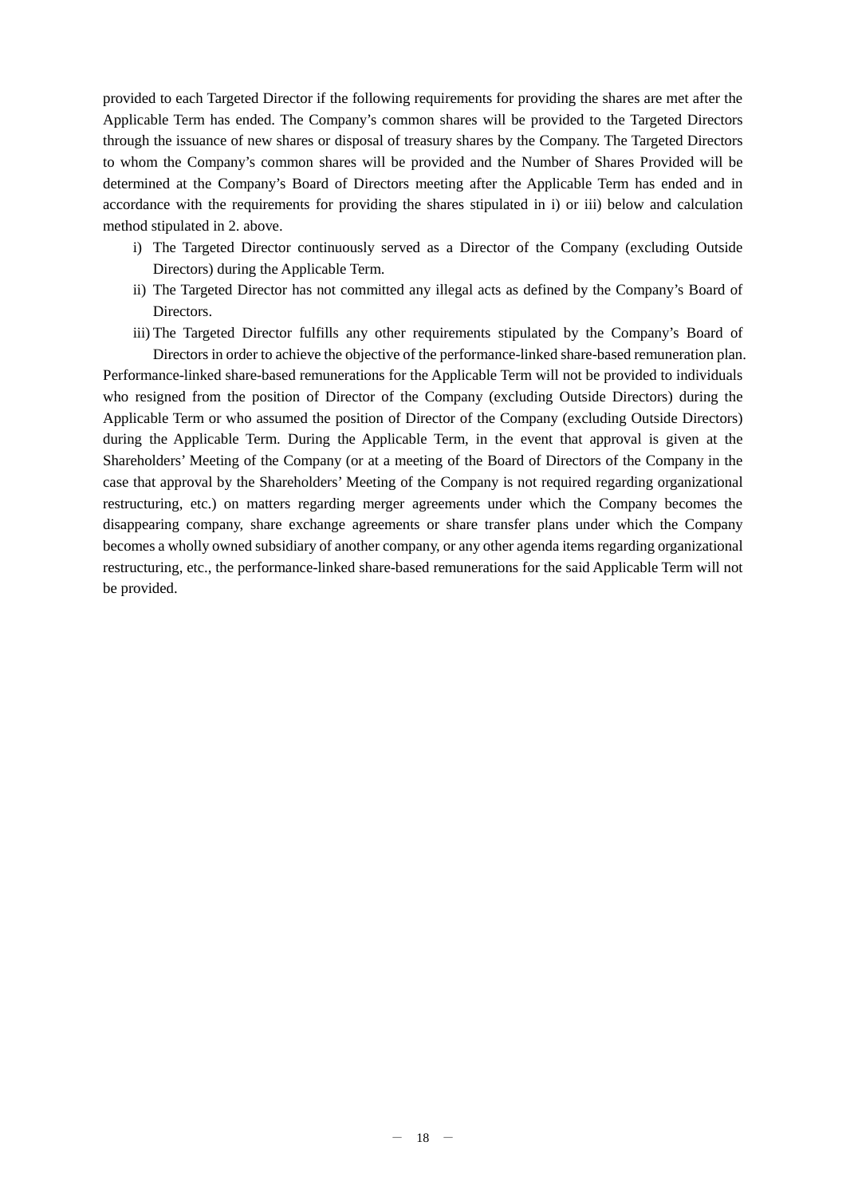provided to each Targeted Director if the following requirements for providing the shares are met after the Applicable Term has ended. The Company's common shares will be provided to the Targeted Directors through the issuance of new shares or disposal of treasury shares by the Company. The Targeted Directors to whom the Company's common shares will be provided and the Number of Shares Provided will be determined at the Company's Board of Directors meeting after the Applicable Term has ended and in accordance with the requirements for providing the shares stipulated in i) or iii) below and calculation method stipulated in 2. above.

i) The Targeted Director continuously served as a Director of the Company (excluding Outside Directors) during the Applicable Term.

ii) The Targeted Director has not committed any illegal acts as defined by the Company's Board of Directors.

iii) The Targeted Director fulfills any other requirements stipulated by the Company's Board of Directors in order to achieve the objective of the performance-linked share-based remuneration plan.

Performance-linked share-based remunerations for the Applicable Term will not be provided to individuals who resigned from the position of Director of the Company (excluding Outside Directors) during the Applicable Term or who assumed the position of Director of the Company (excluding Outside Directors) during the Applicable Term. During the Applicable Term, in the event that approval is given at the Shareholders' Meeting of the Company (or at a meeting of the Board of Directors of the Company in the case that approval by the Shareholders' Meeting of the Company is not required regarding organizational restructuring, etc.) on matters regarding merger agreements under which the Company becomes the disappearing company, share exchange agreements or share transfer plans under which the Company becomes a wholly owned subsidiary of another company, or any other agenda items regarding organizational restructuring, etc., the performance-linked share-based remunerations for the said Applicable Term will not be provided.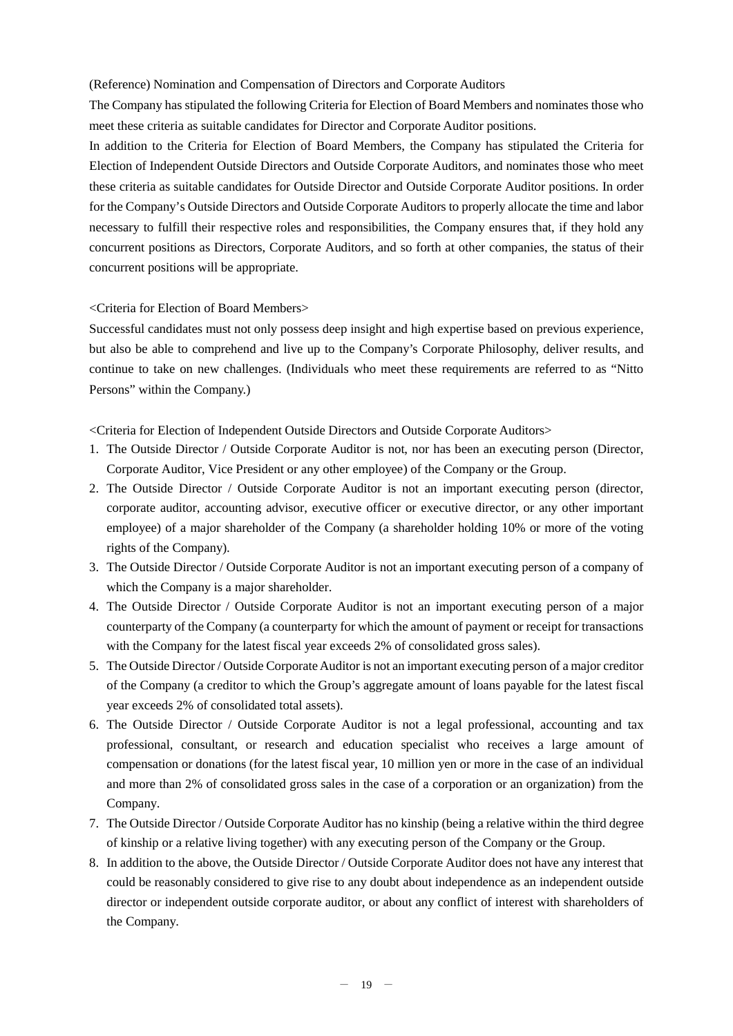(Reference) Nomination and Compensation of Directors and Corporate Auditors

The Company has stipulated the following Criteria for Election of Board Members and nominates those who meet these criteria as suitable candidates for Director and Corporate Auditor positions.

In addition to the Criteria for Election of Board Members, the Company has stipulated the Criteria for Election of Independent Outside Directors and Outside Corporate Auditors, and nominates those who meet these criteria as suitable candidates for Outside Director and Outside Corporate Auditor positions. In order for the Company's Outside Directors and Outside Corporate Auditors to properly allocate the time and labor necessary to fulfill their respective roles and responsibilities, the Company ensures that, if they hold any concurrent positions as Directors, Corporate Auditors, and so forth at other companies, the status of their concurrent positions will be appropriate.

<Criteria for Election of Board Members>

Successful candidates must not only possess deep insight and high expertise based on previous experience, but also be able to comprehend and live up to the Company's Corporate Philosophy, deliver results, and continue to take on new challenges. (Individuals who meet these requirements are referred to as "Nitto Persons" within the Company.)

<Criteria for Election of Independent Outside Directors and Outside Corporate Auditors>

1. The Outside Director / Outside Corporate Auditor is not, nor has been an executing person (Director, Corporate Auditor, Vice President or any other employee) of the Company or the Group.
2. The Outside Director / Outside Corporate Auditor is not an important executing person (director, corporate auditor, accounting advisor, executive officer or executive director, or any other important employee) of a major shareholder of the Company (a shareholder holding 10% or more of the voting rights of the Company).
3. The Outside Director / Outside Corporate Auditor is not an important executing person of a company of which the Company is a major shareholder.
4. The Outside Director / Outside Corporate Auditor is not an important executing person of a major counterparty of the Company (a counterparty for which the amount of payment or receipt for transactions with the Company for the latest fiscal year exceeds 2% of consolidated gross sales).
5. The Outside Director / Outside Corporate Auditor is not an important executing person of a major creditor of the Company (a creditor to which the Group's aggregate amount of loans payable for the latest fiscal year exceeds 2% of consolidated total assets).
6. The Outside Director / Outside Corporate Auditor is not a legal professional, accounting and tax professional, consultant, or research and education specialist who receives a large amount of compensation or donations (for the latest fiscal year, 10 million yen or more in the case of an individual and more than 2% of consolidated gross sales in the case of a corporation or an organization) from the Company.
7. The Outside Director / Outside Corporate Auditor has no kinship (being a relative within the third degree of kinship or a relative living together) with any executing person of the Company or the Group.
8. In addition to the above, the Outside Director / Outside Corporate Auditor does not have any interest that could be reasonably considered to give rise to any doubt about independence as an independent outside director or independent outside corporate auditor, or about any conflict of interest with shareholders of the Company.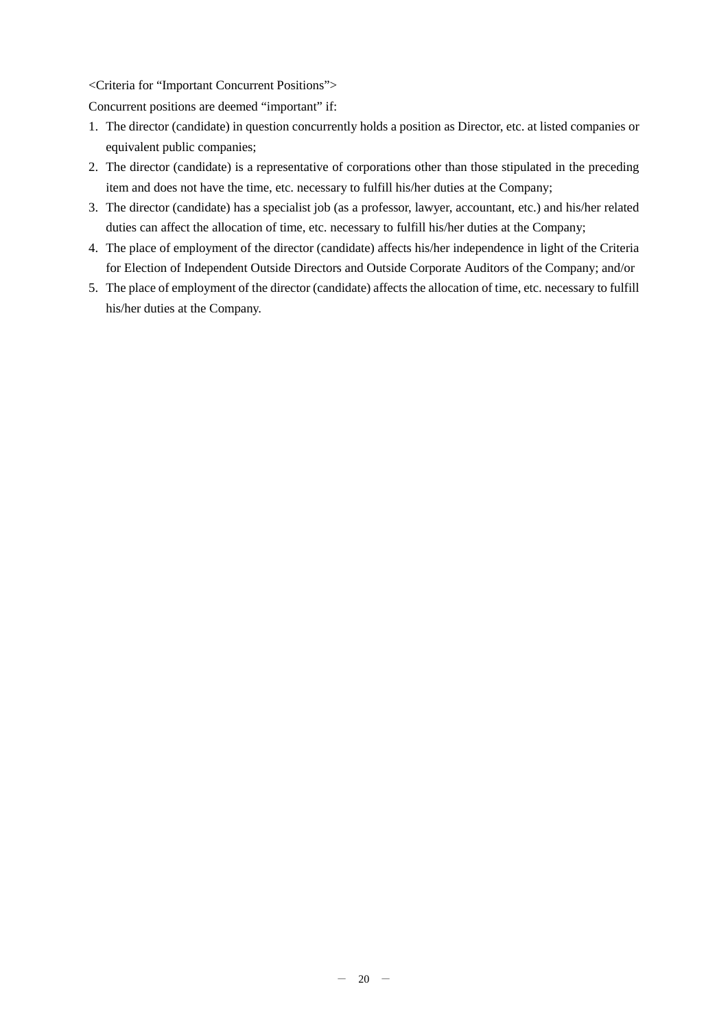<Criteria for "Important Concurrent Positions">

Concurrent positions are deemed "important" if:

1. The director (candidate) in question concurrently holds a position as Director, etc. at listed companies or equivalent public companies;
2. The director (candidate) is a representative of corporations other than those stipulated in the preceding item and does not have the time, etc. necessary to fulfill his/her duties at the Company;
3. The director (candidate) has a specialist job (as a professor, lawyer, accountant, etc.) and his/her related duties can affect the allocation of time, etc. necessary to fulfill his/her duties at the Company;
4. The place of employment of the director (candidate) affects his/her independence in light of the Criteria for Election of Independent Outside Directors and Outside Corporate Auditors of the Company; and/or
5. The place of employment of the director (candidate) affects the allocation of time, etc. necessary to fulfill his/her duties at the Company.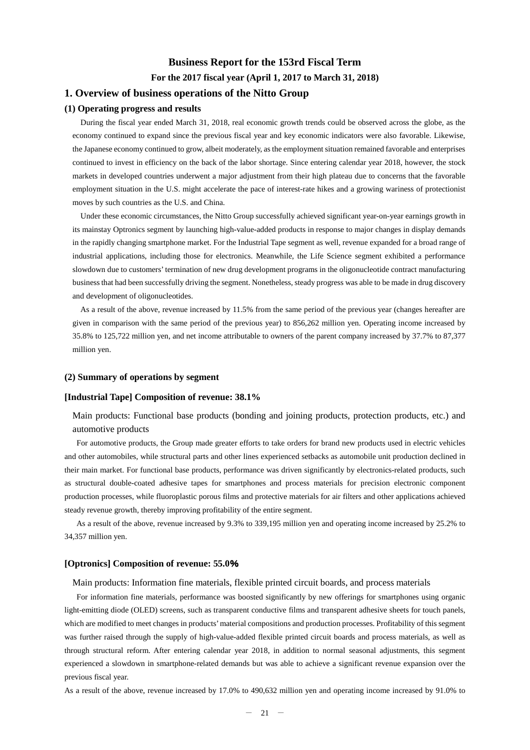# Business Report for the 153rd Fiscal Term

**For the 2017 fiscal year (April 1, 2017 to March 31, 2018)**

## 1. Overview of business operations of the Nitto Group

### (1) Operating progress and results

During the fiscal year ended March 31, 2018, real economic growth trends could be observed across the globe, as the economy continued to expand since the previous fiscal year and key economic indicators were also favorable. Likewise, the Japanese economy continued to grow, albeit moderately, as the employment situation remained favorable and enterprises continued to invest in efficiency on the back of the labor shortage. Since entering calendar year 2018, however, the stock markets in developed countries underwent a major adjustment from their high plateau due to concerns that the favorable employment situation in the U.S. might accelerate the pace of interest-rate hikes and a growing wariness of protectionist moves by such countries as the U.S. and China.

Under these economic circumstances, the Nitto Group successfully achieved significant year-on-year earnings growth in its mainstay Optronics segment by launching high-value-added products in response to major changes in display demands in the rapidly changing smartphone market. For the Industrial Tape segment as well, revenue expanded for a broad range of industrial applications, including those for electronics. Meanwhile, the Life Science segment exhibited a performance slowdown due to customers' termination of new drug development programs in the oligonucleotide contract manufacturing business that had been successfully driving the segment. Nonetheless, steady progress was able to be made in drug discovery and development of oligonucleotides.

As a result of the above, revenue increased by 11.5% from the same period of the previous year (changes hereafter are given in comparison with the same period of the previous year) to 856,262 million yen. Operating income increased by 35.8% to 125,722 million yen, and net income attributable to owners of the parent company increased by 37.7% to 87,377 million yen.

### (2) Summary of operations by segment

#### [Industrial Tape] Composition of revenue: 38.1%

Main products: Functional base products (bonding and joining products, protection products, etc.) and automotive products

For automotive products, the Group made greater efforts to take orders for brand new products used in electric vehicles and other automobiles, while structural parts and other lines experienced setbacks as automobile unit production declined in their main market. For functional base products, performance was driven significantly by electronics-related products, such as structural double-coated adhesive tapes for smartphones and process materials for precision electronic component production processes, while fluoroplastic porous films and protective materials for air filters and other applications achieved steady revenue growth, thereby improving profitability of the entire segment.

As a result of the above, revenue increased by 9.3% to 339,195 million yen and operating income increased by 25.2% to 34,357 million yen.

#### [Optronics] Composition of revenue: 55.0%

Main products: Information fine materials, flexible printed circuit boards, and process materials

For information fine materials, performance was boosted significantly by new offerings for smartphones using organic light-emitting diode (OLED) screens, such as transparent conductive films and transparent adhesive sheets for touch panels, which are modified to meet changes in products' material compositions and production processes. Profitability of this segment was further raised through the supply of high-value-added flexible printed circuit boards and process materials, as well as through structural reform. After entering calendar year 2018, in addition to normal seasonal adjustments, this segment experienced a slowdown in smartphone-related demands but was able to achieve a significant revenue expansion over the previous fiscal year.

As a result of the above, revenue increased by 17.0% to 490,632 million yen and operating income increased by 91.0% to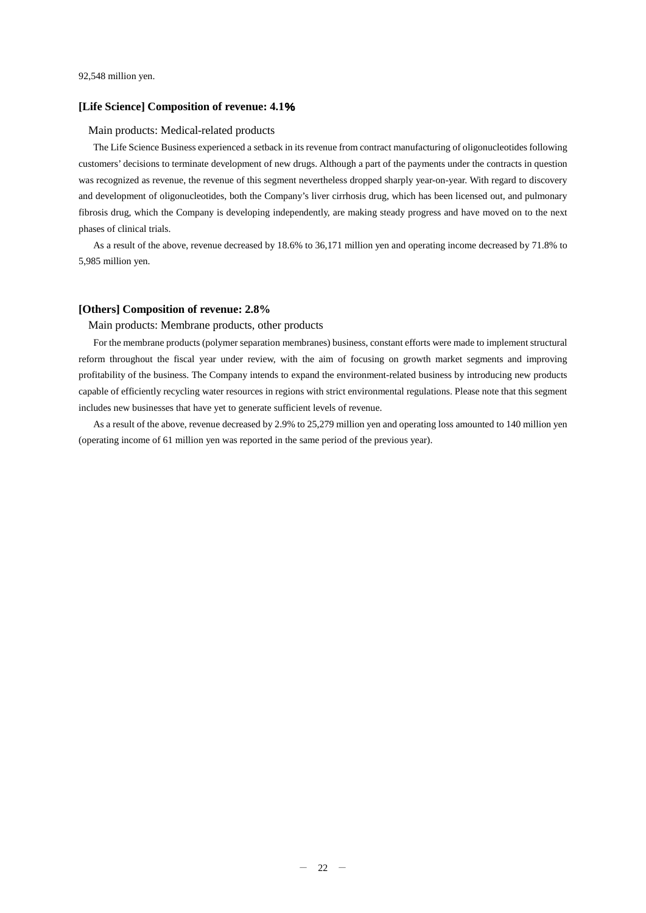92,548 million yen.

### [Life Science] Composition of revenue: 4.1%

Main products: Medical-related products

The Life Science Business experienced a setback in its revenue from contract manufacturing of oligonucleotides following customers' decisions to terminate development of new drugs. Although a part of the payments under the contracts in question was recognized as revenue, the revenue of this segment nevertheless dropped sharply year-on-year. With regard to discovery and development of oligonucleotides, both the Company's liver cirrhosis drug, which has been licensed out, and pulmonary fibrosis drug, which the Company is developing independently, are making steady progress and have moved on to the next phases of clinical trials.

As a result of the above, revenue decreased by 18.6% to 36,171 million yen and operating income decreased by 71.8% to 5,985 million yen.

### [Others] Composition of revenue: 2.8%

Main products: Membrane products, other products

For the membrane products (polymer separation membranes) business, constant efforts were made to implement structural reform throughout the fiscal year under review, with the aim of focusing on growth market segments and improving profitability of the business. The Company intends to expand the environment-related business by introducing new products capable of efficiently recycling water resources in regions with strict environmental regulations. Please note that this segment includes new businesses that have yet to generate sufficient levels of revenue.

As a result of the above, revenue decreased by 2.9% to 25,279 million yen and operating loss amounted to 140 million yen (operating income of 61 million yen was reported in the same period of the previous year).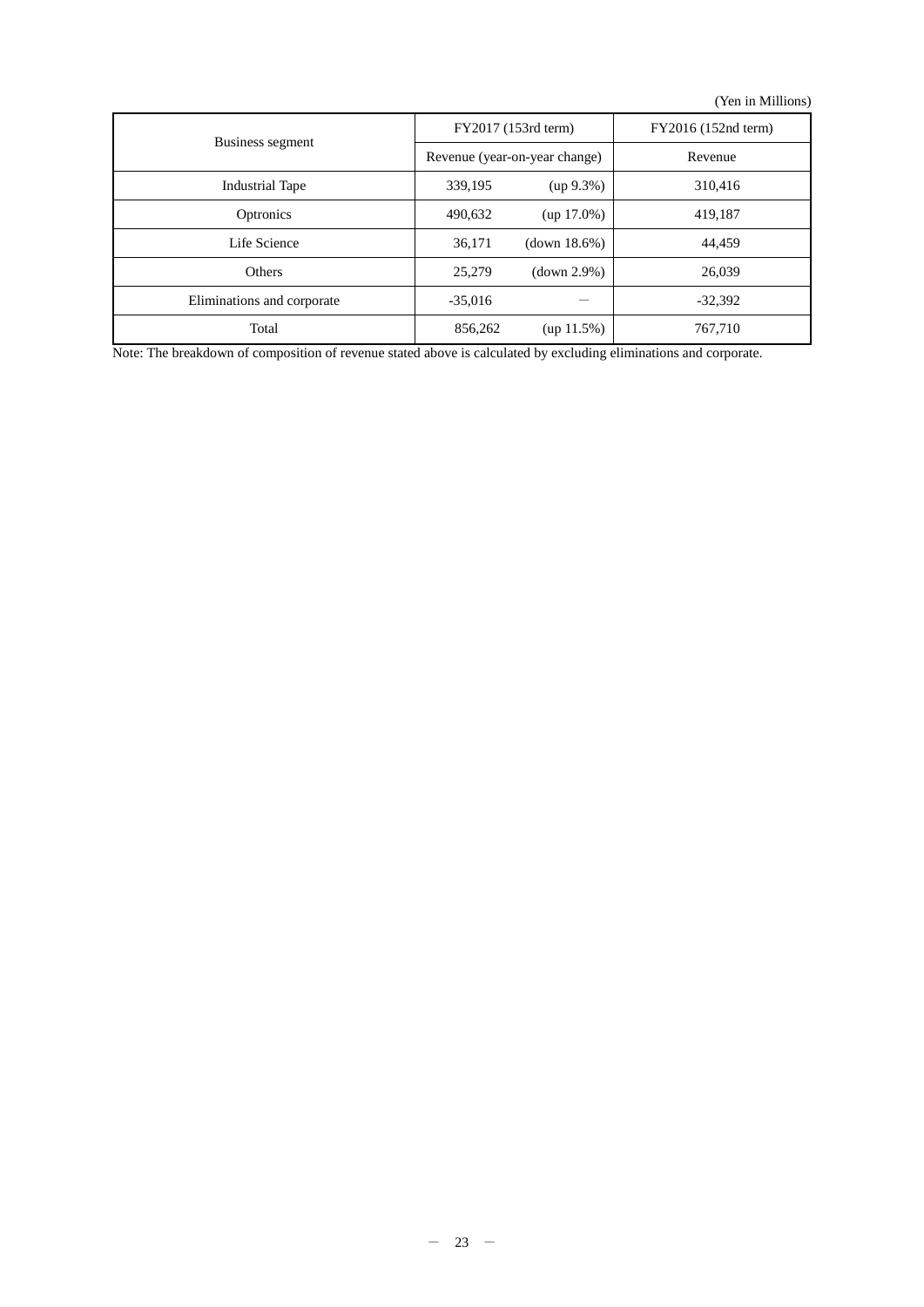(Yen in Millions)

| Business segment | FY2017 (153rd term) | | FY2016 (152nd term) |
|---|---|---|---|
| | Revenue (year-on-year change) | | Revenue |
| Industrial Tape | 339,195 | (up 9.3%) | 310,416 |
| Optronics | 490,632 | (up 17.0%) | 419,187 |
| Life Science | 36,171 | (down 18.6%) | 44,459 |
| Others | 25,279 | (down 2.9%) | 26,039 |
| Eliminations and corporate | -35,016 | — | -32,392 |
| Total | 856,262 | (up 11.5%) | 767,710 |

Note: The breakdown of composition of revenue stated above is calculated by excluding eliminations and corporate.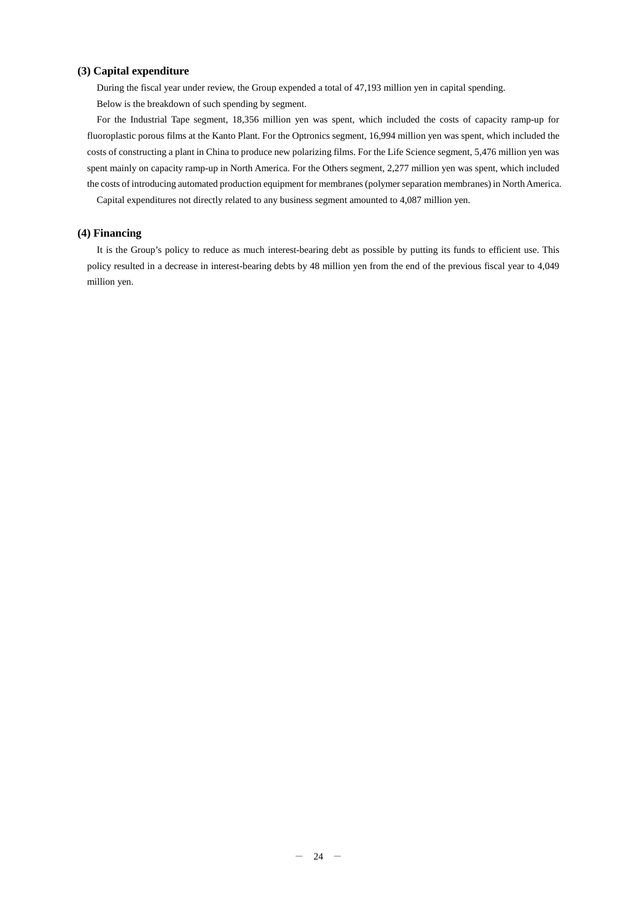### (3) Capital expenditure

During the fiscal year under review, the Group expended a total of 47,193 million yen in capital spending.

Below is the breakdown of such spending by segment.

For the Industrial Tape segment, 18,356 million yen was spent, which included the costs of capacity ramp-up for fluoroplastic porous films at the Kanto Plant. For the Optronics segment, 16,994 million yen was spent, which included the costs of constructing a plant in China to produce new polarizing films. For the Life Science segment, 5,476 million yen was spent mainly on capacity ramp-up in North America. For the Others segment, 2,277 million yen was spent, which included the costs of introducing automated production equipment for membranes (polymer separation membranes) in North America.

Capital expenditures not directly related to any business segment amounted to 4,087 million yen.

### (4) Financing

It is the Group's policy to reduce as much interest-bearing debt as possible by putting its funds to efficient use. This policy resulted in a decrease in interest-bearing debts by 48 million yen from the end of the previous fiscal year to 4,049 million yen.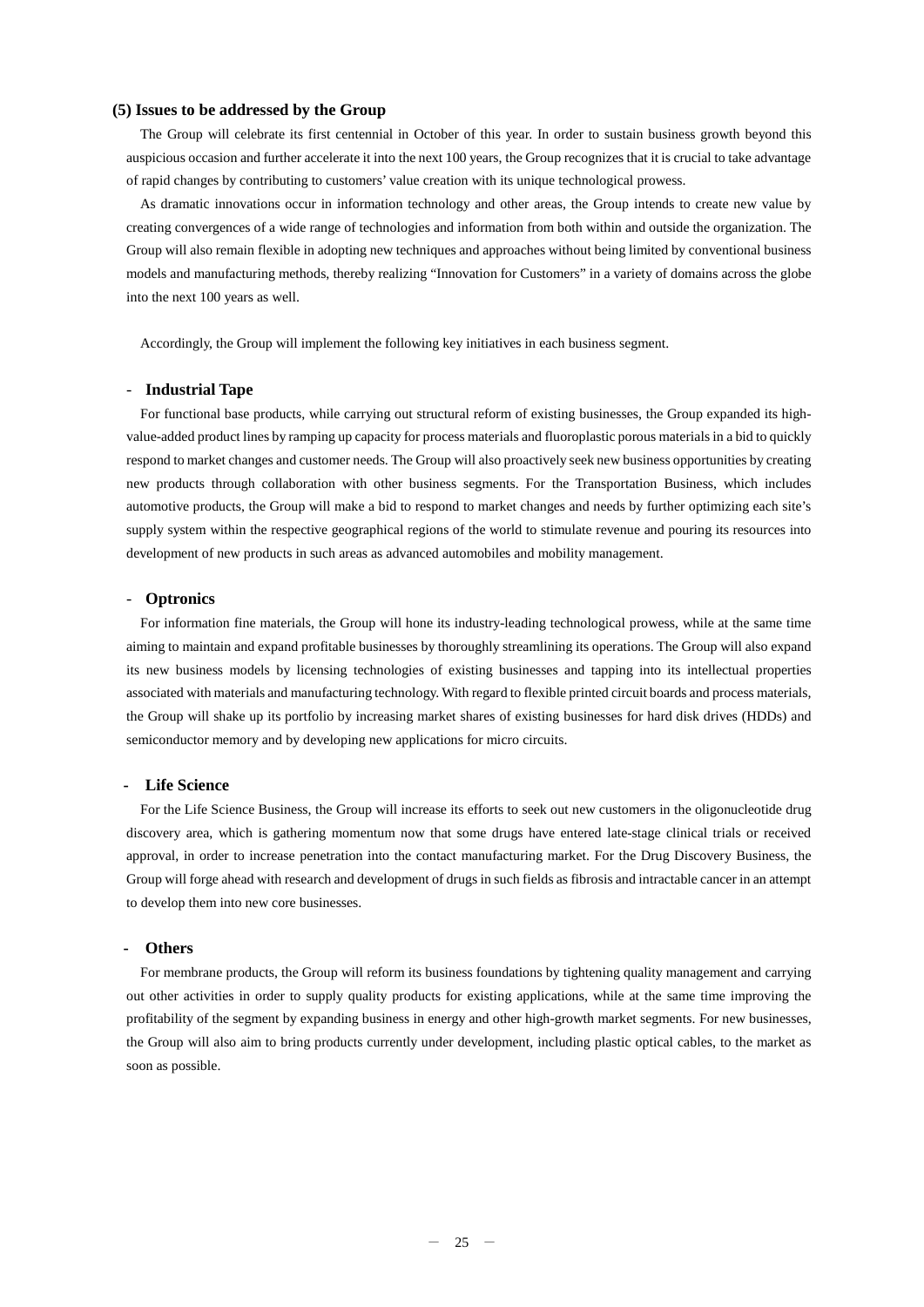### (5) Issues to be addressed by the Group

The Group will celebrate its first centennial in October of this year. In order to sustain business growth beyond this auspicious occasion and further accelerate it into the next 100 years, the Group recognizes that it is crucial to take advantage of rapid changes by contributing to customers' value creation with its unique technological prowess.

As dramatic innovations occur in information technology and other areas, the Group intends to create new value by creating convergences of a wide range of technologies and information from both within and outside the organization. The Group will also remain flexible in adopting new techniques and approaches without being limited by conventional business models and manufacturing methods, thereby realizing "Innovation for Customers" in a variety of domains across the globe into the next 100 years as well.

Accordingly, the Group will implement the following key initiatives in each business segment.

- **Industrial Tape**

For functional base products, while carrying out structural reform of existing businesses, the Group expanded its high-value-added product lines by ramping up capacity for process materials and fluoroplastic porous materials in a bid to quickly respond to market changes and customer needs. The Group will also proactively seek new business opportunities by creating new products through collaboration with other business segments. For the Transportation Business, which includes automotive products, the Group will make a bid to respond to market changes and needs by further optimizing each site's supply system within the respective geographical regions of the world to stimulate revenue and pouring its resources into development of new products in such areas as advanced automobiles and mobility management.

- **Optronics**

For information fine materials, the Group will hone its industry-leading technological prowess, while at the same time aiming to maintain and expand profitable businesses by thoroughly streamlining its operations. The Group will also expand its new business models by licensing technologies of existing businesses and tapping into its intellectual properties associated with materials and manufacturing technology. With regard to flexible printed circuit boards and process materials, the Group will shake up its portfolio by increasing market shares of existing businesses for hard disk drives (HDDs) and semiconductor memory and by developing new applications for micro circuits.

- **Life Science**

For the Life Science Business, the Group will increase its efforts to seek out new customers in the oligonucleotide drug discovery area, which is gathering momentum now that some drugs have entered late-stage clinical trials or received approval, in order to increase penetration into the contact manufacturing market. For the Drug Discovery Business, the Group will forge ahead with research and development of drugs in such fields as fibrosis and intractable cancer in an attempt to develop them into new core businesses.

- **Others**

For membrane products, the Group will reform its business foundations by tightening quality management and carrying out other activities in order to supply quality products for existing applications, while at the same time improving the profitability of the segment by expanding business in energy and other high-growth market segments. For new businesses, the Group will also aim to bring products currently under development, including plastic optical cables, to the market as soon as possible.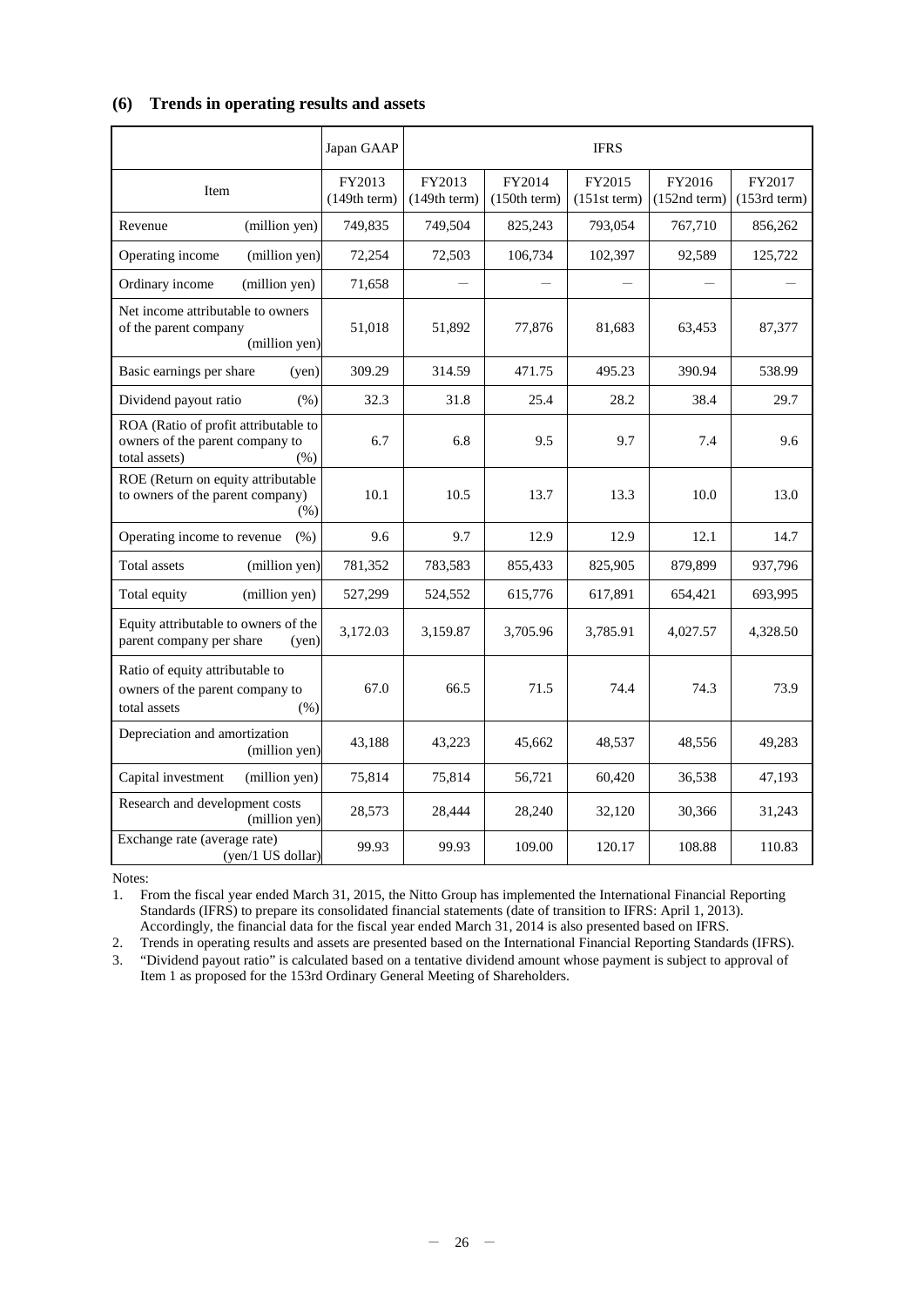## (6) Trends in operating results and assets

| Item | Japan GAAP | IFRS | | | | |
|---|---|---|---|---|---|---|
| | FY2013 (149th term) | FY2013 (149th term) | FY2014 (150th term) | FY2015 (151st term) | FY2016 (152nd term) | FY2017 (153rd term) |
| Revenue (million yen) | 749,835 | 749,504 | 825,243 | 793,054 | 767,710 | 856,262 |
| Operating income (million yen) | 72,254 | 72,503 | 106,734 | 102,397 | 92,589 | 125,722 |
| Ordinary income (million yen) | 71,658 | — | — | — | — | — |
| Net income attributable to owners of the parent company (million yen) | 51,018 | 51,892 | 77,876 | 81,683 | 63,453 | 87,377 |
| Basic earnings per share (yen) | 309.29 | 314.59 | 471.75 | 495.23 | 390.94 | 538.99 |
| Dividend payout ratio (%) | 32.3 | 31.8 | 25.4 | 28.2 | 38.4 | 29.7 |
| ROA (Ratio of profit attributable to owners of the parent company to total assets) (%) | 6.7 | 6.8 | 9.5 | 9.7 | 7.4 | 9.6 |
| ROE (Return on equity attributable to owners of the parent company) (%) | 10.1 | 10.5 | 13.7 | 13.3 | 10.0 | 13.0 |
| Operating income to revenue (%) | 9.6 | 9.7 | 12.9 | 12.9 | 12.1 | 14.7 |
| Total assets (million yen) | 781,352 | 783,583 | 855,433 | 825,905 | 879,899 | 937,796 |
| Total equity (million yen) | 527,299 | 524,552 | 615,776 | 617,891 | 654,421 | 693,995 |
| Equity attributable to owners of the parent company per share (yen) | 3,172.03 | 3,159.87 | 3,705.96 | 3,785.91 | 4,027.57 | 4,328.50 |
| Ratio of equity attributable to owners of the parent company to total assets (%) | 67.0 | 66.5 | 71.5 | 74.4 | 74.3 | 73.9 |
| Depreciation and amortization (million yen) | 43,188 | 43,223 | 45,662 | 48,537 | 48,556 | 49,283 |
| Capital investment (million yen) | 75,814 | 75,814 | 56,721 | 60,420 | 36,538 | 47,193 |
| Research and development costs (million yen) | 28,573 | 28,444 | 28,240 | 32,120 | 30,366 | 31,243 |
| Exchange rate (average rate) (yen/1 US dollar) | 99.93 | 99.93 | 109.00 | 120.17 | 108.88 | 110.83 |

Notes:

1. From the fiscal year ended March 31, 2015, the Nitto Group has implemented the International Financial Reporting Standards (IFRS) to prepare its consolidated financial statements (date of transition to IFRS: April 1, 2013). Accordingly, the financial data for the fiscal year ended March 31, 2014 is also presented based on IFRS.
2. Trends in operating results and assets are presented based on the International Financial Reporting Standards (IFRS).
3. "Dividend payout ratio" is calculated based on a tentative dividend amount whose payment is subject to approval of Item 1 as proposed for the 153rd Ordinary General Meeting of Shareholders.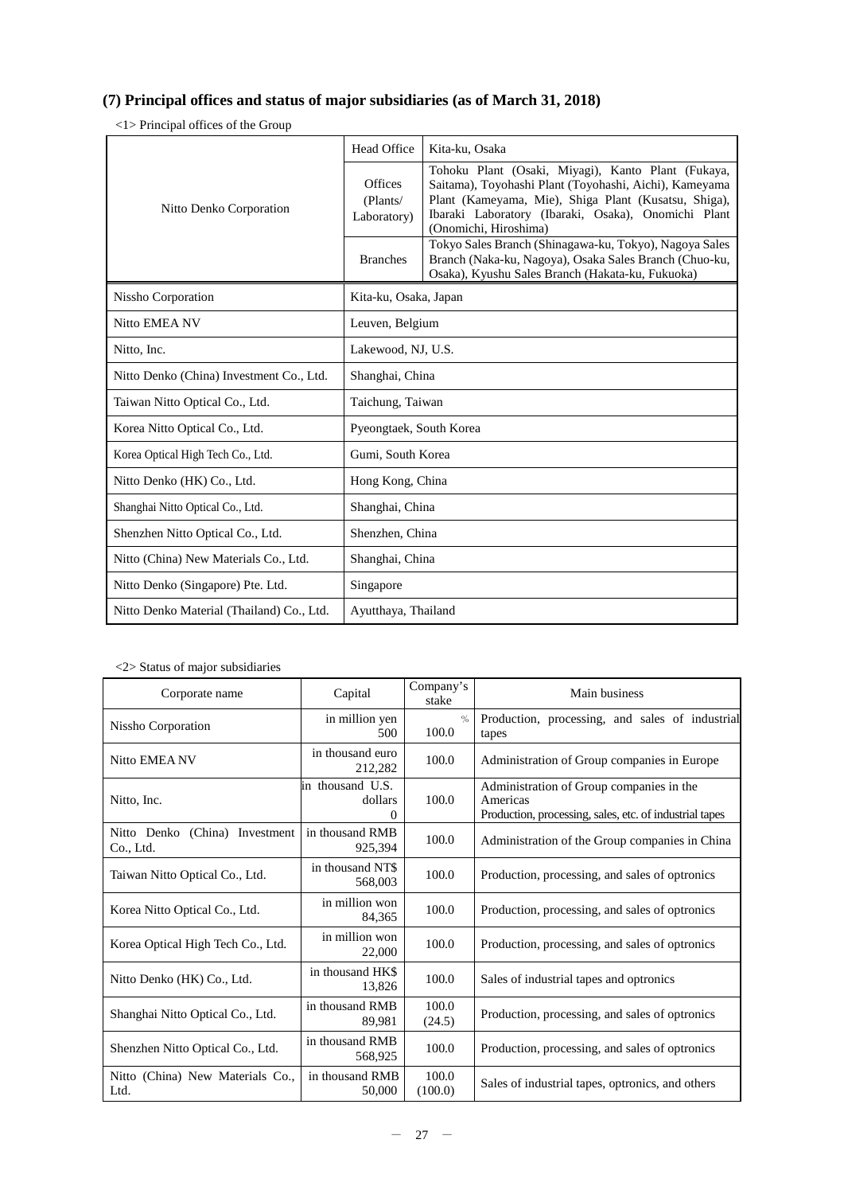## (7) Principal offices and status of major subsidiaries (as of March 31, 2018)

<1> Principal offices of the Group

| | | |
|---|---|---|
| Nitto Denko Corporation | Head Office | Kita-ku, Osaka |
| | Offices (Plants/ Laboratory) | Tohoku Plant (Osaki, Miyagi), Kanto Plant (Fukaya, Saitama), Toyohashi Plant (Toyohashi, Aichi), Kameyama Plant (Kameyama, Mie), Shiga Plant (Kusatsu, Shiga), Ibaraki Laboratory (Ibaraki, Osaka), Onomichi Plant (Onomichi, Hiroshima) |
| | Branches | Tokyo Sales Branch (Shinagawa-ku, Tokyo), Nagoya Sales Branch (Naka-ku, Nagoya), Osaka Sales Branch (Chuo-ku, Osaka), Kyushu Sales Branch (Hakata-ku, Fukuoka) |
| Nissho Corporation | Kita-ku, Osaka, Japan | |
| Nitto EMEA NV | Leuven, Belgium | |
| Nitto, Inc. | Lakewood, NJ, U.S. | |
| Nitto Denko (China) Investment Co., Ltd. | Shanghai, China | |
| Taiwan Nitto Optical Co., Ltd. | Taichung, Taiwan | |
| Korea Nitto Optical Co., Ltd. | Pyeongtaek, South Korea | |
| Korea Optical High Tech Co., Ltd. | Gumi, South Korea | |
| Nitto Denko (HK) Co., Ltd. | Hong Kong, China | |
| Shanghai Nitto Optical Co., Ltd. | Shanghai, China | |
| Shenzhen Nitto Optical Co., Ltd. | Shenzhen, China | |
| Nitto (China) New Materials Co., Ltd. | Shanghai, China | |
| Nitto Denko (Singapore) Pte. Ltd. | Singapore | |
| Nitto Denko Material (Thailand) Co., Ltd. | Ayutthaya, Thailand | |

<2> Status of major subsidiaries

| Corporate name | Capital | Company's stake | Main business |
|---|---|---|---|
| Nissho Corporation | in million yen 500 | % 100.0 | Production, processing, and sales of industrial tapes |
| Nitto EMEA NV | in thousand euro 212,282 | 100.0 | Administration of Group companies in Europe |
| Nitto, Inc. | in thousand U.S. dollars 0 | 100.0 | Administration of Group companies in the Americas<br>Production, processing, sales, etc. of industrial tapes |
| Nitto Denko (China) Investment Co., Ltd. | in thousand RMB 925,394 | 100.0 | Administration of the Group companies in China |
| Taiwan Nitto Optical Co., Ltd. | in thousand NT$ 568,003 | 100.0 | Production, processing, and sales of optronics |
| Korea Nitto Optical Co., Ltd. | in million won 84,365 | 100.0 | Production, processing, and sales of optronics |
| Korea Optical High Tech Co., Ltd. | in million won 22,000 | 100.0 | Production, processing, and sales of optronics |
| Nitto Denko (HK) Co., Ltd. | in thousand HK$ 13,826 | 100.0 | Sales of industrial tapes and optronics |
| Shanghai Nitto Optical Co., Ltd. | in thousand RMB 89,981 | 100.0 (24.5) | Production, processing, and sales of optronics |
| Shenzhen Nitto Optical Co., Ltd. | in thousand RMB 568,925 | 100.0 | Production, processing, and sales of optronics |
| Nitto (China) New Materials Co., Ltd. | in thousand RMB 50,000 | 100.0 (100.0) | Sales of industrial tapes, optronics, and others |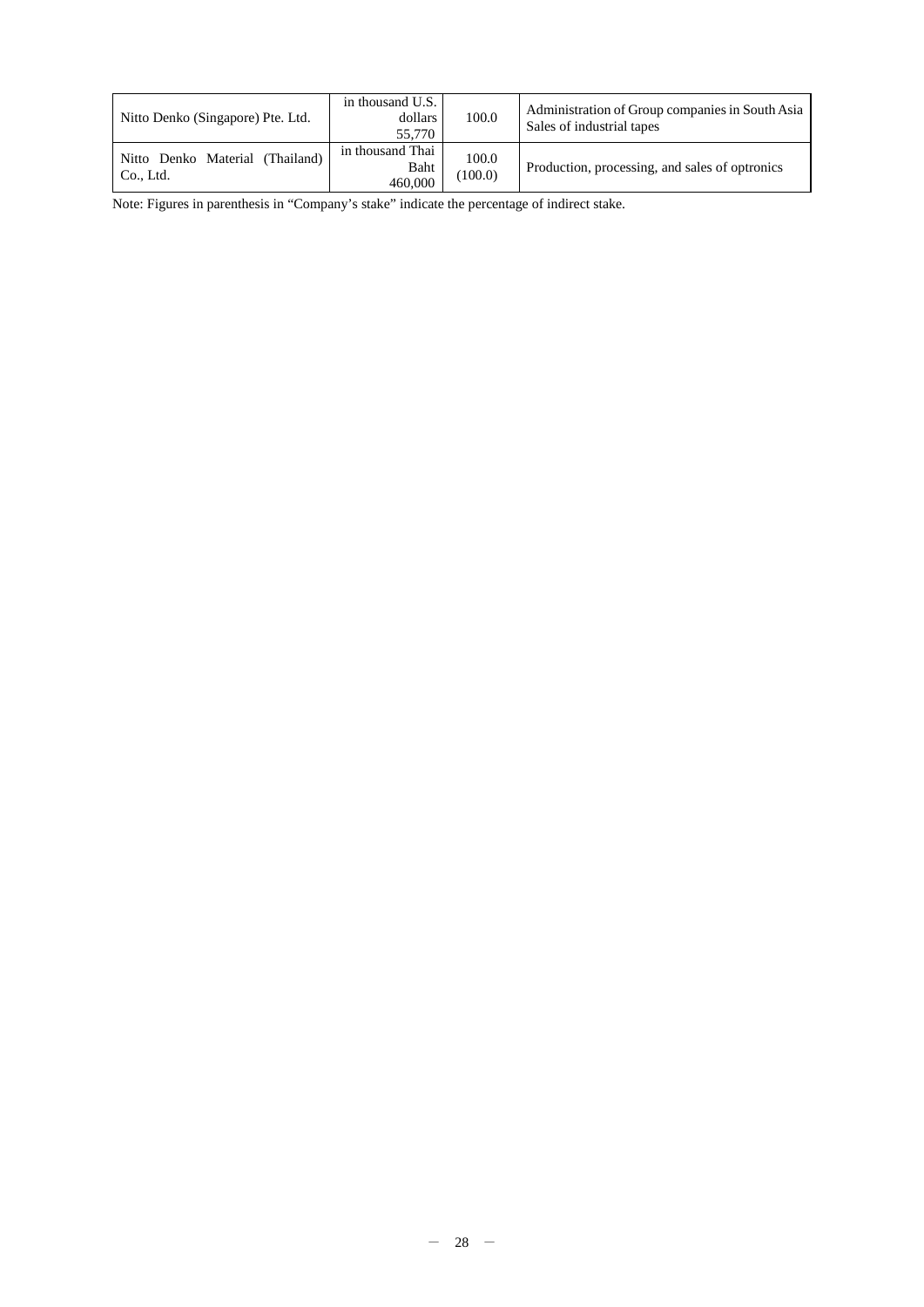| | | | |
|---|---|---|---|
| Nitto Denko (Singapore) Pte. Ltd. | in thousand U.S. dollars 55,770 | 100.0 | Administration of Group companies in South Asia<br>Sales of industrial tapes |
| Nitto Denko Material (Thailand) Co., Ltd. | in thousand Thai Baht 460,000 | 100.0 (100.0) | Production, processing, and sales of optronics |

Note: Figures in parenthesis in "Company's stake" indicate the percentage of indirect stake.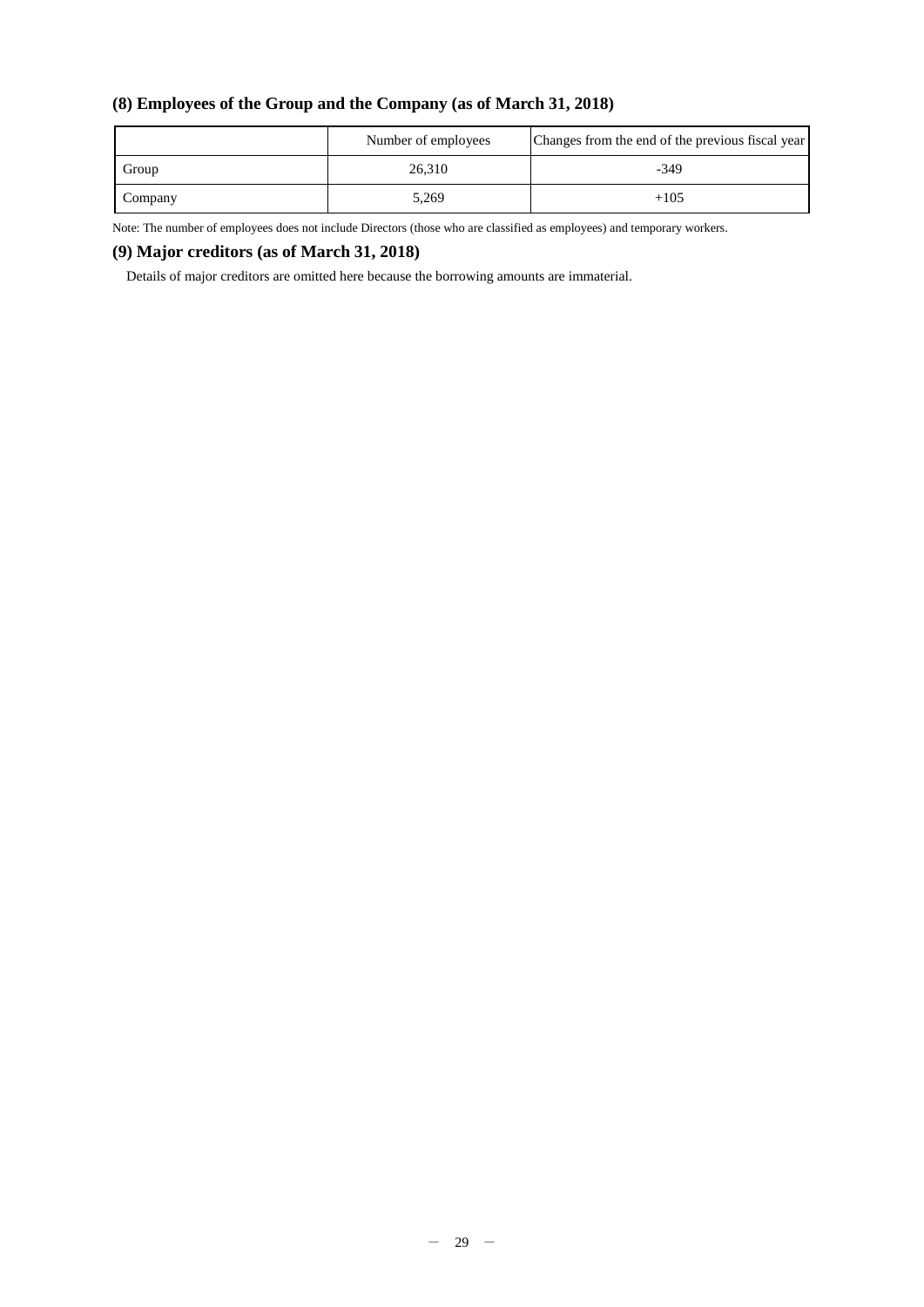## (8) Employees of the Group and the Company (as of March 31, 2018)

| | Number of employees | Changes from the end of the previous fiscal year |
|---|---|---|
| Group | 26,310 | -349 |
| Company | 5,269 | +105 |

Note: The number of employees does not include Directors (those who are classified as employees) and temporary workers.

## (9) Major creditors (as of March 31, 2018)

Details of major creditors are omitted here because the borrowing amounts are immaterial.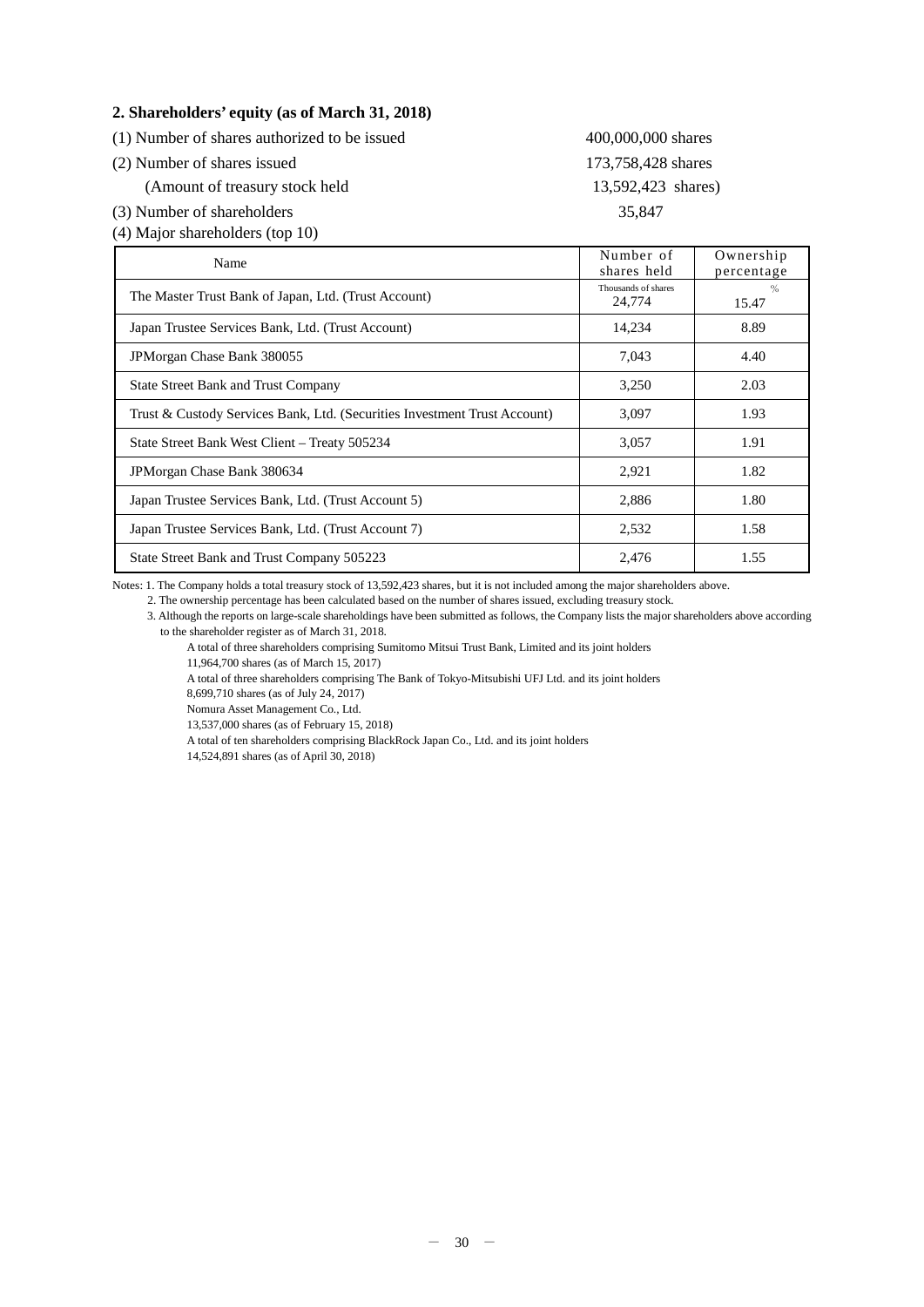## 2. Shareholders' equity (as of March 31, 2018)

(1) Number of shares authorized to be issued 400,000,000 shares

(2) Number of shares issued 173,758,428 shares

(Amount of treasury stock held 13,592,423 shares)

(3) Number of shareholders 35,847

(4) Major shareholders (top 10)

| Name | Number of shares held | Ownership percentage |
|---|---|---|
| | Thousands of shares | % |
| The Master Trust Bank of Japan, Ltd. (Trust Account) | 24,774 | 15.47 |
| Japan Trustee Services Bank, Ltd. (Trust Account) | 14,234 | 8.89 |
| JPMorgan Chase Bank 380055 | 7,043 | 4.40 |
| State Street Bank and Trust Company | 3,250 | 2.03 |
| Trust & Custody Services Bank, Ltd. (Securities Investment Trust Account) | 3,097 | 1.93 |
| State Street Bank West Client – Treaty 505234 | 3,057 | 1.91 |
| JPMorgan Chase Bank 380634 | 2,921 | 1.82 |
| Japan Trustee Services Bank, Ltd. (Trust Account 5) | 2,886 | 1.80 |
| Japan Trustee Services Bank, Ltd. (Trust Account 7) | 2,532 | 1.58 |
| State Street Bank and Trust Company 505223 | 2,476 | 1.55 |

Notes: 1. The Company holds a total treasury stock of 13,592,423 shares, but it is not included among the major shareholders above.

2. The ownership percentage has been calculated based on the number of shares issued, excluding treasury stock.

3. Although the reports on large-scale shareholdings have been submitted as follows, the Company lists the major shareholders above according to the shareholder register as of March 31, 2018.

A total of three shareholders comprising Sumitomo Mitsui Trust Bank, Limited and its joint holders
11,964,700 shares (as of March 15, 2017)

A total of three shareholders comprising The Bank of Tokyo-Mitsubishi UFJ Ltd. and its joint holders
8,699,710 shares (as of July 24, 2017)

Nomura Asset Management Co., Ltd.
13,537,000 shares (as of February 15, 2018)

A total of ten shareholders comprising BlackRock Japan Co., Ltd. and its joint holders
14,524,891 shares (as of April 30, 2018)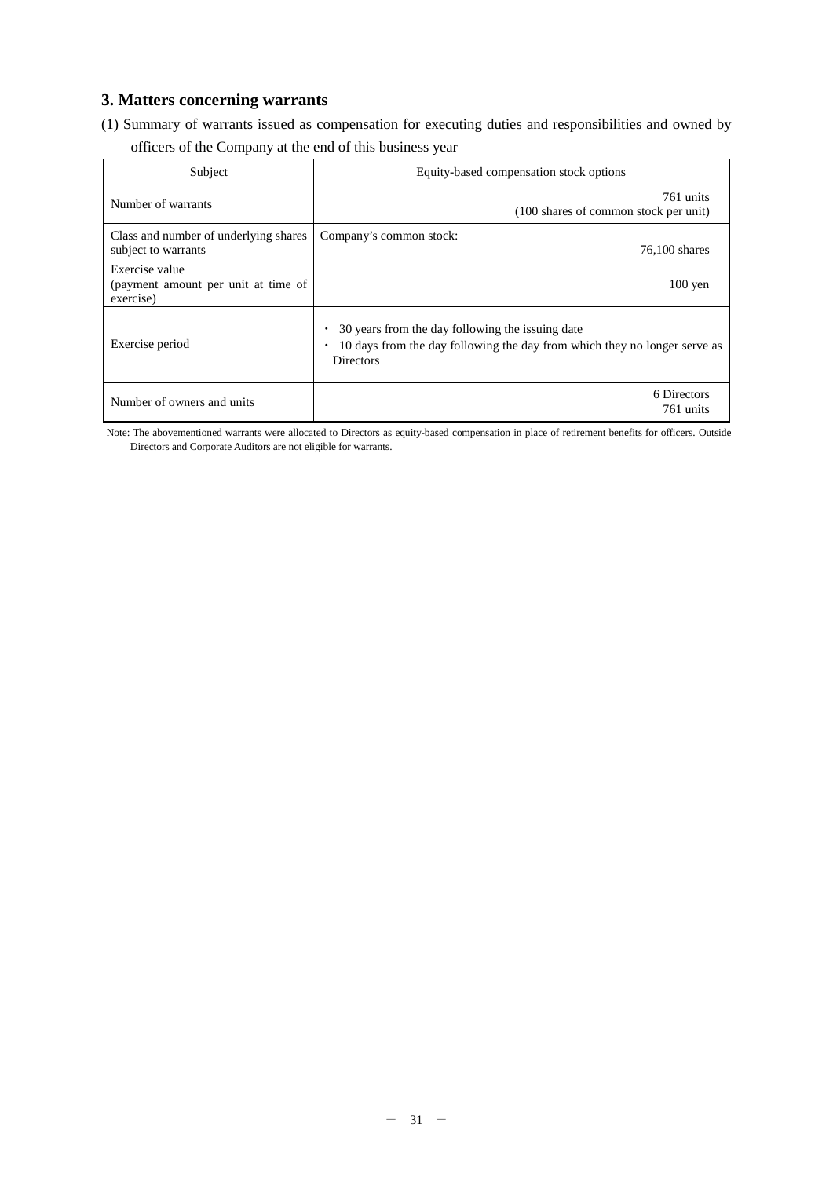## 3. Matters concerning warrants

(1) Summary of warrants issued as compensation for executing duties and responsibilities and owned by officers of the Company at the end of this business year

| Subject | Equity-based compensation stock options |
|---|---|
| Number of warrants | 761 units<br>(100 shares of common stock per unit) |
| Class and number of underlying shares subject to warrants | Company's common stock:<br>76,100 shares |
| Exercise value<br>(payment amount per unit at time of exercise) | 100 yen |
| Exercise period | ・ 30 years from the day following the issuing date<br>・ 10 days from the day following the day from which they no longer serve as Directors |
| Number of owners and units | 6 Directors<br>761 units |

Note: The abovementioned warrants were allocated to Directors as equity-based compensation in place of retirement benefits for officers. Outside Directors and Corporate Auditors are not eligible for warrants.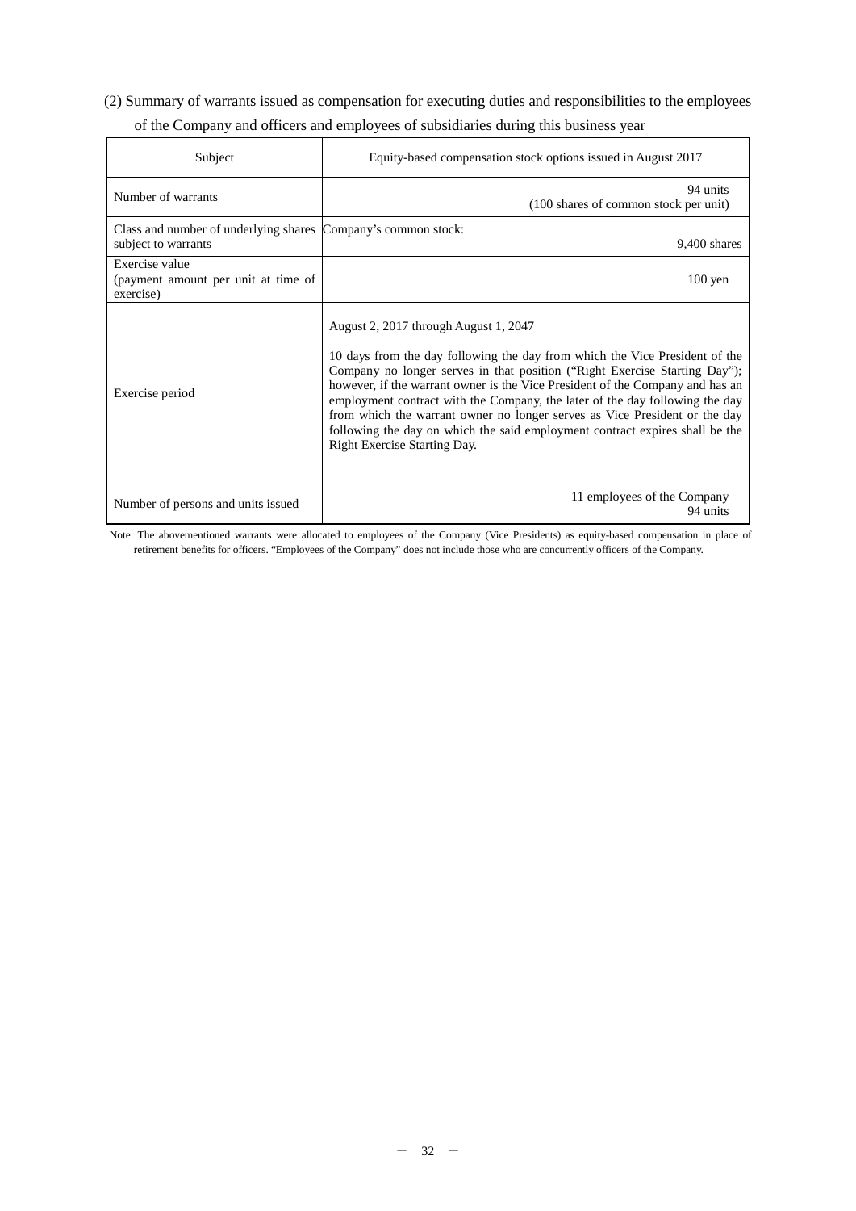(2) Summary of warrants issued as compensation for executing duties and responsibilities to the employees of the Company and officers and employees of subsidiaries during this business year

| Subject | Equity-based compensation stock options issued in August 2017 |
|---|---|
| Number of warrants | 94 units (100 shares of common stock per unit) |
| Class and number of underlying shares subject to warrants | Company's common stock: 9,400 shares |
| Exercise value (payment amount per unit at time of exercise) | 100 yen |
| Exercise period | August 2, 2017 through August 1, 2047<br><br>10 days from the day following the day from which the Vice President of the Company no longer serves in that position ("Right Exercise Starting Day"); however, if the warrant owner is the Vice President of the Company and has an employment contract with the Company, the later of the day following the day from which the warrant owner no longer serves as Vice President or the day following the day on which the said employment contract expires shall be the Right Exercise Starting Day. |
| Number of persons and units issued | 11 employees of the Company 94 units |

Note: The abovementioned warrants were allocated to employees of the Company (Vice Presidents) as equity-based compensation in place of retirement benefits for officers. "Employees of the Company" does not include those who are concurrently officers of the Company.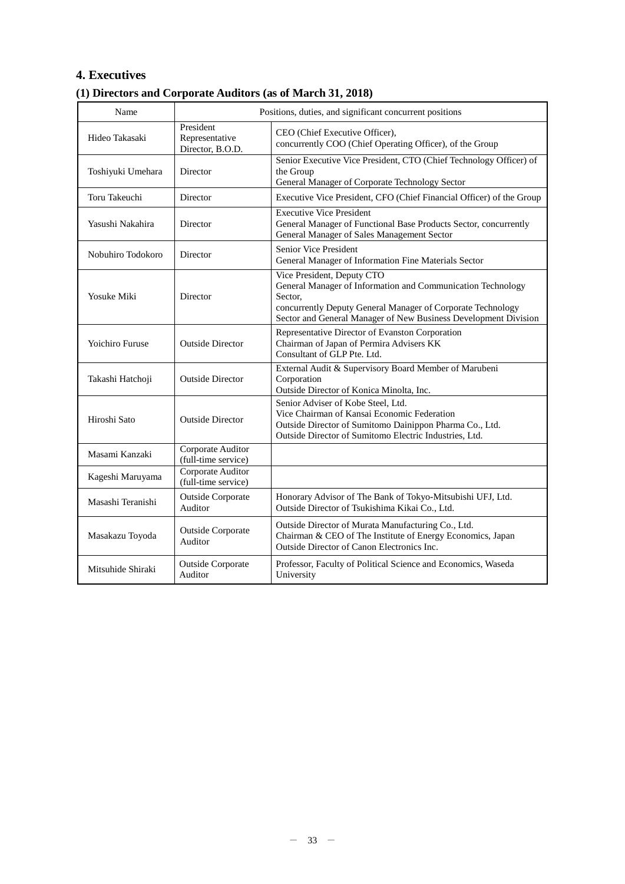## 4. Executives

### (1) Directors and Corporate Auditors (as of March 31, 2018)

| Name | Positions, duties, and significant concurrent positions | |
|---|---|---|
| Hideo Takasaki | President<br>Representative Director, B.O.D. | CEO (Chief Executive Officer),<br>concurrently COO (Chief Operating Officer), of the Group |
| Toshiyuki Umehara | Director | Senior Executive Vice President, CTO (Chief Technology Officer) of the Group<br>General Manager of Corporate Technology Sector |
| Toru Takeuchi | Director | Executive Vice President, CFO (Chief Financial Officer) of the Group |
| Yasushi Nakahira | Director | Executive Vice President<br>General Manager of Functional Base Products Sector, concurrently General Manager of Sales Management Sector |
| Nobuhiro Todokoro | Director | Senior Vice President<br>General Manager of Information Fine Materials Sector |
| Yosuke Miki | Director | Vice President, Deputy CTO<br>General Manager of Information and Communication Technology Sector,<br>concurrently Deputy General Manager of Corporate Technology Sector and General Manager of New Business Development Division |
| Yoichiro Furuse | Outside Director | Representative Director of Evanston Corporation<br>Chairman of Japan of Permira Advisers KK<br>Consultant of GLP Pte. Ltd. |
| Takashi Hatchoji | Outside Director | External Audit & Supervisory Board Member of Marubeni Corporation<br>Outside Director of Konica Minolta, Inc. |
| Hiroshi Sato | Outside Director | Senior Adviser of Kobe Steel, Ltd.<br>Vice Chairman of Kansai Economic Federation<br>Outside Director of Sumitomo Dainippon Pharma Co., Ltd.<br>Outside Director of Sumitomo Electric Industries, Ltd. |
| Masami Kanzaki | Corporate Auditor (full-time service) | |
| Kageshi Maruyama | Corporate Auditor (full-time service) | |
| Masashi Teranishi | Outside Corporate Auditor | Honorary Advisor of The Bank of Tokyo-Mitsubishi UFJ, Ltd.<br>Outside Director of Tsukishima Kikai Co., Ltd. |
| Masakazu Toyoda | Outside Corporate Auditor | Outside Director of Murata Manufacturing Co., Ltd.<br>Chairman & CEO of The Institute of Energy Economics, Japan<br>Outside Director of Canon Electronics Inc. |
| Mitsuhide Shiraki | Outside Corporate Auditor | Professor, Faculty of Political Science and Economics, Waseda University |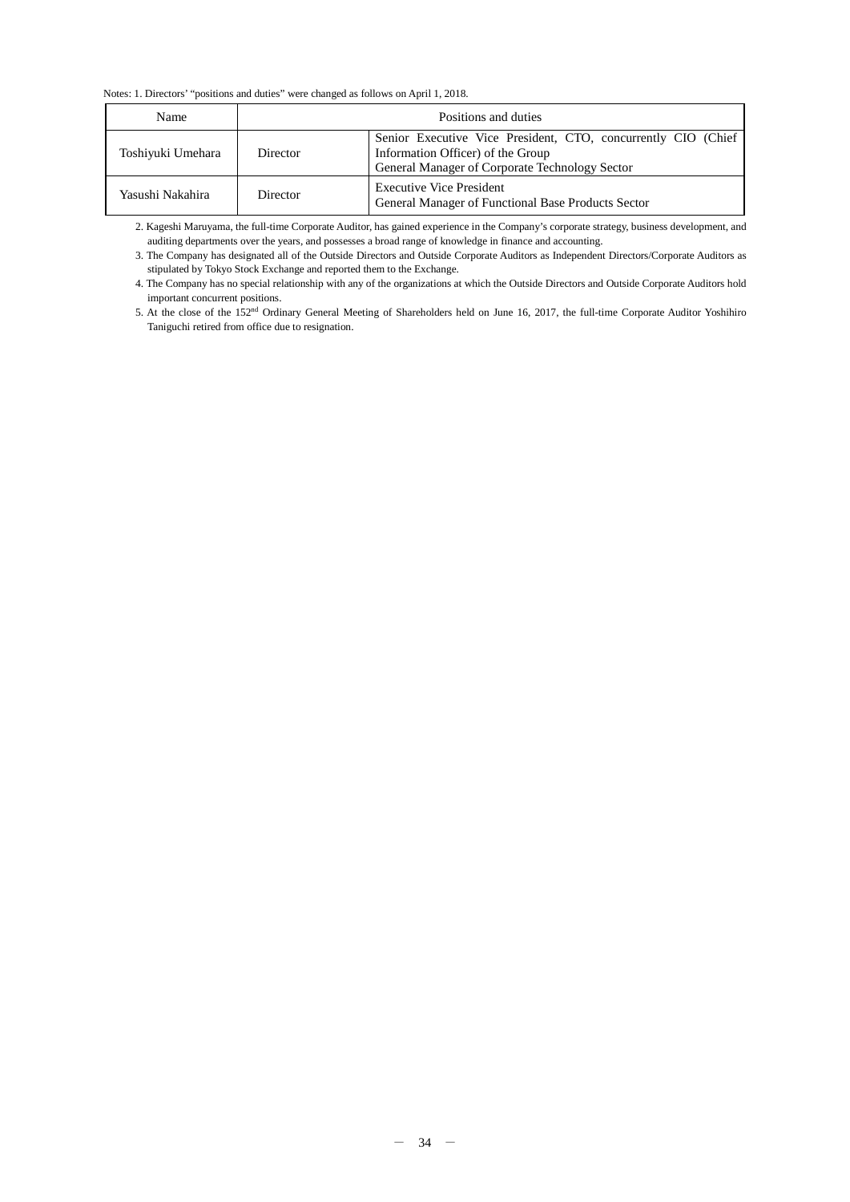Notes: 1. Directors' "positions and duties" were changed as follows on April 1, 2018.

| Name | Positions and duties | |
|---|---|---|
| Toshiyuki Umehara | Director | Senior Executive Vice President, CTO, concurrently CIO (Chief Information Officer) of the Group<br>General Manager of Corporate Technology Sector |
| Yasushi Nakahira | Director | Executive Vice President<br>General Manager of Functional Base Products Sector |

2. Kageshi Maruyama, the full-time Corporate Auditor, has gained experience in the Company's corporate strategy, business development, and auditing departments over the years, and possesses a broad range of knowledge in finance and accounting.

3. The Company has designated all of the Outside Directors and Outside Corporate Auditors as Independent Directors/Corporate Auditors as stipulated by Tokyo Stock Exchange and reported them to the Exchange.

4. The Company has no special relationship with any of the organizations at which the Outside Directors and Outside Corporate Auditors hold important concurrent positions.

5. At the close of the 152nd Ordinary General Meeting of Shareholders held on June 16, 2017, the full-time Corporate Auditor Yoshihiro Taniguchi retired from office due to resignation.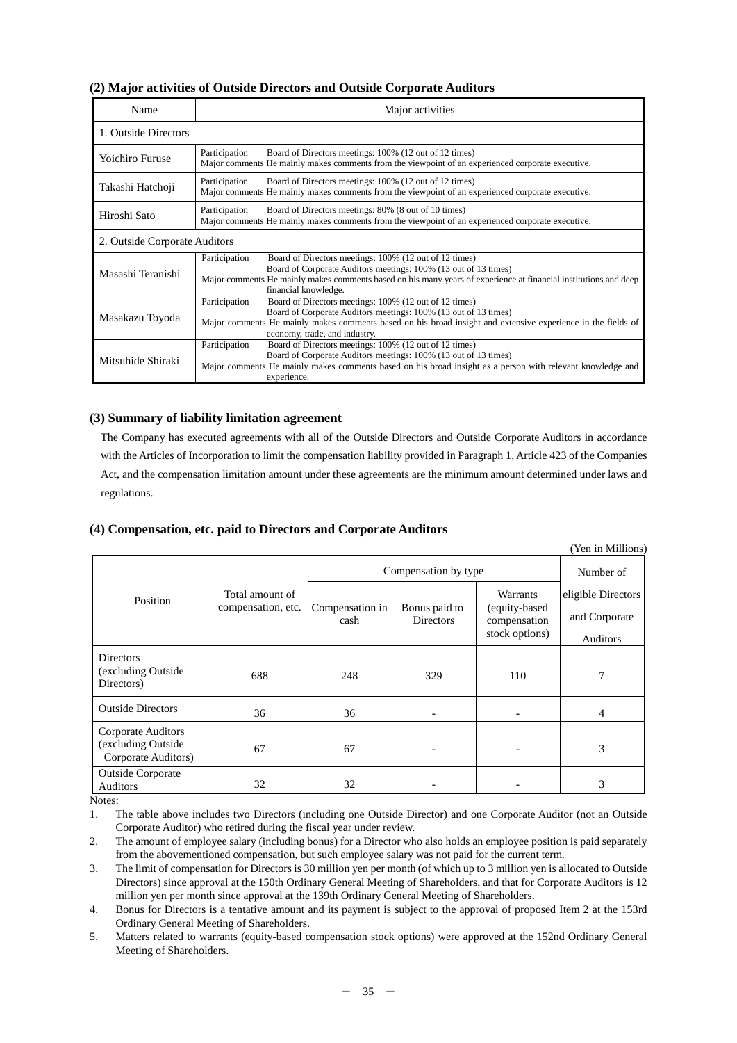### (2) Major activities of Outside Directors and Outside Corporate Auditors

| Name | Major activities |
|---|---|
| 1. Outside Directors | |
| Yoichiro Furuse | Participation Board of Directors meetings: 100% (12 out of 12 times)<br>Major comments He mainly makes comments from the viewpoint of an experienced corporate executive. |
| Takashi Hatchoji | Participation Board of Directors meetings: 100% (12 out of 12 times)<br>Major comments He mainly makes comments from the viewpoint of an experienced corporate executive. |
| Hiroshi Sato | Participation Board of Directors meetings: 80% (8 out of 10 times)<br>Major comments He mainly makes comments from the viewpoint of an experienced corporate executive. |
| 2. Outside Corporate Auditors | |
| Masashi Teranishi | Participation Board of Directors meetings: 100% (12 out of 12 times)<br>Board of Corporate Auditors meetings: 100% (13 out of 13 times)<br>Major comments He mainly makes comments based on his many years of experience at financial institutions and deep financial knowledge. |
| Masakazu Toyoda | Participation Board of Directors meetings: 100% (12 out of 12 times)<br>Board of Corporate Auditors meetings: 100% (13 out of 13 times)<br>Major comments He mainly makes comments based on his broad insight and extensive experience in the fields of economy, trade, and industry. |
| Mitsuhide Shiraki | Participation Board of Directors meetings: 100% (12 out of 12 times)<br>Board of Corporate Auditors meetings: 100% (13 out of 13 times)<br>Major comments He mainly makes comments based on his broad insight as a person with relevant knowledge and experience. |

### (3) Summary of liability limitation agreement

The Company has executed agreements with all of the Outside Directors and Outside Corporate Auditors in accordance with the Articles of Incorporation to limit the compensation liability provided in Paragraph 1, Article 423 of the Companies Act, and the compensation limitation amount under these agreements are the minimum amount determined under laws and regulations.

### (4) Compensation, etc. paid to Directors and Corporate Auditors

(Yen in Millions)

| Position | Total amount of compensation, etc. | Compensation by type | | | Number of eligible Directors and Corporate Auditors |
|---|---|---|---|---|---|
| | | Compensation in cash | Bonus paid to Directors | Warrants (equity-based compensation stock options) | |
| Directors (excluding Outside Directors) | 688 | 248 | 329 | 110 | 7 |
| Outside Directors | 36 | 36 | - | - | 4 |
| Corporate Auditors (excluding Outside Corporate Auditors) | 67 | 67 | - | - | 3 |
| Outside Corporate Auditors | 32 | 32 | - | - | 3 |

Notes:

1. The table above includes two Directors (including one Outside Director) and one Corporate Auditor (not an Outside Corporate Auditor) who retired during the fiscal year under review.
2. The amount of employee salary (including bonus) for a Director who also holds an employee position is paid separately from the abovementioned compensation, but such employee salary was not paid for the current term.
3. The limit of compensation for Directors is 30 million yen per month (of which up to 3 million yen is allocated to Outside Directors) since approval at the 150th Ordinary General Meeting of Shareholders, and that for Corporate Auditors is 12 million yen per month since approval at the 139th Ordinary General Meeting of Shareholders.
4. Bonus for Directors is a tentative amount and its payment is subject to the approval of proposed Item 2 at the 153rd Ordinary General Meeting of Shareholders.
5. Matters related to warrants (equity-based compensation stock options) were approved at the 152nd Ordinary General Meeting of Shareholders.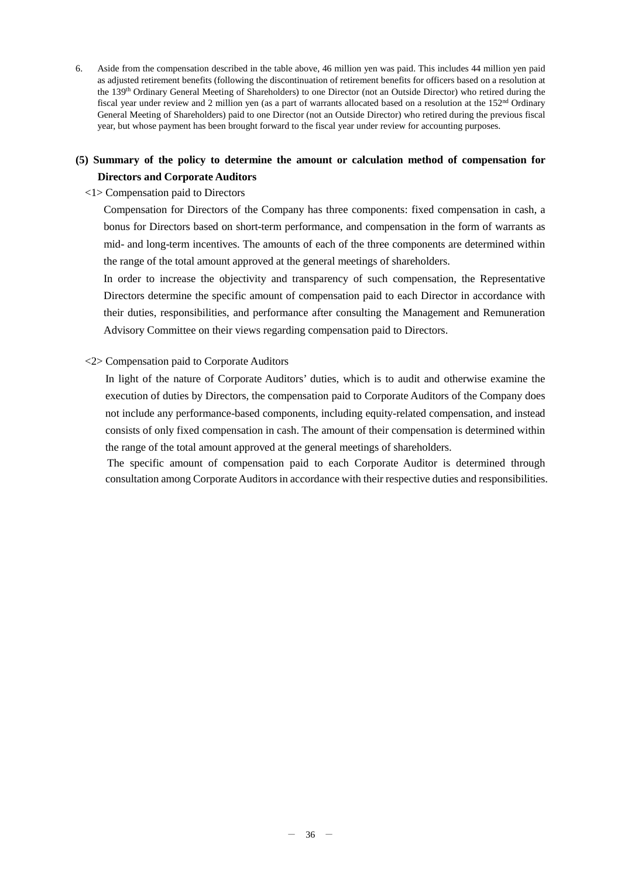6. Aside from the compensation described in the table above, 46 million yen was paid. This includes 44 million yen paid as adjusted retirement benefits (following the discontinuation of retirement benefits for officers based on a resolution at the 139th Ordinary General Meeting of Shareholders) to one Director (not an Outside Director) who retired during the fiscal year under review and 2 million yen (as a part of warrants allocated based on a resolution at the 152nd Ordinary General Meeting of Shareholders) paid to one Director (not an Outside Director) who retired during the previous fiscal year, but whose payment has been brought forward to the fiscal year under review for accounting purposes.

### (5) Summary of the policy to determine the amount or calculation method of compensation for Directors and Corporate Auditors

<1> Compensation paid to Directors

Compensation for Directors of the Company has three components: fixed compensation in cash, a bonus for Directors based on short-term performance, and compensation in the form of warrants as mid- and long-term incentives. The amounts of each of the three components are determined within the range of the total amount approved at the general meetings of shareholders.

In order to increase the objectivity and transparency of such compensation, the Representative Directors determine the specific amount of compensation paid to each Director in accordance with their duties, responsibilities, and performance after consulting the Management and Remuneration Advisory Committee on their views regarding compensation paid to Directors.

<2> Compensation paid to Corporate Auditors

In light of the nature of Corporate Auditors' duties, which is to audit and otherwise examine the execution of duties by Directors, the compensation paid to Corporate Auditors of the Company does not include any performance-based components, including equity-related compensation, and instead consists of only fixed compensation in cash. The amount of their compensation is determined within the range of the total amount approved at the general meetings of shareholders.

The specific amount of compensation paid to each Corporate Auditor is determined through consultation among Corporate Auditors in accordance with their respective duties and responsibilities.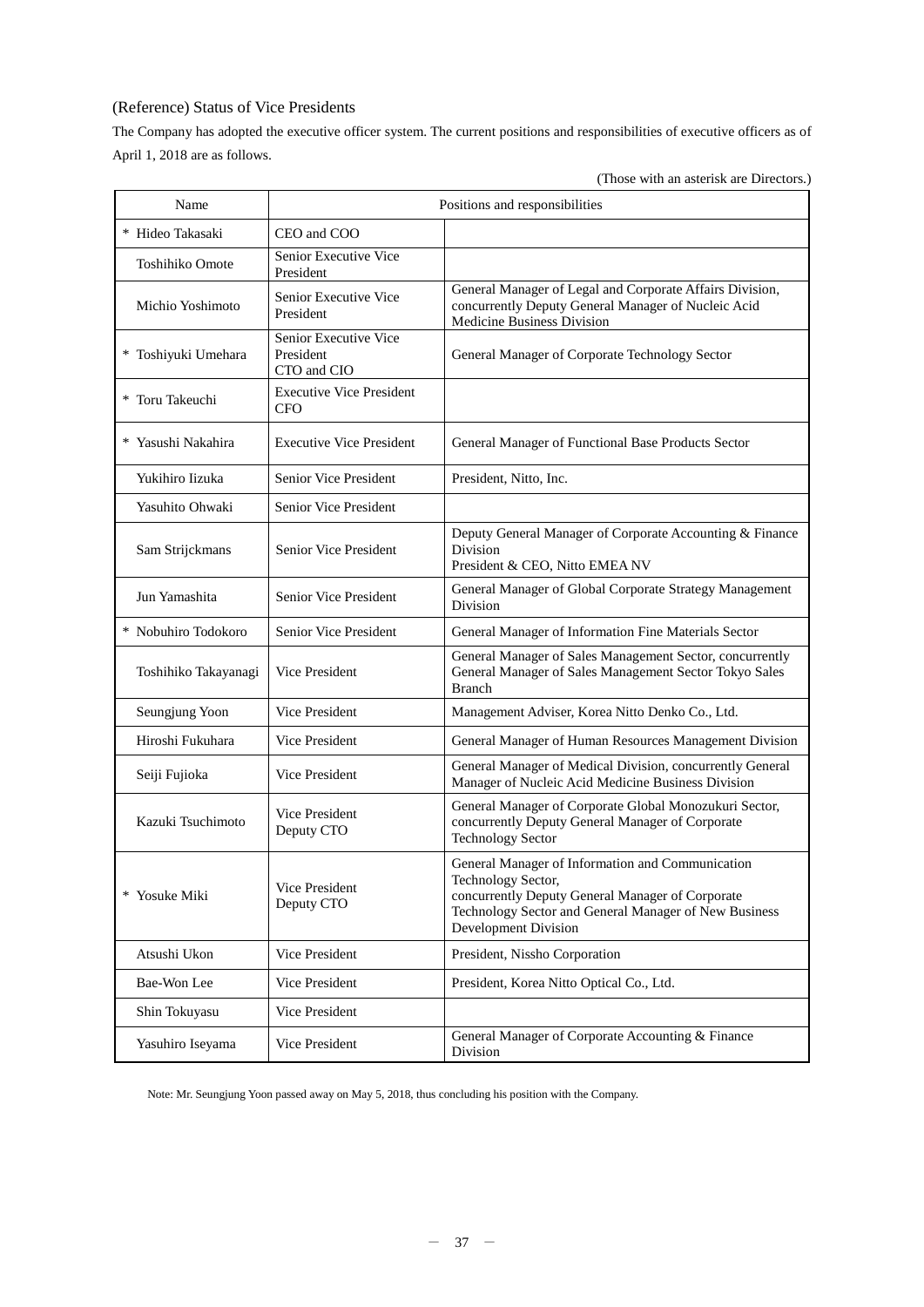(Reference) Status of Vice Presidents

The Company has adopted the executive officer system. The current positions and responsibilities of executive officers as of April 1, 2018 are as follows.

(Those with an asterisk are Directors.)

| Name | Positions and responsibilities | |
|---|---|---|
| * Hideo Takasaki | CEO and COO | |
| Toshihiko Omote | Senior Executive Vice President | |
| Michio Yoshimoto | Senior Executive Vice President | General Manager of Legal and Corporate Affairs Division, concurrently Deputy General Manager of Nucleic Acid Medicine Business Division |
| * Toshiyuki Umehara | Senior Executive Vice President CTO and CIO | General Manager of Corporate Technology Sector |
| * Toru Takeuchi | Executive Vice President CFO | |
| * Yasushi Nakahira | Executive Vice President | General Manager of Functional Base Products Sector |
| Yukihiro Iizuka | Senior Vice President | President, Nitto, Inc. |
| Yasuhito Ohwaki | Senior Vice President | |
| Sam Strijckmans | Senior Vice President | Deputy General Manager of Corporate Accounting & Finance Division President & CEO, Nitto EMEA NV |
| Jun Yamashita | Senior Vice President | General Manager of Global Corporate Strategy Management Division |
| * Nobuhiro Todokoro | Senior Vice President | General Manager of Information Fine Materials Sector |
| Toshihiko Takayanagi | Vice President | General Manager of Sales Management Sector, concurrently General Manager of Sales Management Sector Tokyo Sales Branch |
| Seungjung Yoon | Vice President | Management Adviser, Korea Nitto Denko Co., Ltd. |
| Hiroshi Fukuhara | Vice President | General Manager of Human Resources Management Division |
| Seiji Fujioka | Vice President | General Manager of Medical Division, concurrently General Manager of Nucleic Acid Medicine Business Division |
| Kazuki Tsuchimoto | Vice President Deputy CTO | General Manager of Corporate Global Monozukuri Sector, concurrently Deputy General Manager of Corporate Technology Sector |
| * Yosuke Miki | Vice President Deputy CTO | General Manager of Information and Communication Technology Sector, concurrently Deputy General Manager of Corporate Technology Sector and General Manager of New Business Development Division |
| Atsushi Ukon | Vice President | President, Nissho Corporation |
| Bae-Won Lee | Vice President | President, Korea Nitto Optical Co., Ltd. |
| Shin Tokuyasu | Vice President | |
| Yasuhiro Iseyama | Vice President | General Manager of Corporate Accounting & Finance Division |

Note: Mr. Seungjung Yoon passed away on May 5, 2018, thus concluding his position with the Company.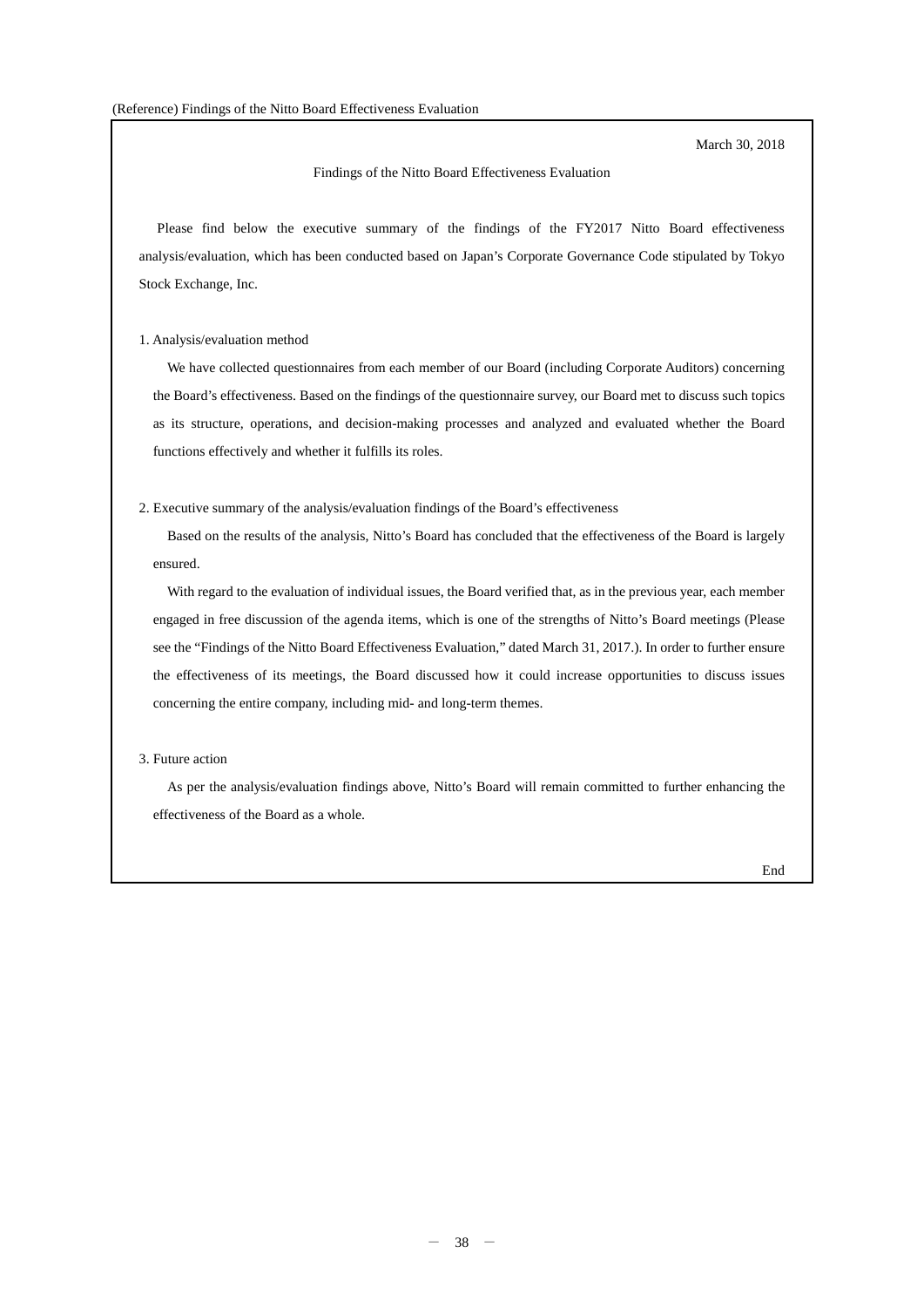(Reference) Findings of the Nitto Board Effectiveness Evaluation

March 30, 2018

## Findings of the Nitto Board Effectiveness Evaluation

Please find below the executive summary of the findings of the FY2017 Nitto Board effectiveness analysis/evaluation, which has been conducted based on Japan's Corporate Governance Code stipulated by Tokyo Stock Exchange, Inc.

### 1. Analysis/evaluation method

We have collected questionnaires from each member of our Board (including Corporate Auditors) concerning the Board's effectiveness. Based on the findings of the questionnaire survey, our Board met to discuss such topics as its structure, operations, and decision-making processes and analyzed and evaluated whether the Board functions effectively and whether it fulfills its roles.

### 2. Executive summary of the analysis/evaluation findings of the Board's effectiveness

Based on the results of the analysis, Nitto's Board has concluded that the effectiveness of the Board is largely ensured.

With regard to the evaluation of individual issues, the Board verified that, as in the previous year, each member engaged in free discussion of the agenda items, which is one of the strengths of Nitto's Board meetings (Please see the "Findings of the Nitto Board Effectiveness Evaluation," dated March 31, 2017.). In order to further ensure the effectiveness of its meetings, the Board discussed how it could increase opportunities to discuss issues concerning the entire company, including mid- and long-term themes.

### 3. Future action

As per the analysis/evaluation findings above, Nitto's Board will remain committed to further enhancing the effectiveness of the Board as a whole.

End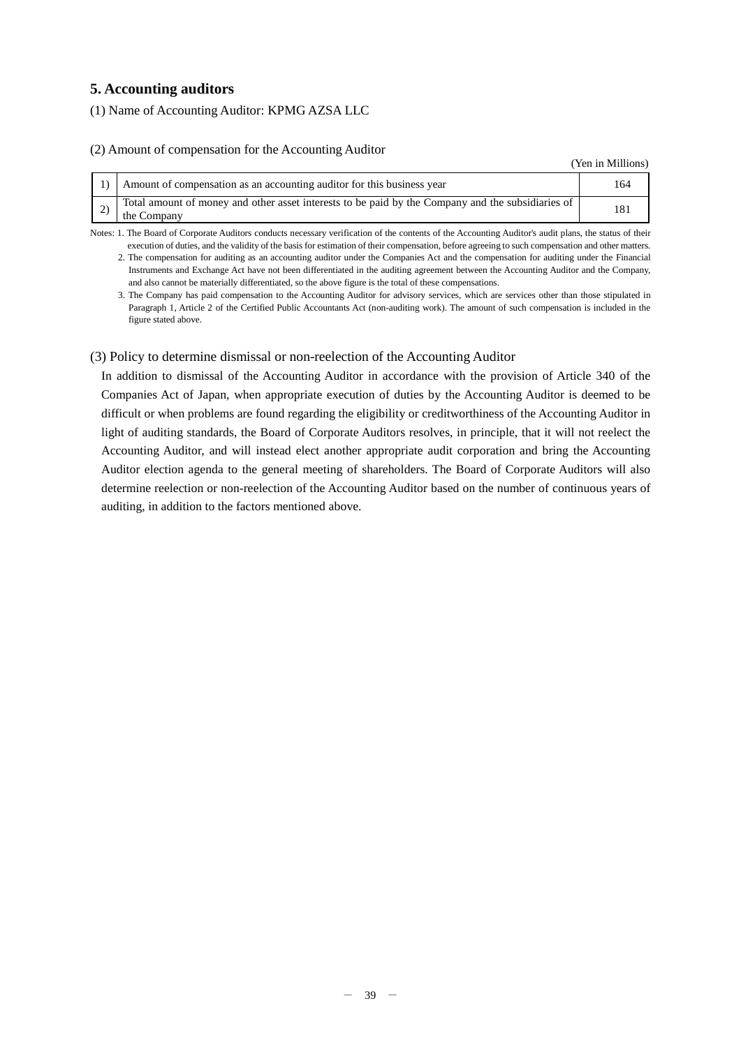## 5. Accounting auditors

(1) Name of Accounting Auditor: KPMG AZSA LLC

(2) Amount of compensation for the Accounting Auditor

(Yen in Millions)

| | | |
|---|---|---|
| 1) | Amount of compensation as an accounting auditor for this business year | 164 |
| 2) | Total amount of money and other asset interests to be paid by the Company and the subsidiaries of the Company | 181 |

Notes: 1. The Board of Corporate Auditors conducts necessary verification of the contents of the Accounting Auditor's audit plans, the status of their execution of duties, and the validity of the basis for estimation of their compensation, before agreeing to such compensation and other matters.

2. The compensation for auditing as an accounting auditor under the Companies Act and the compensation for auditing under the Financial Instruments and Exchange Act have not been differentiated in the auditing agreement between the Accounting Auditor and the Company, and also cannot be materially differentiated, so the above figure is the total of these compensations.

3. The Company has paid compensation to the Accounting Auditor for advisory services, which are services other than those stipulated in Paragraph 1, Article 2 of the Certified Public Accountants Act (non-auditing work). The amount of such compensation is included in the figure stated above.

(3) Policy to determine dismissal or non-reelection of the Accounting Auditor

In addition to dismissal of the Accounting Auditor in accordance with the provision of Article 340 of the Companies Act of Japan, when appropriate execution of duties by the Accounting Auditor is deemed to be difficult or when problems are found regarding the eligibility or creditworthiness of the Accounting Auditor in light of auditing standards, the Board of Corporate Auditors resolves, in principle, that it will not reelect the Accounting Auditor, and will instead elect another appropriate audit corporation and bring the Accounting Auditor election agenda to the general meeting of shareholders. The Board of Corporate Auditors will also determine reelection or non-reelection of the Accounting Auditor based on the number of continuous years of auditing, in addition to the factors mentioned above.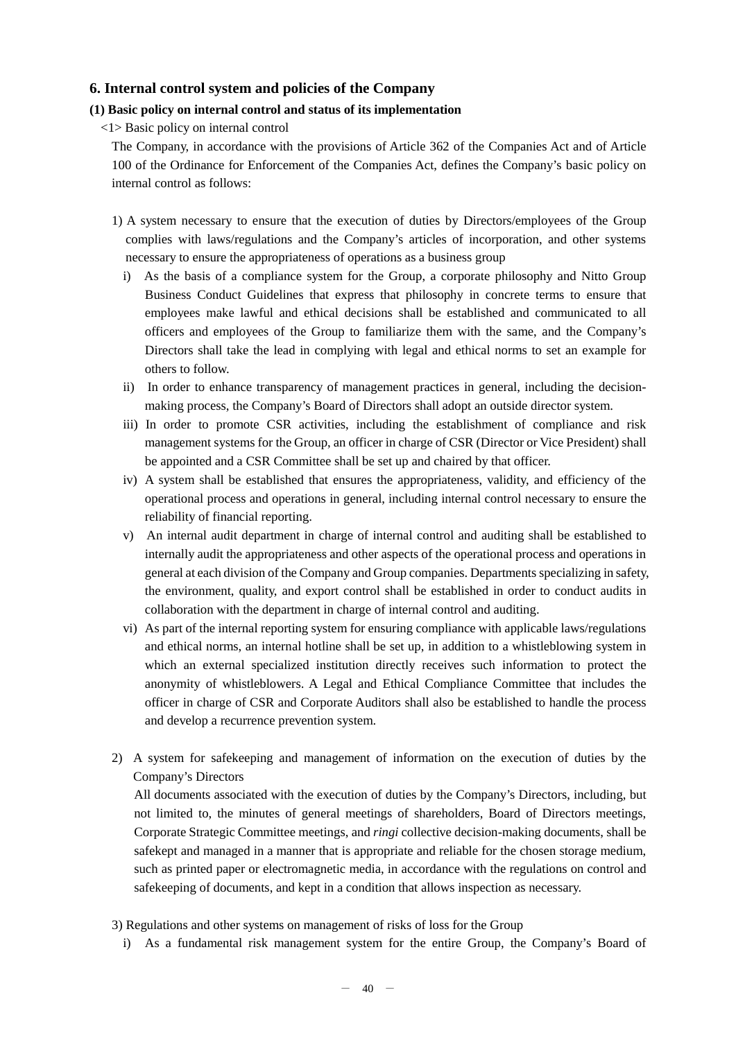## 6. Internal control system and policies of the Company

### (1) Basic policy on internal control and status of its implementation

<1> Basic policy on internal control

The Company, in accordance with the provisions of Article 362 of the Companies Act and of Article 100 of the Ordinance for Enforcement of the Companies Act, defines the Company's basic policy on internal control as follows:

1) A system necessary to ensure that the execution of duties by Directors/employees of the Group complies with laws/regulations and the Company's articles of incorporation, and other systems necessary to ensure the appropriateness of operations as a business group

   i) As the basis of a compliance system for the Group, a corporate philosophy and Nitto Group Business Conduct Guidelines that express that philosophy in concrete terms to ensure that employees make lawful and ethical decisions shall be established and communicated to all officers and employees of the Group to familiarize them with the same, and the Company's Directors shall take the lead in complying with legal and ethical norms to set an example for others to follow.

   ii) In order to enhance transparency of management practices in general, including the decision-making process, the Company's Board of Directors shall adopt an outside director system.

   iii) In order to promote CSR activities, including the establishment of compliance and risk management systems for the Group, an officer in charge of CSR (Director or Vice President) shall be appointed and a CSR Committee shall be set up and chaired by that officer.

   iv) A system shall be established that ensures the appropriateness, validity, and efficiency of the operational process and operations in general, including internal control necessary to ensure the reliability of financial reporting.

   v) An internal audit department in charge of internal control and auditing shall be established to internally audit the appropriateness and other aspects of the operational process and operations in general at each division of the Company and Group companies. Departments specializing in safety, the environment, quality, and export control shall be established in order to conduct audits in collaboration with the department in charge of internal control and auditing.

   vi) As part of the internal reporting system for ensuring compliance with applicable laws/regulations and ethical norms, an internal hotline shall be set up, in addition to a whistleblowing system in which an external specialized institution directly receives such information to protect the anonymity of whistleblowers. A Legal and Ethical Compliance Committee that includes the officer in charge of CSR and Corporate Auditors shall also be established to handle the process and develop a recurrence prevention system.

2) A system for safekeeping and management of information on the execution of duties by the Company's Directors

   All documents associated with the execution of duties by the Company's Directors, including, but not limited to, the minutes of general meetings of shareholders, Board of Directors meetings, Corporate Strategic Committee meetings, and *ringi* collective decision-making documents, shall be safekept and managed in a manner that is appropriate and reliable for the chosen storage medium, such as printed paper or electromagnetic media, in accordance with the regulations on control and safekeeping of documents, and kept in a condition that allows inspection as necessary.

3) Regulations and other systems on management of risks of loss for the Group

   i) As a fundamental risk management system for the entire Group, the Company's Board of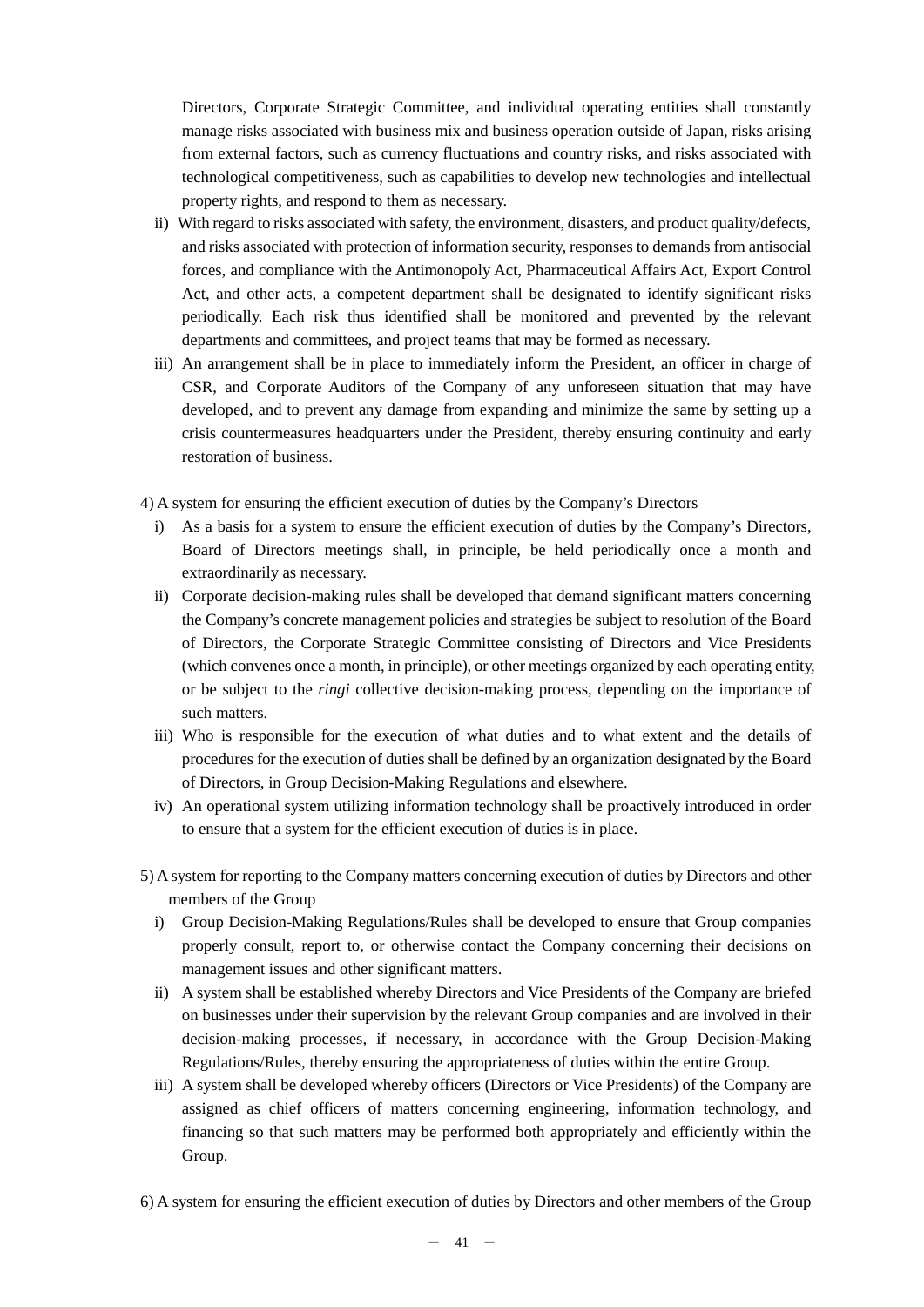Directors, Corporate Strategic Committee, and individual operating entities shall constantly manage risks associated with business mix and business operation outside of Japan, risks arising from external factors, such as currency fluctuations and country risks, and risks associated with technological competitiveness, such as capabilities to develop new technologies and intellectual property rights, and respond to them as necessary.

ii) With regard to risks associated with safety, the environment, disasters, and product quality/defects, and risks associated with protection of information security, responses to demands from antisocial forces, and compliance with the Antimonopoly Act, Pharmaceutical Affairs Act, Export Control Act, and other acts, a competent department shall be designated to identify significant risks periodically. Each risk thus identified shall be monitored and prevented by the relevant departments and committees, and project teams that may be formed as necessary.

iii) An arrangement shall be in place to immediately inform the President, an officer in charge of CSR, and Corporate Auditors of the Company of any unforeseen situation that may have developed, and to prevent any damage from expanding and minimize the same by setting up a crisis countermeasures headquarters under the President, thereby ensuring continuity and early restoration of business.

4) A system for ensuring the efficient execution of duties by the Company's Directors

i) As a basis for a system to ensure the efficient execution of duties by the Company's Directors, Board of Directors meetings shall, in principle, be held periodically once a month and extraordinarily as necessary.

ii) Corporate decision-making rules shall be developed that demand significant matters concerning the Company's concrete management policies and strategies be subject to resolution of the Board of Directors, the Corporate Strategic Committee consisting of Directors and Vice Presidents (which convenes once a month, in principle), or other meetings organized by each operating entity, or be subject to the *ringi* collective decision-making process, depending on the importance of such matters.

iii) Who is responsible for the execution of what duties and to what extent and the details of procedures for the execution of duties shall be defined by an organization designated by the Board of Directors, in Group Decision-Making Regulations and elsewhere.

iv) An operational system utilizing information technology shall be proactively introduced in order to ensure that a system for the efficient execution of duties is in place.

5) A system for reporting to the Company matters concerning execution of duties by Directors and other members of the Group

i) Group Decision-Making Regulations/Rules shall be developed to ensure that Group companies properly consult, report to, or otherwise contact the Company concerning their decisions on management issues and other significant matters.

ii) A system shall be established whereby Directors and Vice Presidents of the Company are briefed on businesses under their supervision by the relevant Group companies and are involved in their decision-making processes, if necessary, in accordance with the Group Decision-Making Regulations/Rules, thereby ensuring the appropriateness of duties within the entire Group.

iii) A system shall be developed whereby officers (Directors or Vice Presidents) of the Company are assigned as chief officers of matters concerning engineering, information technology, and financing so that such matters may be performed both appropriately and efficiently within the Group.

6) A system for ensuring the efficient execution of duties by Directors and other members of the Group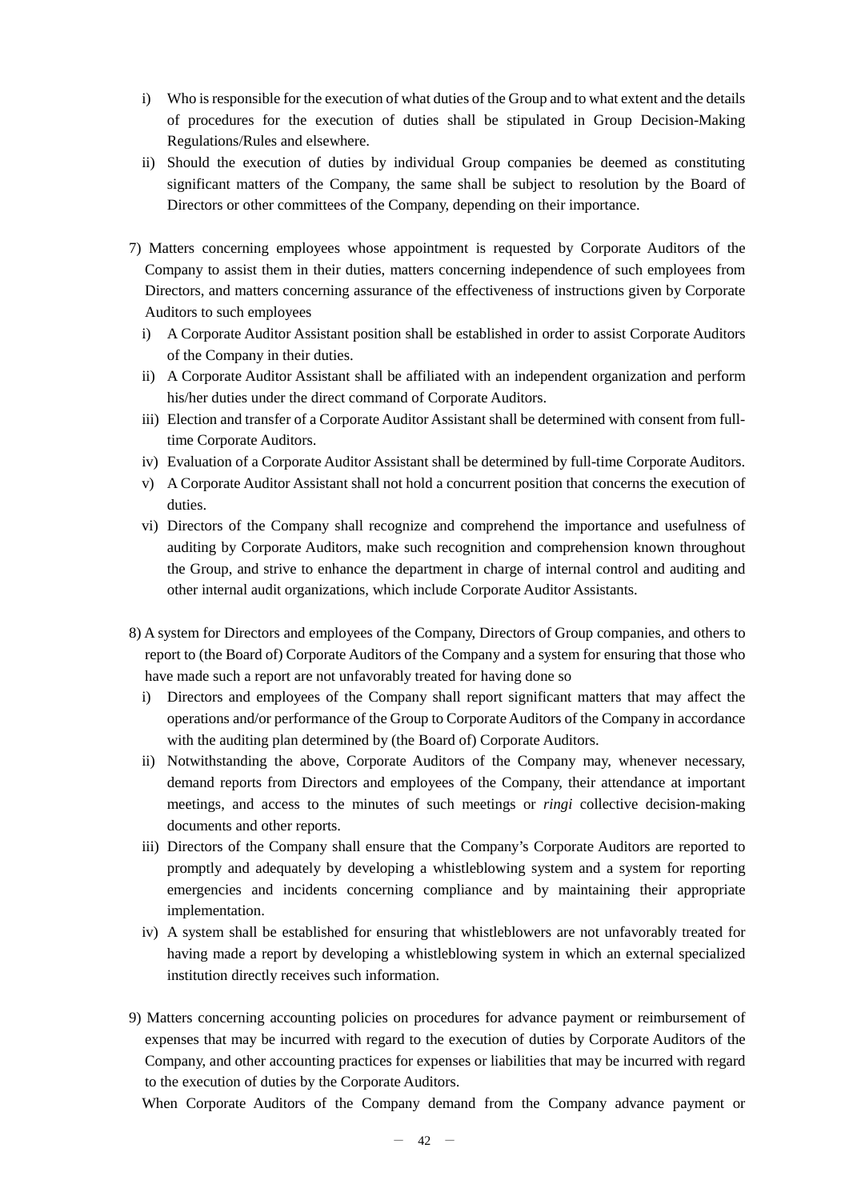i) Who is responsible for the execution of what duties of the Group and to what extent and the details of procedures for the execution of duties shall be stipulated in Group Decision-Making Regulations/Rules and elsewhere.

ii) Should the execution of duties by individual Group companies be deemed as constituting significant matters of the Company, the same shall be subject to resolution by the Board of Directors or other committees of the Company, depending on their importance.

7) Matters concerning employees whose appointment is requested by Corporate Auditors of the Company to assist them in their duties, matters concerning independence of such employees from Directors, and matters concerning assurance of the effectiveness of instructions given by Corporate Auditors to such employees

i) A Corporate Auditor Assistant position shall be established in order to assist Corporate Auditors of the Company in their duties.

ii) A Corporate Auditor Assistant shall be affiliated with an independent organization and perform his/her duties under the direct command of Corporate Auditors.

iii) Election and transfer of a Corporate Auditor Assistant shall be determined with consent from full-time Corporate Auditors.

iv) Evaluation of a Corporate Auditor Assistant shall be determined by full-time Corporate Auditors.

v) A Corporate Auditor Assistant shall not hold a concurrent position that concerns the execution of duties.

vi) Directors of the Company shall recognize and comprehend the importance and usefulness of auditing by Corporate Auditors, make such recognition and comprehension known throughout the Group, and strive to enhance the department in charge of internal control and auditing and other internal audit organizations, which include Corporate Auditor Assistants.

8) A system for Directors and employees of the Company, Directors of Group companies, and others to report to (the Board of) Corporate Auditors of the Company and a system for ensuring that those who have made such a report are not unfavorably treated for having done so

i) Directors and employees of the Company shall report significant matters that may affect the operations and/or performance of the Group to Corporate Auditors of the Company in accordance with the auditing plan determined by (the Board of) Corporate Auditors.

ii) Notwithstanding the above, Corporate Auditors of the Company may, whenever necessary, demand reports from Directors and employees of the Company, their attendance at important meetings, and access to the minutes of such meetings or *ringi* collective decision-making documents and other reports.

iii) Directors of the Company shall ensure that the Company's Corporate Auditors are reported to promptly and adequately by developing a whistleblowing system and a system for reporting emergencies and incidents concerning compliance and by maintaining their appropriate implementation.

iv) A system shall be established for ensuring that whistleblowers are not unfavorably treated for having made a report by developing a whistleblowing system in which an external specialized institution directly receives such information.

9) Matters concerning accounting policies on procedures for advance payment or reimbursement of expenses that may be incurred with regard to the execution of duties by Corporate Auditors of the Company, and other accounting practices for expenses or liabilities that may be incurred with regard to the execution of duties by the Corporate Auditors.

When Corporate Auditors of the Company demand from the Company advance payment or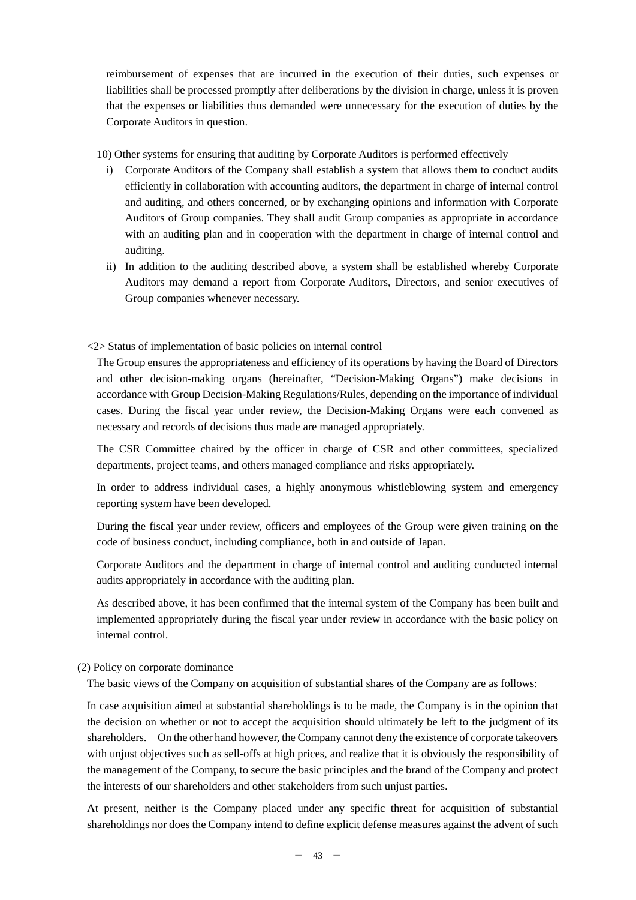reimbursement of expenses that are incurred in the execution of their duties, such expenses or liabilities shall be processed promptly after deliberations by the division in charge, unless it is proven that the expenses or liabilities thus demanded were unnecessary for the execution of duties by the Corporate Auditors in question.

10) Other systems for ensuring that auditing by Corporate Auditors is performed effectively

i) Corporate Auditors of the Company shall establish a system that allows them to conduct audits efficiently in collaboration with accounting auditors, the department in charge of internal control and auditing, and others concerned, or by exchanging opinions and information with Corporate Auditors of Group companies. They shall audit Group companies as appropriate in accordance with an auditing plan and in cooperation with the department in charge of internal control and auditing.

ii) In addition to the auditing described above, a system shall be established whereby Corporate Auditors may demand a report from Corporate Auditors, Directors, and senior executives of Group companies whenever necessary.

<2> Status of implementation of basic policies on internal control

The Group ensures the appropriateness and efficiency of its operations by having the Board of Directors and other decision-making organs (hereinafter, "Decision-Making Organs") make decisions in accordance with Group Decision-Making Regulations/Rules, depending on the importance of individual cases. During the fiscal year under review, the Decision-Making Organs were each convened as necessary and records of decisions thus made are managed appropriately.

The CSR Committee chaired by the officer in charge of CSR and other committees, specialized departments, project teams, and others managed compliance and risks appropriately.

In order to address individual cases, a highly anonymous whistleblowing system and emergency reporting system have been developed.

During the fiscal year under review, officers and employees of the Group were given training on the code of business conduct, including compliance, both in and outside of Japan.

Corporate Auditors and the department in charge of internal control and auditing conducted internal audits appropriately in accordance with the auditing plan.

As described above, it has been confirmed that the internal system of the Company has been built and implemented appropriately during the fiscal year under review in accordance with the basic policy on internal control.

(2) Policy on corporate dominance

The basic views of the Company on acquisition of substantial shares of the Company are as follows:

In case acquisition aimed at substantial shareholdings is to be made, the Company is in the opinion that the decision on whether or not to accept the acquisition should ultimately be left to the judgment of its shareholders. On the other hand however, the Company cannot deny the existence of corporate takeovers with unjust objectives such as sell-offs at high prices, and realize that it is obviously the responsibility of the management of the Company, to secure the basic principles and the brand of the Company and protect the interests of our shareholders and other stakeholders from such unjust parties.

At present, neither is the Company placed under any specific threat for acquisition of substantial shareholdings nor does the Company intend to define explicit defense measures against the advent of such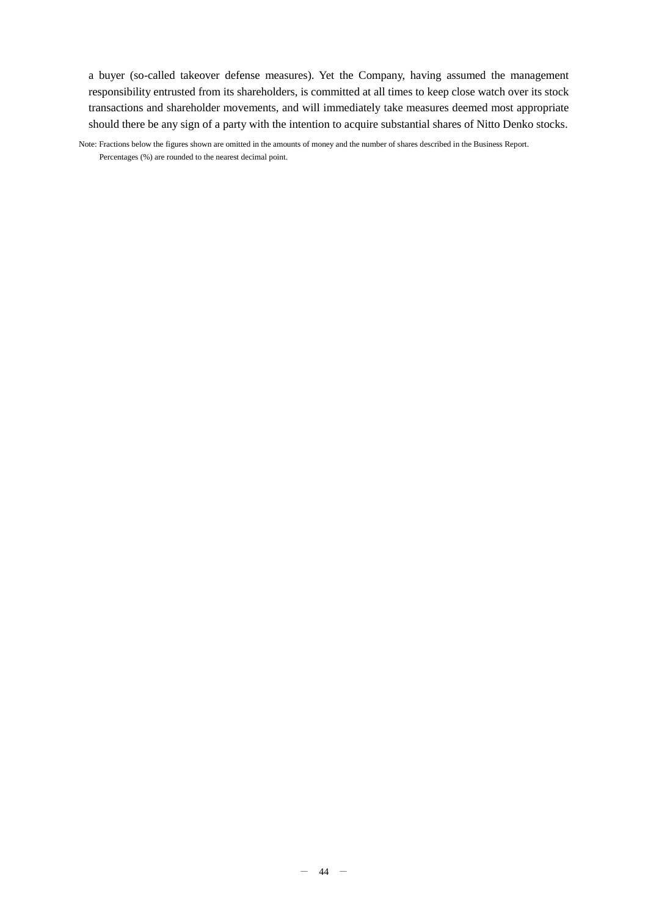a buyer (so-called takeover defense measures). Yet the Company, having assumed the management responsibility entrusted from its shareholders, is committed at all times to keep close watch over its stock transactions and shareholder movements, and will immediately take measures deemed most appropriate should there be any sign of a party with the intention to acquire substantial shares of Nitto Denko stocks.

Note: Fractions below the figures shown are omitted in the amounts of money and the number of shares described in the Business Report.
Percentages (%) are rounded to the nearest decimal point.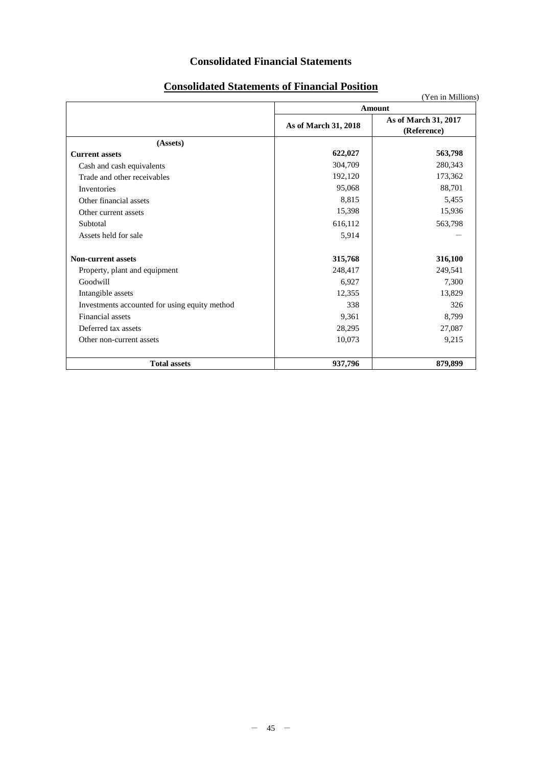# Consolidated Financial Statements

## Consolidated Statements of Financial Position

(Yen in Millions)

| | Amount | |
|---|---|---|
| | As of March 31, 2018 | As of March 31, 2017 (Reference) |
| **(Assets)** | | |
| **Current assets** | **622,027** | **563,798** |
| Cash and cash equivalents | 304,709 | 280,343 |
| Trade and other receivables | 192,120 | 173,362 |
| Inventories | 95,068 | 88,701 |
| Other financial assets | 8,815 | 5,455 |
| Other current assets | 15,398 | 15,936 |
| Subtotal | 616,112 | 563,798 |
| Assets held for sale | 5,914 | — |
| **Non-current assets** | **315,768** | **316,100** |
| Property, plant and equipment | 248,417 | 249,541 |
| Goodwill | 6,927 | 7,300 |
| Intangible assets | 12,355 | 13,829 |
| Investments accounted for using equity method | 338 | 326 |
| Financial assets | 9,361 | 8,799 |
| Deferred tax assets | 28,295 | 27,087 |
| Other non-current assets | 10,073 | 9,215 |
| **Total assets** | **937,796** | **879,899** |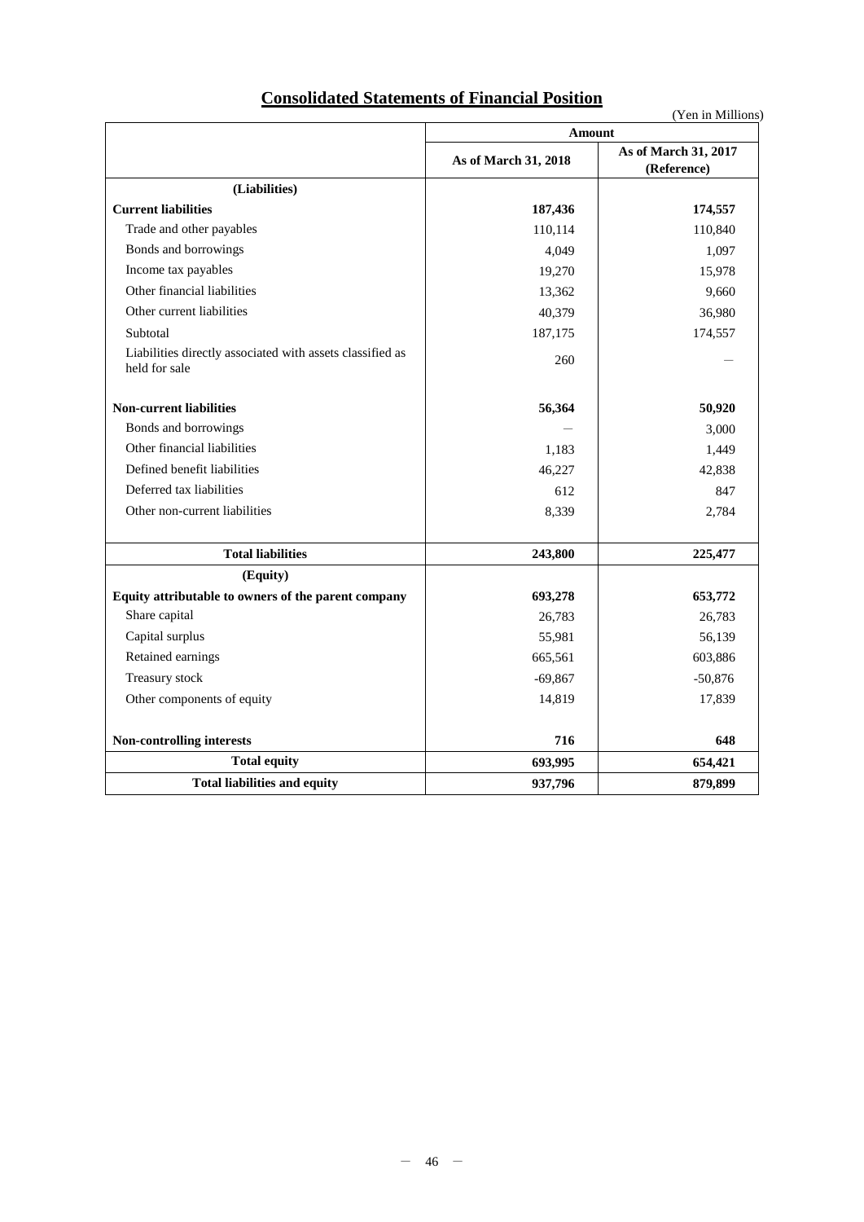# Consolidated Statements of Financial Position

(Yen in Millions)

| | Amount | |
|---|---|---|
| | As of March 31, 2018 | As of March 31, 2017 (Reference) |
| **(Liabilities)** | | |
| **Current liabilities** | **187,436** | **174,557** |
| Trade and other payables | 110,114 | 110,840 |
| Bonds and borrowings | 4,049 | 1,097 |
| Income tax payables | 19,270 | 15,978 |
| Other financial liabilities | 13,362 | 9,660 |
| Other current liabilities | 40,379 | 36,980 |
| Subtotal | 187,175 | 174,557 |
| Liabilities directly associated with assets classified as held for sale | 260 | ― |
| **Non-current liabilities** | **56,364** | **50,920** |
| Bonds and borrowings | ― | 3,000 |
| Other financial liabilities | 1,183 | 1,449 |
| Defined benefit liabilities | 46,227 | 42,838 |
| Deferred tax liabilities | 612 | 847 |
| Other non-current liabilities | 8,339 | 2,784 |
| **Total liabilities** | **243,800** | **225,477** |
| **(Equity)** | | |
| **Equity attributable to owners of the parent company** | **693,278** | **653,772** |
| Share capital | 26,783 | 26,783 |
| Capital surplus | 55,981 | 56,139 |
| Retained earnings | 665,561 | 603,886 |
| Treasury stock | -69,867 | -50,876 |
| Other components of equity | 14,819 | 17,839 |
| **Non-controlling interests** | **716** | **648** |
| **Total equity** | **693,995** | **654,421** |
| **Total liabilities and equity** | **937,796** | **879,899** |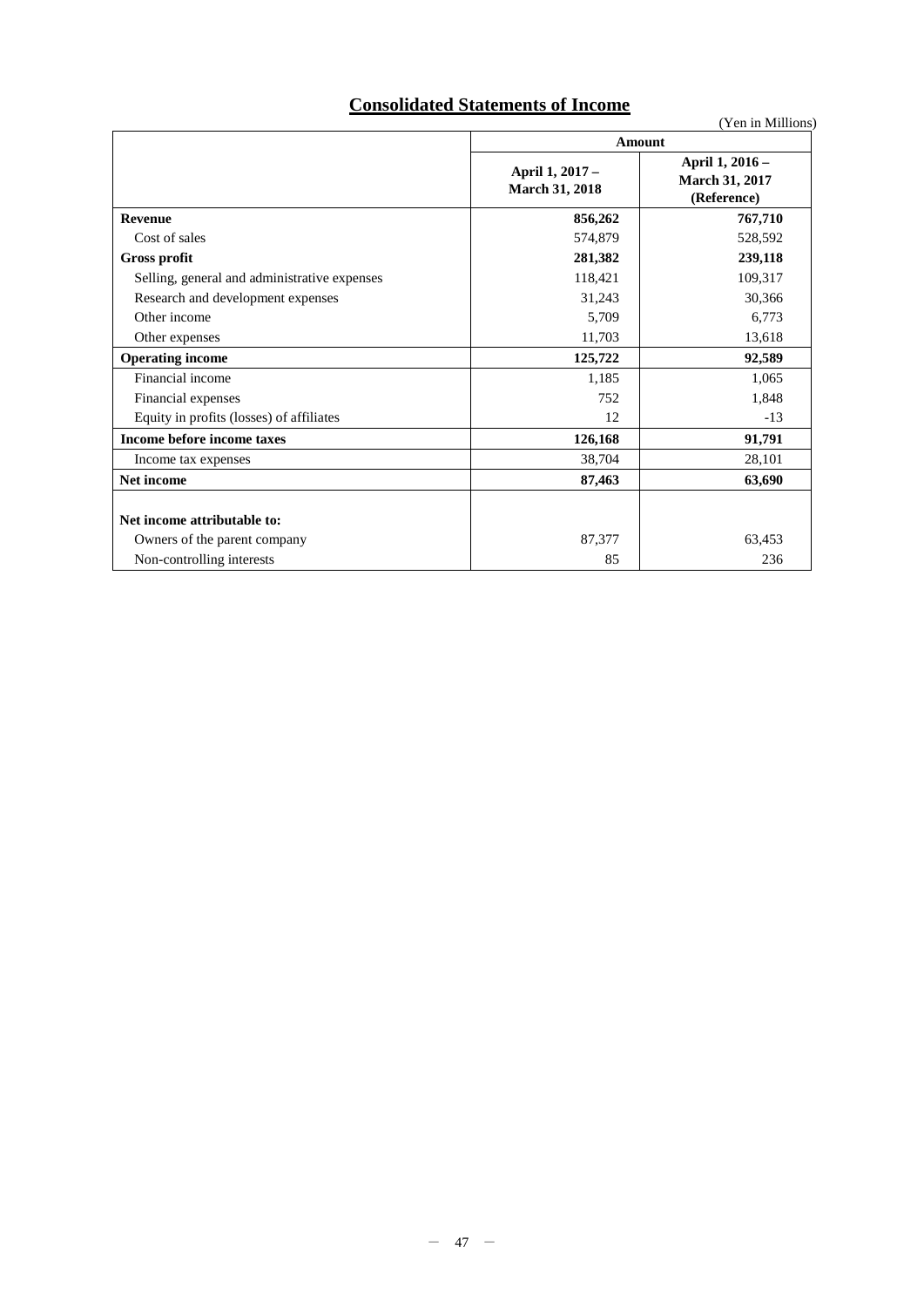# Consolidated Statements of Income

(Yen in Millions)

| | Amount | |
|---|---|---|
| | April 1, 2017 – March 31, 2018 | April 1, 2016 – March 31, 2017 (Reference) |
| **Revenue** | **856,262** | **767,710** |
| Cost of sales | 574,879 | 528,592 |
| **Gross profit** | **281,382** | **239,118** |
| Selling, general and administrative expenses | 118,421 | 109,317 |
| Research and development expenses | 31,243 | 30,366 |
| Other income | 5,709 | 6,773 |
| Other expenses | 11,703 | 13,618 |
| **Operating income** | **125,722** | **92,589** |
| Financial income | 1,185 | 1,065 |
| Financial expenses | 752 | 1,848 |
| Equity in profits (losses) of affiliates | 12 | -13 |
| **Income before income taxes** | **126,168** | **91,791** |
| Income tax expenses | 38,704 | 28,101 |
| **Net income** | **87,463** | **63,690** |
| **Net income attributable to:** | | |
| Owners of the parent company | 87,377 | 63,453 |
| Non-controlling interests | 85 | 236 |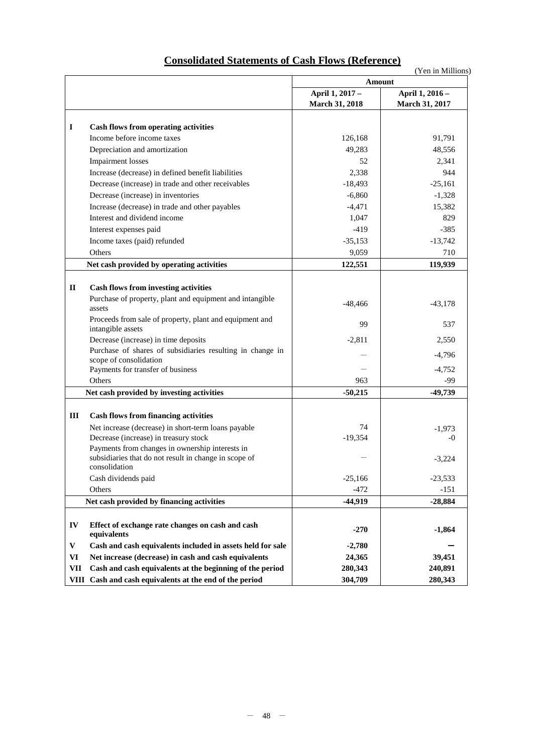# Consolidated Statements of Cash Flows (Reference)

(Yen in Millions)

| | | Amount | |
|---|---|---|---|
| | | April 1, 2017 – March 31, 2018 | April 1, 2016 – March 31, 2017 |
| **I** | **Cash flows from operating activities** | | |
| | Income before income taxes | 126,168 | 91,791 |
| | Depreciation and amortization | 49,283 | 48,556 |
| | Impairment losses | 52 | 2,341 |
| | Increase (decrease) in defined benefit liabilities | 2,338 | 944 |
| | Decrease (increase) in trade and other receivables | -18,493 | -25,161 |
| | Decrease (increase) in inventories | -6,860 | -1,328 |
| | Increase (decrease) in trade and other payables | -4,471 | 15,382 |
| | Interest and dividend income | 1,047 | 829 |
| | Interest expenses paid | -419 | -385 |
| | Income taxes (paid) refunded | -35,153 | -13,742 |
| | Others | 9,059 | 710 |
| | **Net cash provided by operating activities** | **122,551** | **119,939** |
| **II** | **Cash flows from investing activities** | | |
| | Purchase of property, plant and equipment and intangible assets | -48,466 | -43,178 |
| | Proceeds from sale of property, plant and equipment and intangible assets | 99 | 537 |
| | Decrease (increase) in time deposits | -2,811 | 2,550 |
| | Purchase of shares of subsidiaries resulting in change in scope of consolidation | — | -4,796 |
| | Payments for transfer of business | — | -4,752 |
| | Others | 963 | -99 |
| | **Net cash provided by investing activities** | **-50,215** | **-49,739** |
| **III** | **Cash flows from financing activities** | | |
| | Net increase (decrease) in short-term loans payable | 74 | -1,973 |
| | Decrease (increase) in treasury stock | -19,354 | -0 |
| | Payments from changes in ownership interests in subsidiaries that do not result in change in scope of consolidation | — | -3,224 |
| | Cash dividends paid | -25,166 | -23,533 |
| | Others | -472 | -151 |
| | **Net cash provided by financing activities** | **-44,919** | **-28,884** |
| **IV** | **Effect of exchange rate changes on cash and cash equivalents** | **-270** | **-1,864** |
| **V** | **Cash and cash equivalents included in assets held for sale** | **-2,780** | **—** |
| **VI** | **Net increase (decrease) in cash and cash equivalents** | **24,365** | **39,451** |
| **VII** | **Cash and cash equivalents at the beginning of the period** | **280,343** | **240,891** |
| **VIII** | **Cash and cash equivalents at the end of the period** | **304,709** | **280,343** |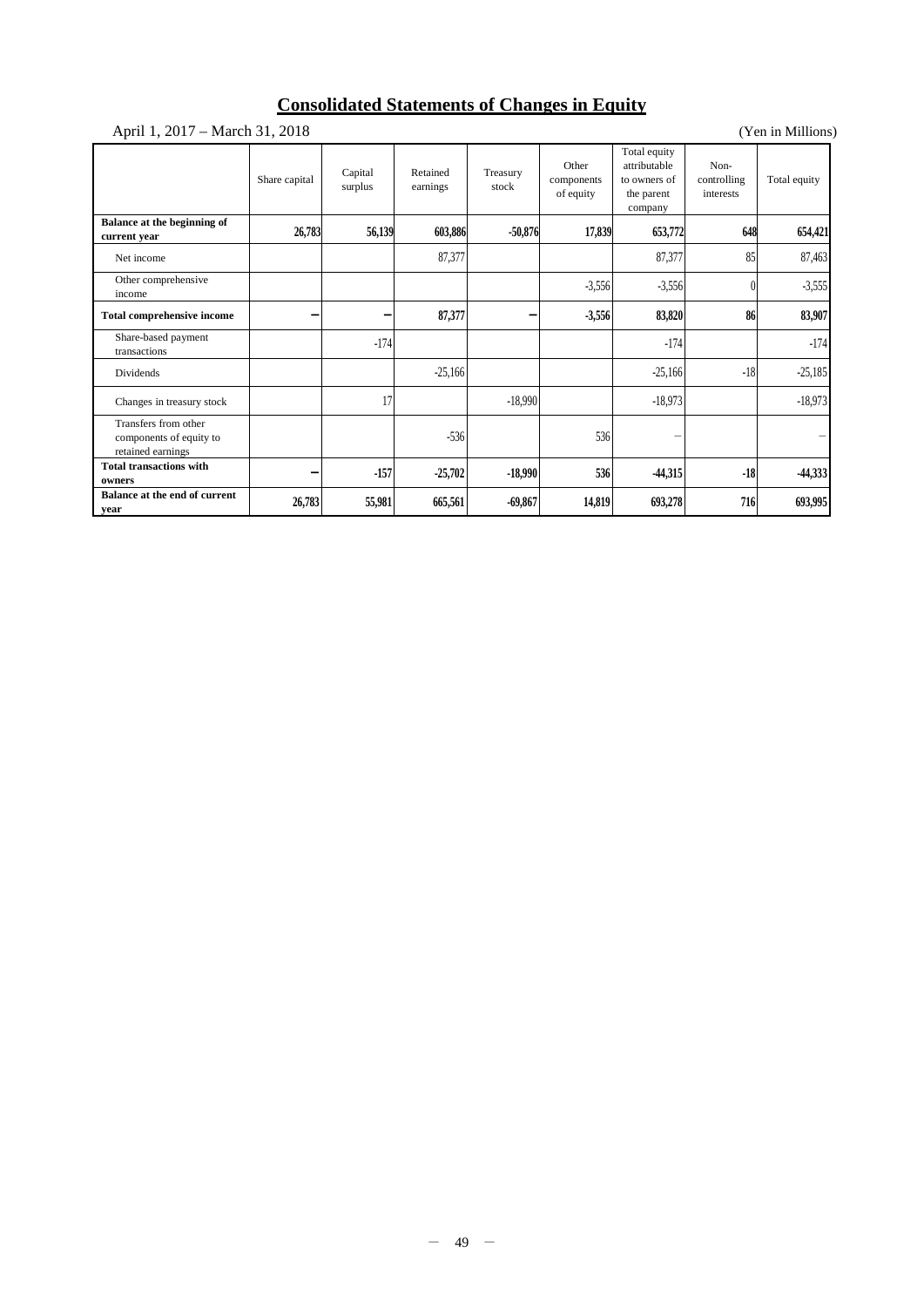# Consolidated Statements of Changes in Equity

April 1, 2017 – March 31, 2018 (Yen in Millions)

| | Share capital | Capital surplus | Retained earnings | Treasury stock | Other components of equity | Total equity attributable to owners of the parent company | Non-controlling interests | Total equity |
|---|---|---|---|---|---|---|---|---|
| **Balance at the beginning of current year** | **26,783** | **56,139** | **603,886** | **-50,876** | **17,839** | **653,772** | **648** | **654,421** |
| Net income | | | 87,377 | | | 87,377 | 85 | 87,463 |
| Other comprehensive income | | | | | -3,556 | -3,556 | 0 | -3,555 |
| **Total comprehensive income** | **－** | **－** | **87,377** | **－** | **-3,556** | **83,820** | **86** | **83,907** |
| Share-based payment transactions | | -174 | | | | -174 | | -174 |
| Dividends | | | -25,166 | | | -25,166 | -18 | -25,185 |
| Changes in treasury stock | | 17 | | -18,990 | | -18,973 | | -18,973 |
| Transfers from other components of equity to retained earnings | | | -536 | | 536 | － | | － |
| **Total transactions with owners** | **－** | **-157** | **-25,702** | **-18,990** | **536** | **-44,315** | **-18** | **-44,333** |
| **Balance at the end of current year** | **26,783** | **55,981** | **665,561** | **-69,867** | **14,819** | **693,278** | **716** | **693,995** |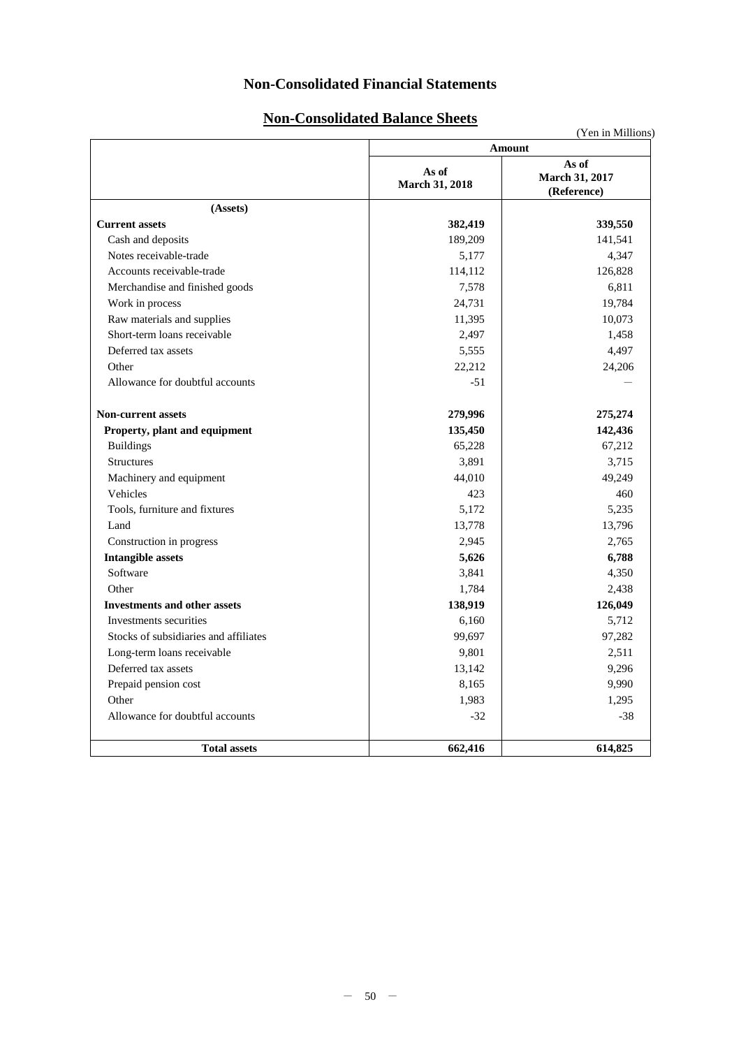# Non-Consolidated Financial Statements

## Non-Consolidated Balance Sheets

(Yen in Millions)

| | Amount | |
|---|---|---|
| | As of March 31, 2018 | As of March 31, 2017 (Reference) |
| **(Assets)** | | |
| **Current assets** | **382,419** | **339,550** |
| Cash and deposits | 189,209 | 141,541 |
| Notes receivable-trade | 5,177 | 4,347 |
| Accounts receivable-trade | 114,112 | 126,828 |
| Merchandise and finished goods | 7,578 | 6,811 |
| Work in process | 24,731 | 19,784 |
| Raw materials and supplies | 11,395 | 10,073 |
| Short-term loans receivable | 2,497 | 1,458 |
| Deferred tax assets | 5,555 | 4,497 |
| Other | 22,212 | 24,206 |
| Allowance for doubtful accounts | -51 | — |
| **Non-current assets** | **279,996** | **275,274** |
| **Property, plant and equipment** | **135,450** | **142,436** |
| Buildings | 65,228 | 67,212 |
| Structures | 3,891 | 3,715 |
| Machinery and equipment | 44,010 | 49,249 |
| Vehicles | 423 | 460 |
| Tools, furniture and fixtures | 5,172 | 5,235 |
| Land | 13,778 | 13,796 |
| Construction in progress | 2,945 | 2,765 |
| **Intangible assets** | **5,626** | **6,788** |
| Software | 3,841 | 4,350 |
| Other | 1,784 | 2,438 |
| **Investments and other assets** | **138,919** | **126,049** |
| Investments securities | 6,160 | 5,712 |
| Stocks of subsidiaries and affiliates | 99,697 | 97,282 |
| Long-term loans receivable | 9,801 | 2,511 |
| Deferred tax assets | 13,142 | 9,296 |
| Prepaid pension cost | 8,165 | 9,990 |
| Other | 1,983 | 1,295 |
| Allowance for doubtful accounts | -32 | -38 |
| **Total assets** | **662,416** | **614,825** |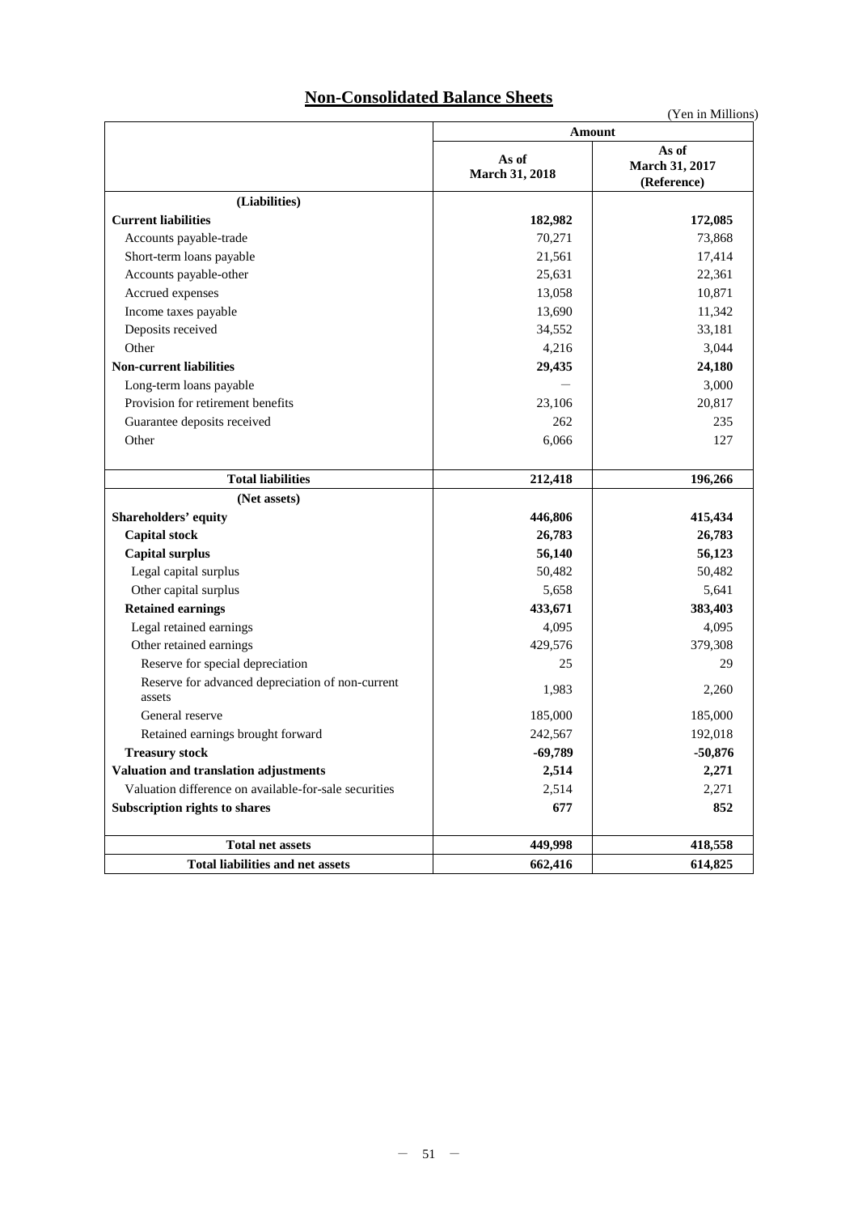# Non-Consolidated Balance Sheets

(Yen in Millions)

| | Amount | |
|---|---|---|
| | As of March 31, 2018 | As of March 31, 2017 (Reference) |
| **(Liabilities)** | | |
| **Current liabilities** | **182,982** | **172,085** |
| Accounts payable-trade | 70,271 | 73,868 |
| Short-term loans payable | 21,561 | 17,414 |
| Accounts payable-other | 25,631 | 22,361 |
| Accrued expenses | 13,058 | 10,871 |
| Income taxes payable | 13,690 | 11,342 |
| Deposits received | 34,552 | 33,181 |
| Other | 4,216 | 3,044 |
| **Non-current liabilities** | **29,435** | **24,180** |
| Long-term loans payable | — | 3,000 |
| Provision for retirement benefits | 23,106 | 20,817 |
| Guarantee deposits received | 262 | 235 |
| Other | 6,066 | 127 |
| **Total liabilities** | **212,418** | **196,266** |
| **(Net assets)** | | |
| **Shareholders' equity** | **446,806** | **415,434** |
| **Capital stock** | **26,783** | **26,783** |
| **Capital surplus** | **56,140** | **56,123** |
| Legal capital surplus | 50,482 | 50,482 |
| Other capital surplus | 5,658 | 5,641 |
| **Retained earnings** | **433,671** | **383,403** |
| Legal retained earnings | 4,095 | 4,095 |
| Other retained earnings | 429,576 | 379,308 |
| Reserve for special depreciation | 25 | 29 |
| Reserve for advanced depreciation of non-current assets | 1,983 | 2,260 |
| General reserve | 185,000 | 185,000 |
| Retained earnings brought forward | 242,567 | 192,018 |
| **Treasury stock** | **-69,789** | **-50,876** |
| **Valuation and translation adjustments** | **2,514** | **2,271** |
| Valuation difference on available-for-sale securities | 2,514 | 2,271 |
| **Subscription rights to shares** | **677** | **852** |
| **Total net assets** | **449,998** | **418,558** |
| **Total liabilities and net assets** | **662,416** | **614,825** |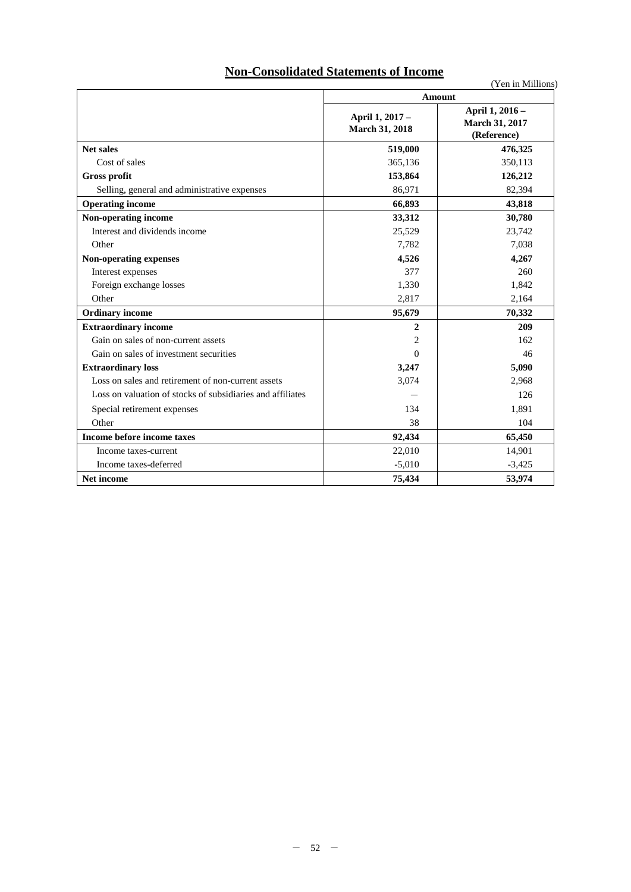# Non-Consolidated Statements of Income

(Yen in Millions)

| | Amount | |
|---|---|---|
| | April 1, 2017 – March 31, 2018 | April 1, 2016 – March 31, 2017 (Reference) |
| **Net sales** | **519,000** | **476,325** |
| Cost of sales | 365,136 | 350,113 |
| **Gross profit** | **153,864** | **126,212** |
| Selling, general and administrative expenses | 86,971 | 82,394 |
| **Operating income** | **66,893** | **43,818** |
| **Non-operating income** | **33,312** | **30,780** |
| Interest and dividends income | 25,529 | 23,742 |
| Other | 7,782 | 7,038 |
| **Non-operating expenses** | **4,526** | **4,267** |
| Interest expenses | 377 | 260 |
| Foreign exchange losses | 1,330 | 1,842 |
| Other | 2,817 | 2,164 |
| **Ordinary income** | **95,679** | **70,332** |
| **Extraordinary income** | **2** | **209** |
| Gain on sales of non-current assets | 2 | 162 |
| Gain on sales of investment securities | 0 | 46 |
| **Extraordinary loss** | **3,247** | **5,090** |
| Loss on sales and retirement of non-current assets | 3,074 | 2,968 |
| Loss on valuation of stocks of subsidiaries and affiliates | — | 126 |
| Special retirement expenses | 134 | 1,891 |
| Other | 38 | 104 |
| **Income before income taxes** | **92,434** | **65,450** |
| Income taxes-current | 22,010 | 14,901 |
| Income taxes-deferred | -5,010 | -3,425 |
| **Net income** | **75,434** | **53,974** |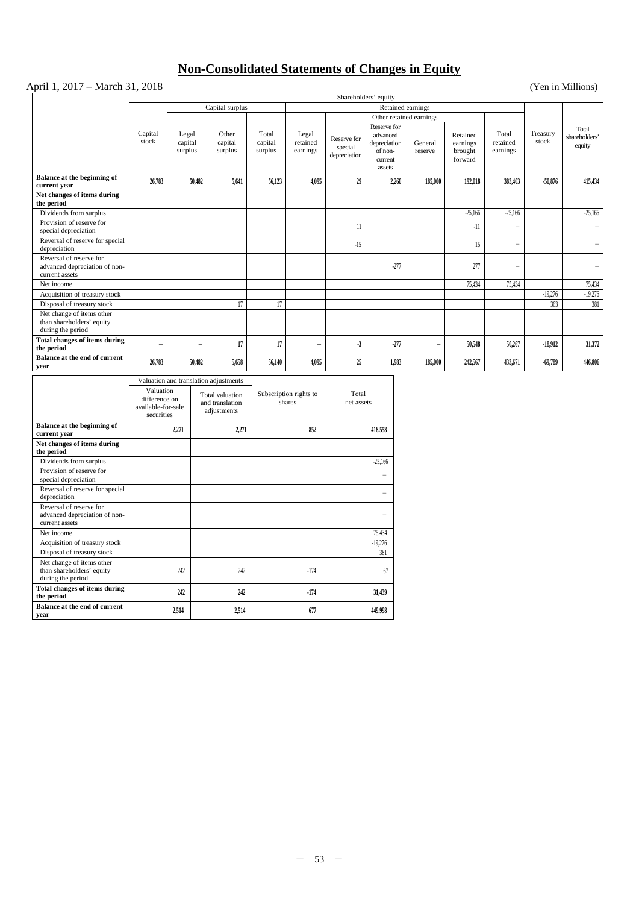# Non-Consolidated Statements of Changes in Equity

April 1, 2017 – March 31, 2018 (Yen in Millions)

| | Shareholders' equity | | | | | | | | | | | |
|---|---|---|---|---|---|---|---|---|---|---|---|---|
| | | Capital surplus | | | Retained earnings | | | | | | | |
| | | | | | | Other retained earnings | | | | | | |
| | Capital stock | Legal capital surplus | Other capital surplus | Total capital surplus | Legal retained earnings | Reserve for special depreciation | Reserve for advanced depreciation of non-current assets | General reserve | Retained earnings brought forward | Total retained earnings | Treasury stock | Total shareholders' equity |
| **Balance at the beginning of current year** | **26,783** | **50,482** | **5,641** | **56,123** | **4,095** | **29** | **2,260** | **185,000** | **192,018** | **383,403** | **-50,876** | **415,434** |
| **Net changes of items during the period** | | | | | | | | | | | | |
| Dividends from surplus | | | | | | | | | -25,166 | -25,166 | | -25,166 |
| Provision of reserve for special depreciation | | | | | | 11 | | | -11 | – | | – |
| Reversal of reserve for special depreciation | | | | | | -15 | | | 15 | – | | – |
| Reversal of reserve for advanced depreciation of non-current assets | | | | | | | -277 | | 277 | – | | – |
| Net income | | | | | | | | | 75,434 | 75,434 | | 75,434 |
| Acquisition of treasury stock | | | | | | | | | | | -19,276 | -19,276 |
| Disposal of treasury stock | | | 17 | 17 | | | | | | | 363 | 381 |
| Net change of items other than shareholders' equity during the period | | | | | | | | | | | | |
| **Total changes of items during the period** | **–** | **–** | **17** | **17** | **–** | **-3** | **-277** | **–** | **50,548** | **50,267** | **-18,912** | **31,372** |
| **Balance at the end of current year** | **26,783** | **50,482** | **5,658** | **56,140** | **4,095** | **25** | **1,983** | **185,000** | **242,567** | **433,671** | **-69,789** | **446,806** |

| | Valuation and translation adjustments | | Subscription rights to shares | Total net assets |
|---|---|---|---|---|
| | Valuation difference on available-for-sale securities | Total valuation and translation adjustments | | |
| **Balance at the beginning of current year** | **2,271** | **2,271** | **852** | **418,558** |
| **Net changes of items during the period** | | | | |
| Dividends from surplus | | | | -25,166 |
| Provision of reserve for special depreciation | | | | – |
| Reversal of reserve for special depreciation | | | | – |
| Reversal of reserve for advanced depreciation of non-current assets | | | | – |
| Net income | | | | 75,434 |
| Acquisition of treasury stock | | | | -19,276 |
| Disposal of treasury stock | | | | 381 |
| Net change of items other than shareholders' equity during the period | 242 | 242 | -174 | 67 |
| **Total changes of items during the period** | **242** | **242** | **-174** | **31,439** |
| **Balance at the end of current year** | **2,514** | **2,514** | **677** | **449,998** |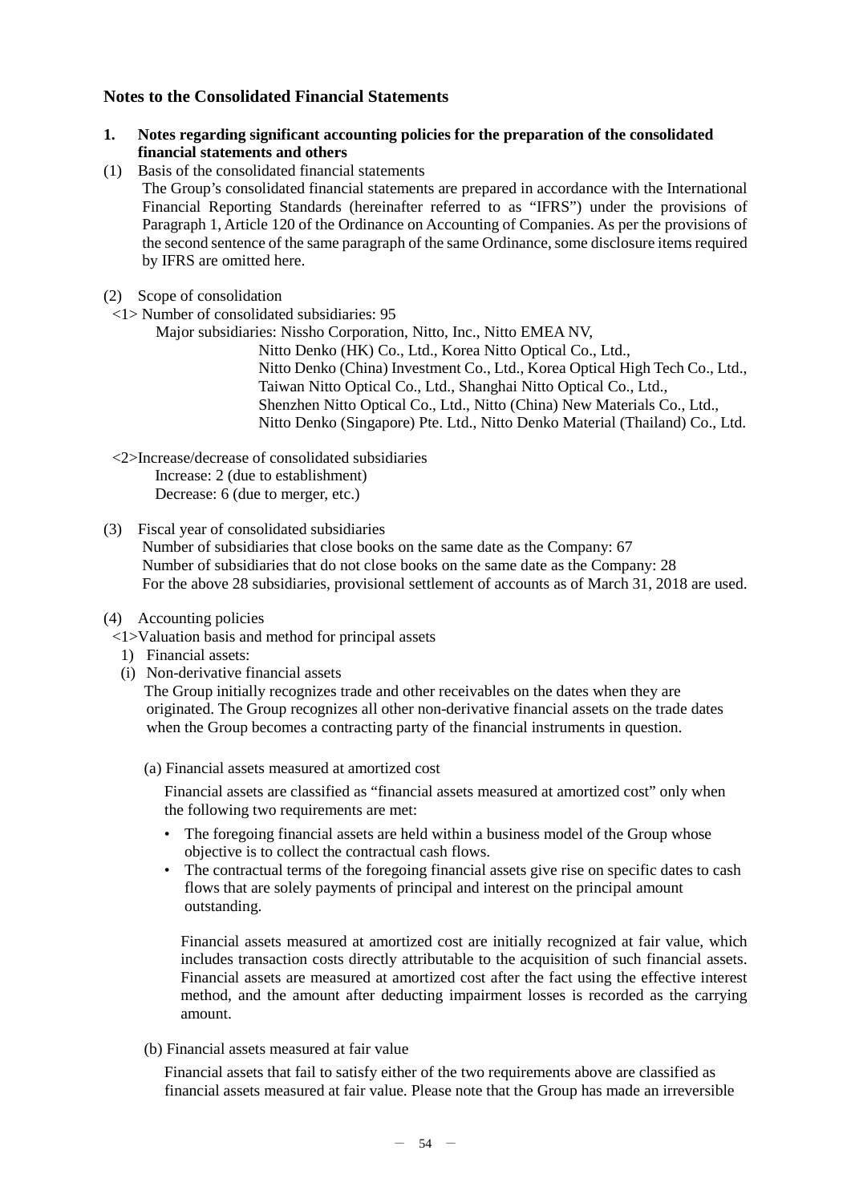## Notes to the Consolidated Financial Statements

### 1. Notes regarding significant accounting policies for the preparation of the consolidated financial statements and others

(1) Basis of the consolidated financial statements

The Group's consolidated financial statements are prepared in accordance with the International Financial Reporting Standards (hereinafter referred to as "IFRS") under the provisions of Paragraph 1, Article 120 of the Ordinance on Accounting of Companies. As per the provisions of the second sentence of the same paragraph of the same Ordinance, some disclosure items required by IFRS are omitted here.

(2) Scope of consolidation

<1> Number of consolidated subsidiaries: 95

Major subsidiaries: Nissho Corporation, Nitto, Inc., Nitto EMEA NV, Nitto Denko (HK) Co., Ltd., Korea Nitto Optical Co., Ltd., Nitto Denko (China) Investment Co., Ltd., Korea Optical High Tech Co., Ltd., Taiwan Nitto Optical Co., Ltd., Shanghai Nitto Optical Co., Ltd., Shenzhen Nitto Optical Co., Ltd., Nitto (China) New Materials Co., Ltd., Nitto Denko (Singapore) Pte. Ltd., Nitto Denko Material (Thailand) Co., Ltd.

<2>Increase/decrease of consolidated subsidiaries

Increase: 2 (due to establishment)
Decrease: 6 (due to merger, etc.)

(3) Fiscal year of consolidated subsidiaries

Number of subsidiaries that close books on the same date as the Company: 67
Number of subsidiaries that do not close books on the same date as the Company: 28
For the above 28 subsidiaries, provisional settlement of accounts as of March 31, 2018 are used.

(4) Accounting policies

<1>Valuation basis and method for principal assets

1) Financial assets:

(i) Non-derivative financial assets

The Group initially recognizes trade and other receivables on the dates when they are originated. The Group recognizes all other non-derivative financial assets on the trade dates when the Group becomes a contracting party of the financial instruments in question.

(a) Financial assets measured at amortized cost

Financial assets are classified as "financial assets measured at amortized cost" only when the following two requirements are met:

- The foregoing financial assets are held within a business model of the Group whose objective is to collect the contractual cash flows.
- The contractual terms of the foregoing financial assets give rise on specific dates to cash flows that are solely payments of principal and interest on the principal amount outstanding.

Financial assets measured at amortized cost are initially recognized at fair value, which includes transaction costs directly attributable to the acquisition of such financial assets. Financial assets are measured at amortized cost after the fact using the effective interest method, and the amount after deducting impairment losses is recorded as the carrying amount.

(b) Financial assets measured at fair value

Financial assets that fail to satisfy either of the two requirements above are classified as financial assets measured at fair value. Please note that the Group has made an irreversible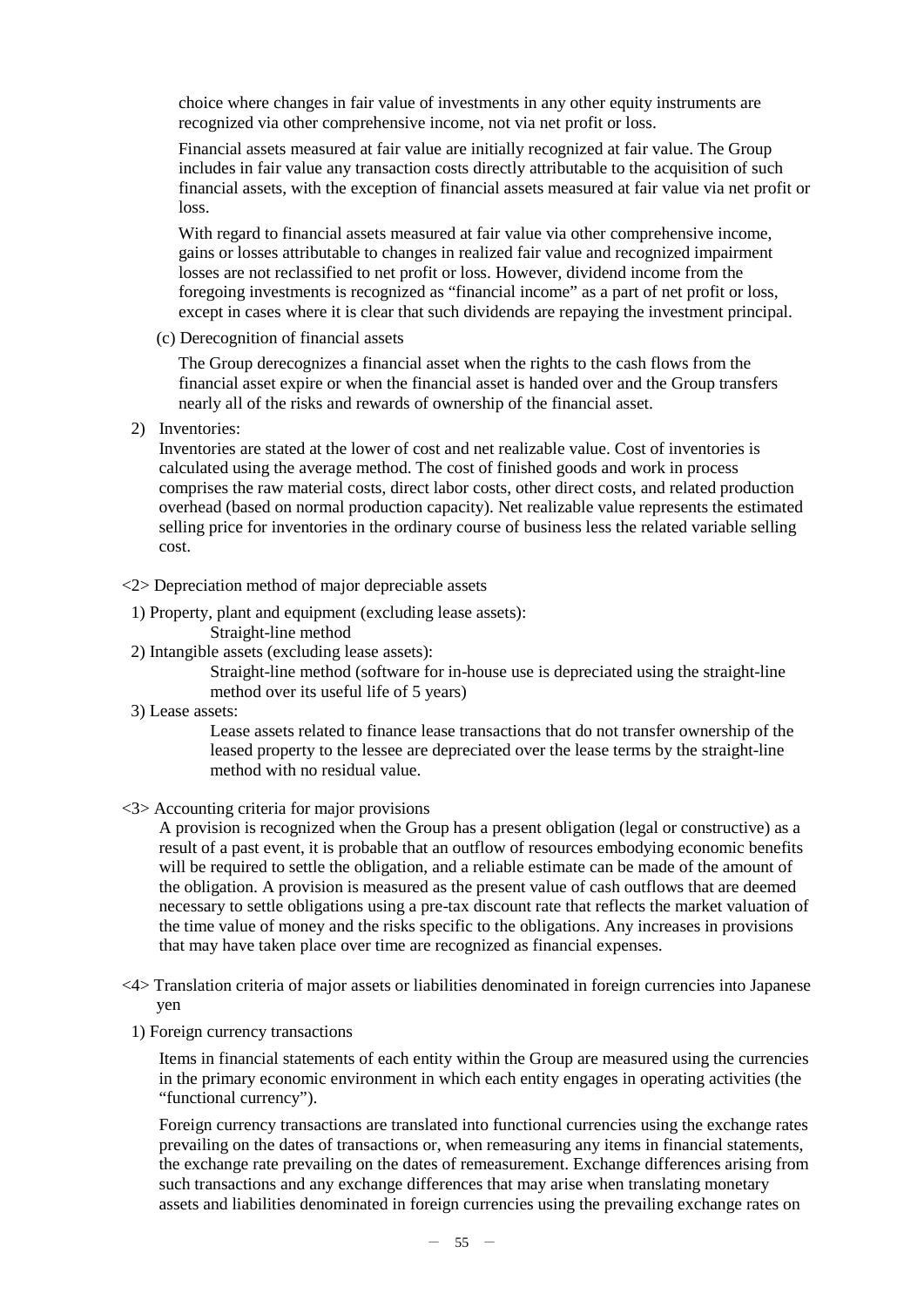choice where changes in fair value of investments in any other equity instruments are recognized via other comprehensive income, not via net profit or loss.

Financial assets measured at fair value are initially recognized at fair value. The Group includes in fair value any transaction costs directly attributable to the acquisition of such financial assets, with the exception of financial assets measured at fair value via net profit or loss.

With regard to financial assets measured at fair value via other comprehensive income, gains or losses attributable to changes in realized fair value and recognized impairment losses are not reclassified to net profit or loss. However, dividend income from the foregoing investments is recognized as "financial income" as a part of net profit or loss, except in cases where it is clear that such dividends are repaying the investment principal.

(c) Derecognition of financial assets

The Group derecognizes a financial asset when the rights to the cash flows from the financial asset expire or when the financial asset is handed over and the Group transfers nearly all of the risks and rewards of ownership of the financial asset.

2) Inventories:

Inventories are stated at the lower of cost and net realizable value. Cost of inventories is calculated using the average method. The cost of finished goods and work in process comprises the raw material costs, direct labor costs, other direct costs, and related production overhead (based on normal production capacity). Net realizable value represents the estimated selling price for inventories in the ordinary course of business less the related variable selling cost.

<2> Depreciation method of major depreciable assets

1) Property, plant and equipment (excluding lease assets):

Straight-line method

2) Intangible assets (excluding lease assets):

Straight-line method (software for in-house use is depreciated using the straight-line method over its useful life of 5 years)

3) Lease assets:

Lease assets related to finance lease transactions that do not transfer ownership of the leased property to the lessee are depreciated over the lease terms by the straight-line method with no residual value.

<3> Accounting criteria for major provisions

A provision is recognized when the Group has a present obligation (legal or constructive) as a result of a past event, it is probable that an outflow of resources embodying economic benefits will be required to settle the obligation, and a reliable estimate can be made of the amount of the obligation. A provision is measured as the present value of cash outflows that are deemed necessary to settle obligations using a pre-tax discount rate that reflects the market valuation of the time value of money and the risks specific to the obligations. Any increases in provisions that may have taken place over time are recognized as financial expenses.

<4> Translation criteria of major assets or liabilities denominated in foreign currencies into Japanese yen

1) Foreign currency transactions

Items in financial statements of each entity within the Group are measured using the currencies in the primary economic environment in which each entity engages in operating activities (the "functional currency").

Foreign currency transactions are translated into functional currencies using the exchange rates prevailing on the dates of transactions or, when remeasuring any items in financial statements, the exchange rate prevailing on the dates of remeasurement. Exchange differences arising from such transactions and any exchange differences that may arise when translating monetary assets and liabilities denominated in foreign currencies using the prevailing exchange rates on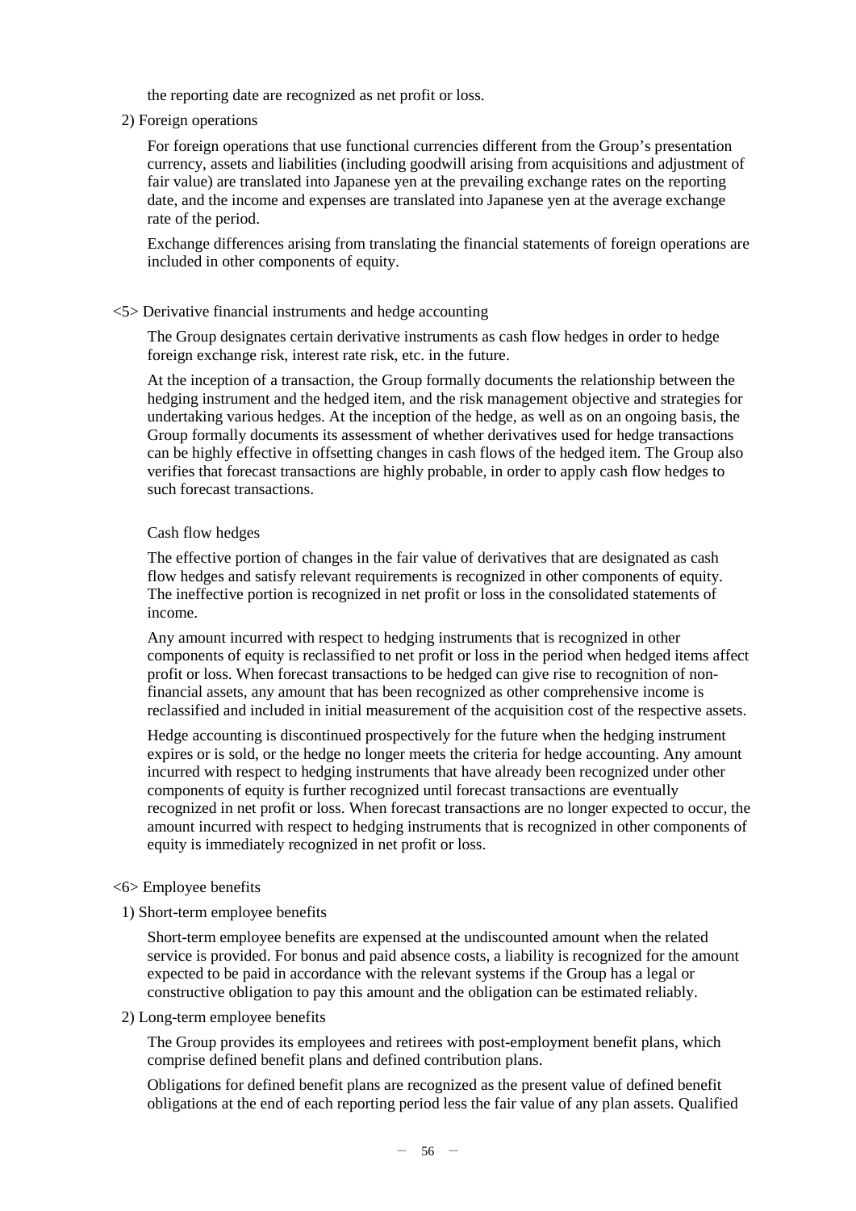the reporting date are recognized as net profit or loss.

2) Foreign operations

For foreign operations that use functional currencies different from the Group's presentation currency, assets and liabilities (including goodwill arising from acquisitions and adjustment of fair value) are translated into Japanese yen at the prevailing exchange rates on the reporting date, and the income and expenses are translated into Japanese yen at the average exchange rate of the period.

Exchange differences arising from translating the financial statements of foreign operations are included in other components of equity.

<5> Derivative financial instruments and hedge accounting

The Group designates certain derivative instruments as cash flow hedges in order to hedge foreign exchange risk, interest rate risk, etc. in the future.

At the inception of a transaction, the Group formally documents the relationship between the hedging instrument and the hedged item, and the risk management objective and strategies for undertaking various hedges. At the inception of the hedge, as well as on an ongoing basis, the Group formally documents its assessment of whether derivatives used for hedge transactions can be highly effective in offsetting changes in cash flows of the hedged item. The Group also verifies that forecast transactions are highly probable, in order to apply cash flow hedges to such forecast transactions.

Cash flow hedges

The effective portion of changes in the fair value of derivatives that are designated as cash flow hedges and satisfy relevant requirements is recognized in other components of equity. The ineffective portion is recognized in net profit or loss in the consolidated statements of income.

Any amount incurred with respect to hedging instruments that is recognized in other components of equity is reclassified to net profit or loss in the period when hedged items affect profit or loss. When forecast transactions to be hedged can give rise to recognition of non-financial assets, any amount that has been recognized as other comprehensive income is reclassified and included in initial measurement of the acquisition cost of the respective assets.

Hedge accounting is discontinued prospectively for the future when the hedging instrument expires or is sold, or the hedge no longer meets the criteria for hedge accounting. Any amount incurred with respect to hedging instruments that have already been recognized under other components of equity is further recognized until forecast transactions are eventually recognized in net profit or loss. When forecast transactions are no longer expected to occur, the amount incurred with respect to hedging instruments that is recognized in other components of equity is immediately recognized in net profit or loss.

<6> Employee benefits

1) Short-term employee benefits

Short-term employee benefits are expensed at the undiscounted amount when the related service is provided. For bonus and paid absence costs, a liability is recognized for the amount expected to be paid in accordance with the relevant systems if the Group has a legal or constructive obligation to pay this amount and the obligation can be estimated reliably.

2) Long-term employee benefits

The Group provides its employees and retirees with post-employment benefit plans, which comprise defined benefit plans and defined contribution plans.

Obligations for defined benefit plans are recognized as the present value of defined benefit obligations at the end of each reporting period less the fair value of any plan assets. Qualified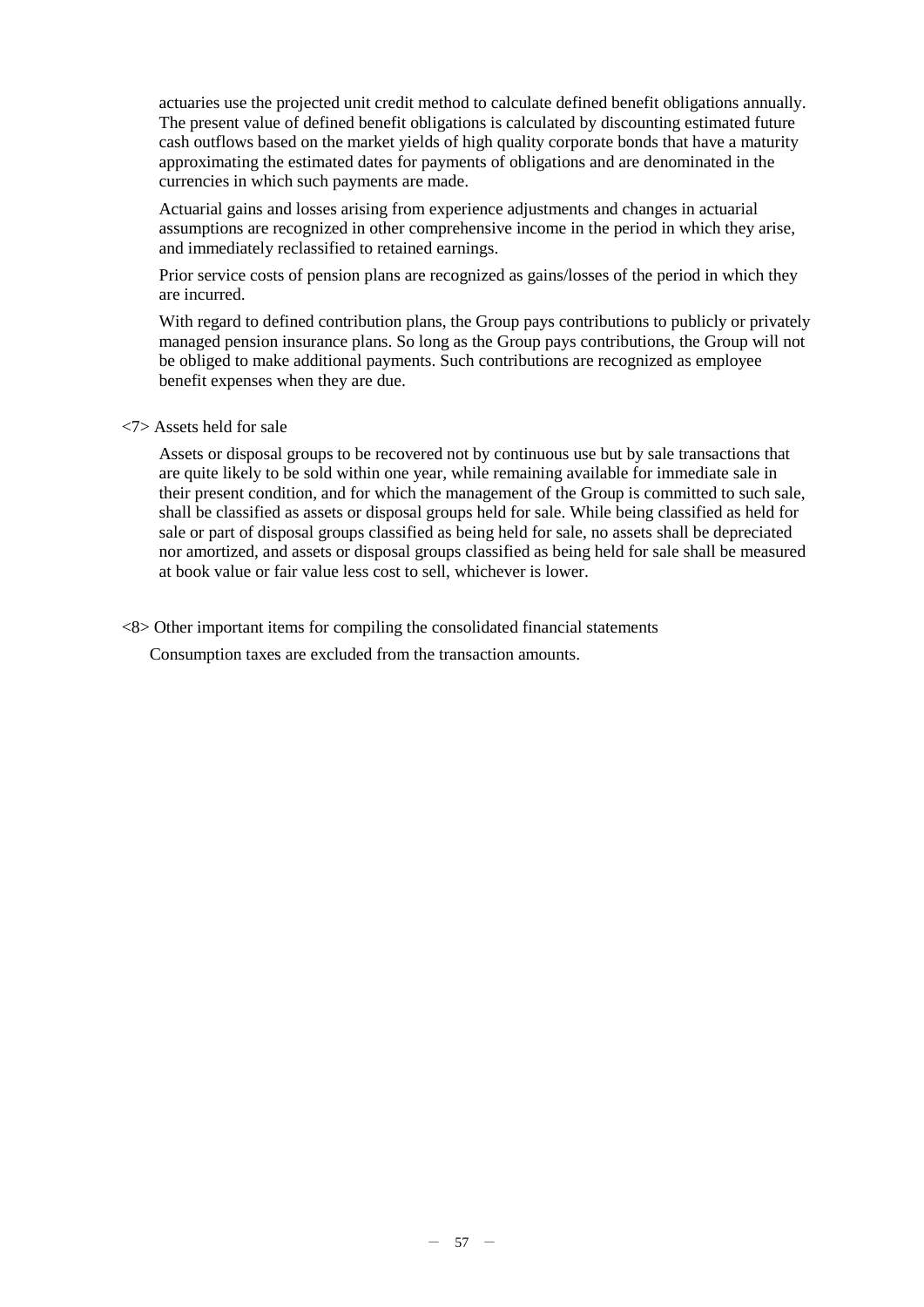actuaries use the projected unit credit method to calculate defined benefit obligations annually. The present value of defined benefit obligations is calculated by discounting estimated future cash outflows based on the market yields of high quality corporate bonds that have a maturity approximating the estimated dates for payments of obligations and are denominated in the currencies in which such payments are made.

Actuarial gains and losses arising from experience adjustments and changes in actuarial assumptions are recognized in other comprehensive income in the period in which they arise, and immediately reclassified to retained earnings.

Prior service costs of pension plans are recognized as gains/losses of the period in which they are incurred.

With regard to defined contribution plans, the Group pays contributions to publicly or privately managed pension insurance plans. So long as the Group pays contributions, the Group will not be obliged to make additional payments. Such contributions are recognized as employee benefit expenses when they are due.

<7> Assets held for sale

Assets or disposal groups to be recovered not by continuous use but by sale transactions that are quite likely to be sold within one year, while remaining available for immediate sale in their present condition, and for which the management of the Group is committed to such sale, shall be classified as assets or disposal groups held for sale. While being classified as held for sale or part of disposal groups classified as being held for sale, no assets shall be depreciated nor amortized, and assets or disposal groups classified as being held for sale shall be measured at book value or fair value less cost to sell, whichever is lower.

<8> Other important items for compiling the consolidated financial statements

Consumption taxes are excluded from the transaction amounts.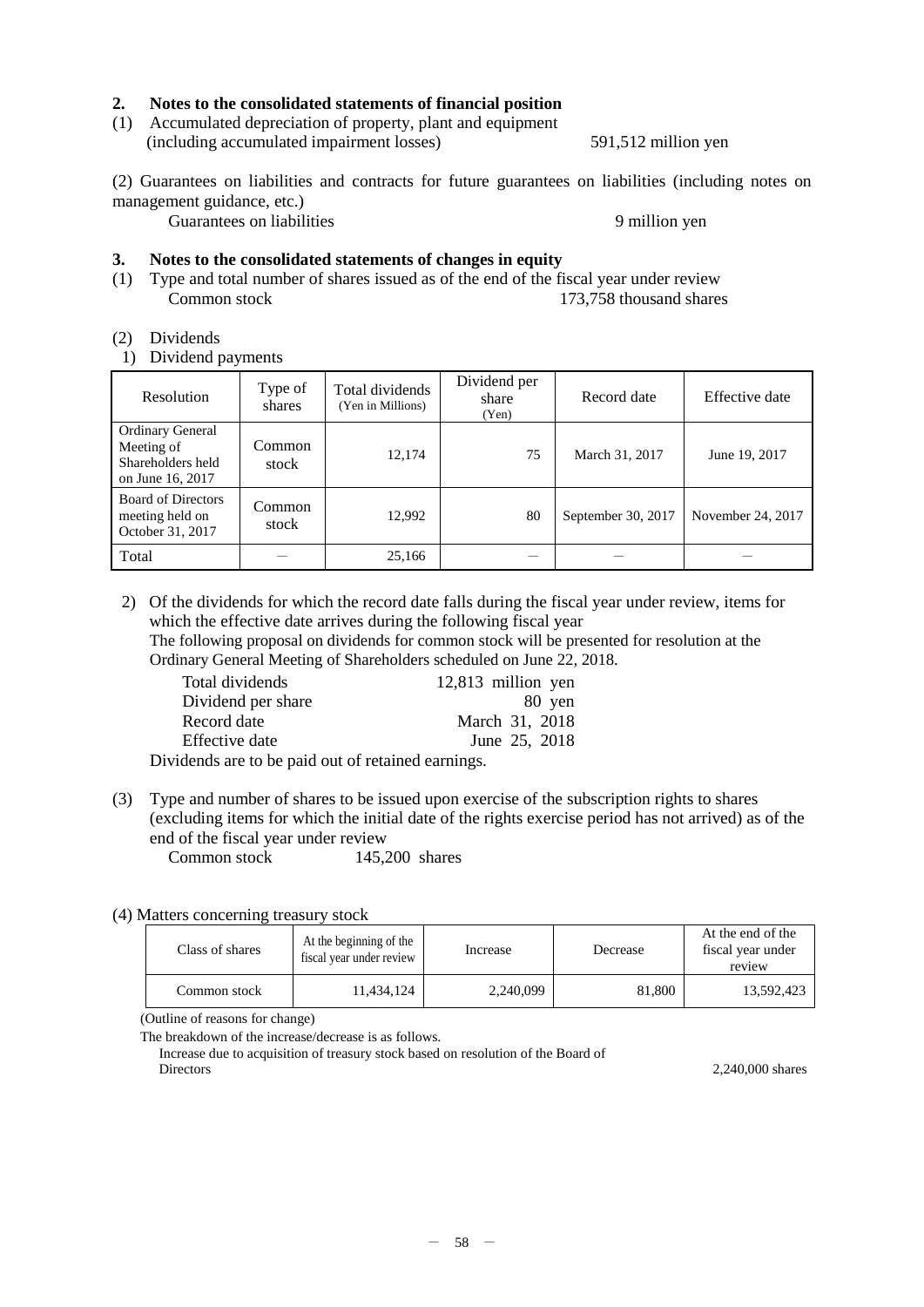## 2. Notes to the consolidated statements of financial position

(1) Accumulated depreciation of property, plant and equipment (including accumulated impairment losses) 591,512 million yen

(2) Guarantees on liabilities and contracts for future guarantees on liabilities (including notes on management guidance, etc.)

Guarantees on liabilities 9 million yen

## 3. Notes to the consolidated statements of changes in equity

(1) Type and total number of shares issued as of the end of the fiscal year under review

Common stock 173,758 thousand shares

(2) Dividends

1) Dividend payments

| Resolution | Type of shares | Total dividends (Yen in Millions) | Dividend per share (Yen) | Record date | Effective date |
|---|---|---|---|---|---|
| Ordinary General Meeting of Shareholders held on June 16, 2017 | Common stock | 12,174 | 75 | March 31, 2017 | June 19, 2017 |
| Board of Directors meeting held on October 31, 2017 | Common stock | 12,992 | 80 | September 30, 2017 | November 24, 2017 |
| Total | — | 25,166 | — | — | — |

2) Of the dividends for which the record date falls during the fiscal year under review, items for which the effective date arrives during the following fiscal year

The following proposal on dividends for common stock will be presented for resolution at the Ordinary General Meeting of Shareholders scheduled on June 22, 2018.

| | |
|---|---|
| Total dividends | 12,813 million yen |
| Dividend per share | 80 yen |
| Record date | March 31, 2018 |
| Effective date | June 25, 2018 |

Dividends are to be paid out of retained earnings.

(3) Type and number of shares to be issued upon exercise of the subscription rights to shares (excluding items for which the initial date of the rights exercise period has not arrived) as of the end of the fiscal year under review

Common stock 145,200 shares

(4) Matters concerning treasury stock

| Class of shares | At the beginning of the fiscal year under review | Increase | Decrease | At the end of the fiscal year under review |
|---|---|---|---|---|
| Common stock | 11,434,124 | 2,240,099 | 81,800 | 13,592,423 |

(Outline of reasons for change)

The breakdown of the increase/decrease is as follows.

Increase due to acquisition of treasury stock based on resolution of the Board of Directors 2,240,000 shares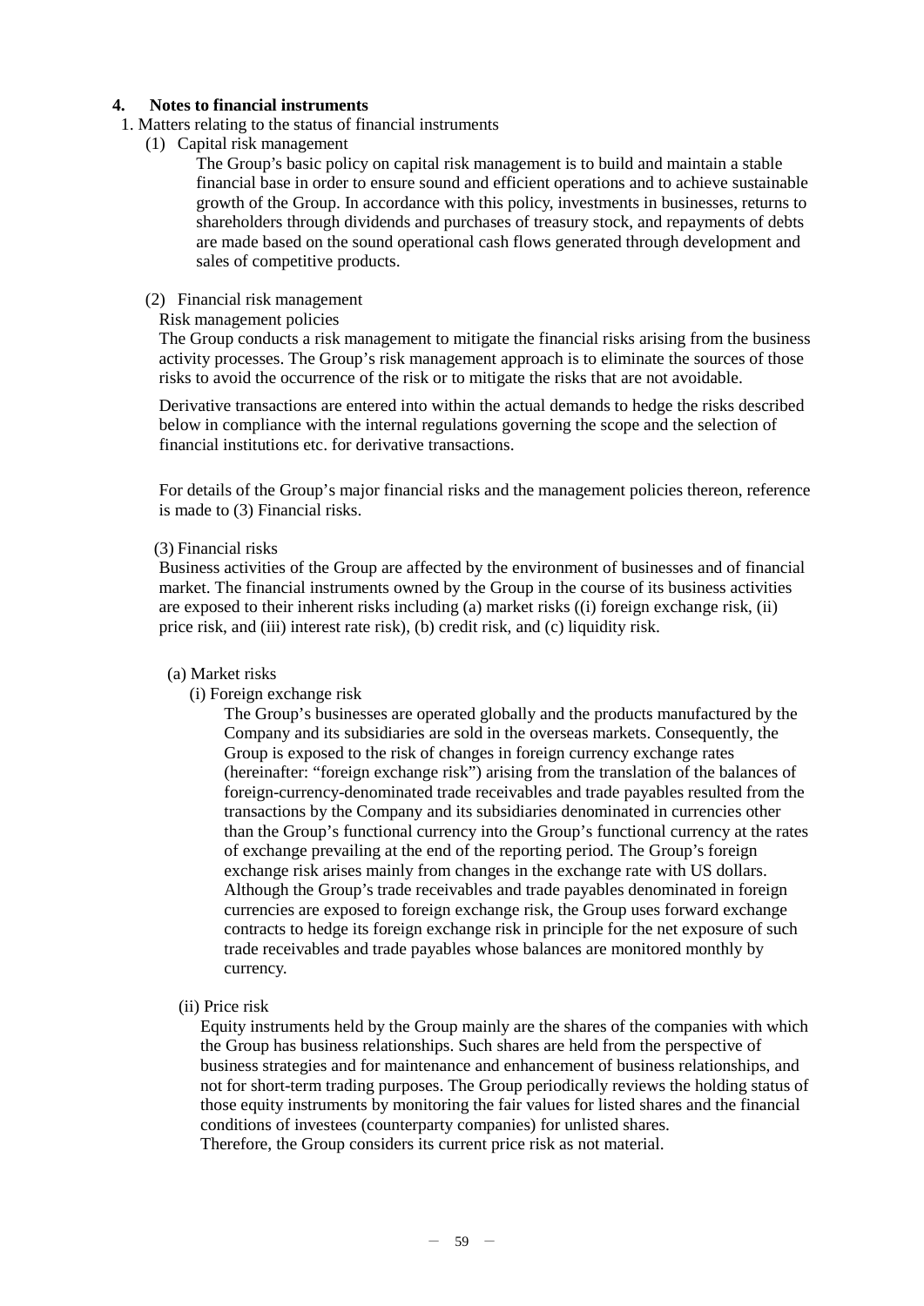## 4. Notes to financial instruments

1. Matters relating to the status of financial instruments

(1) Capital risk management

The Group's basic policy on capital risk management is to build and maintain a stable financial base in order to ensure sound and efficient operations and to achieve sustainable growth of the Group. In accordance with this policy, investments in businesses, returns to shareholders through dividends and purchases of treasury stock, and repayments of debts are made based on the sound operational cash flows generated through development and sales of competitive products.

(2) Financial risk management

Risk management policies

The Group conducts a risk management to mitigate the financial risks arising from the business activity processes. The Group's risk management approach is to eliminate the sources of those risks to avoid the occurrence of the risk or to mitigate the risks that are not avoidable.

Derivative transactions are entered into within the actual demands to hedge the risks described below in compliance with the internal regulations governing the scope and the selection of financial institutions etc. for derivative transactions.

For details of the Group's major financial risks and the management policies thereon, reference is made to (3) Financial risks.

(3) Financial risks

Business activities of the Group are affected by the environment of businesses and of financial market. The financial instruments owned by the Group in the course of its business activities are exposed to their inherent risks including (a) market risks ((i) foreign exchange risk, (ii) price risk, and (iii) interest rate risk), (b) credit risk, and (c) liquidity risk.

(a) Market risks

(i) Foreign exchange risk

The Group's businesses are operated globally and the products manufactured by the Company and its subsidiaries are sold in the overseas markets. Consequently, the Group is exposed to the risk of changes in foreign currency exchange rates (hereinafter: "foreign exchange risk") arising from the translation of the balances of foreign-currency-denominated trade receivables and trade payables resulted from the transactions by the Company and its subsidiaries denominated in currencies other than the Group's functional currency into the Group's functional currency at the rates of exchange prevailing at the end of the reporting period. The Group's foreign exchange risk arises mainly from changes in the exchange rate with US dollars. Although the Group's trade receivables and trade payables denominated in foreign currencies are exposed to foreign exchange risk, the Group uses forward exchange contracts to hedge its foreign exchange risk in principle for the net exposure of such trade receivables and trade payables whose balances are monitored monthly by currency.

(ii) Price risk

Equity instruments held by the Group mainly are the shares of the companies with which the Group has business relationships. Such shares are held from the perspective of business strategies and for maintenance and enhancement of business relationships, and not for short-term trading purposes. The Group periodically reviews the holding status of those equity instruments by monitoring the fair values for listed shares and the financial conditions of investees (counterparty companies) for unlisted shares.
Therefore, the Group considers its current price risk as not material.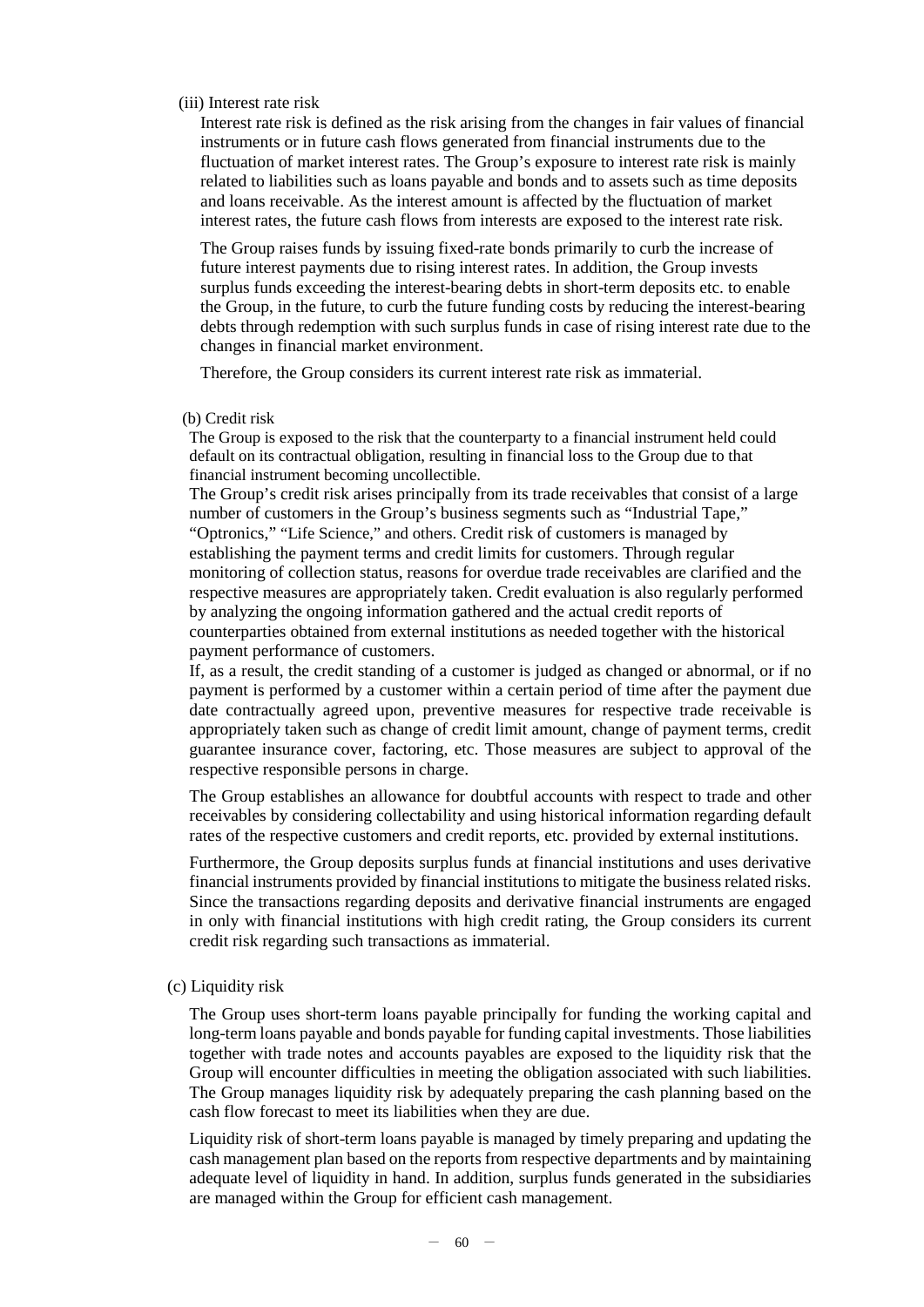(iii) Interest rate risk

Interest rate risk is defined as the risk arising from the changes in fair values of financial instruments or in future cash flows generated from financial instruments due to the fluctuation of market interest rates. The Group's exposure to interest rate risk is mainly related to liabilities such as loans payable and bonds and to assets such as time deposits and loans receivable. As the interest amount is affected by the fluctuation of market interest rates, the future cash flows from interests are exposed to the interest rate risk.

The Group raises funds by issuing fixed-rate bonds primarily to curb the increase of future interest payments due to rising interest rates. In addition, the Group invests surplus funds exceeding the interest-bearing debts in short-term deposits etc. to enable the Group, in the future, to curb the future funding costs by reducing the interest-bearing debts through redemption with such surplus funds in case of rising interest rate due to the changes in financial market environment.

Therefore, the Group considers its current interest rate risk as immaterial.

(b) Credit risk

The Group is exposed to the risk that the counterparty to a financial instrument held could default on its contractual obligation, resulting in financial loss to the Group due to that financial instrument becoming uncollectible.

The Group's credit risk arises principally from its trade receivables that consist of a large number of customers in the Group's business segments such as "Industrial Tape," "Optronics," "Life Science," and others. Credit risk of customers is managed by establishing the payment terms and credit limits for customers. Through regular monitoring of collection status, reasons for overdue trade receivables are clarified and the respective measures are appropriately taken. Credit evaluation is also regularly performed by analyzing the ongoing information gathered and the actual credit reports of counterparties obtained from external institutions as needed together with the historical payment performance of customers.

If, as a result, the credit standing of a customer is judged as changed or abnormal, or if no payment is performed by a customer within a certain period of time after the payment due date contractually agreed upon, preventive measures for respective trade receivable is appropriately taken such as change of credit limit amount, change of payment terms, credit guarantee insurance cover, factoring, etc. Those measures are subject to approval of the respective responsible persons in charge.

The Group establishes an allowance for doubtful accounts with respect to trade and other receivables by considering collectability and using historical information regarding default rates of the respective customers and credit reports, etc. provided by external institutions.

Furthermore, the Group deposits surplus funds at financial institutions and uses derivative financial instruments provided by financial institutions to mitigate the business related risks. Since the transactions regarding deposits and derivative financial instruments are engaged in only with financial institutions with high credit rating, the Group considers its current credit risk regarding such transactions as immaterial.

(c) Liquidity risk

The Group uses short-term loans payable principally for funding the working capital and long-term loans payable and bonds payable for funding capital investments. Those liabilities together with trade notes and accounts payables are exposed to the liquidity risk that the Group will encounter difficulties in meeting the obligation associated with such liabilities. The Group manages liquidity risk by adequately preparing the cash planning based on the cash flow forecast to meet its liabilities when they are due.

Liquidity risk of short-term loans payable is managed by timely preparing and updating the cash management plan based on the reports from respective departments and by maintaining adequate level of liquidity in hand. In addition, surplus funds generated in the subsidiaries are managed within the Group for efficient cash management.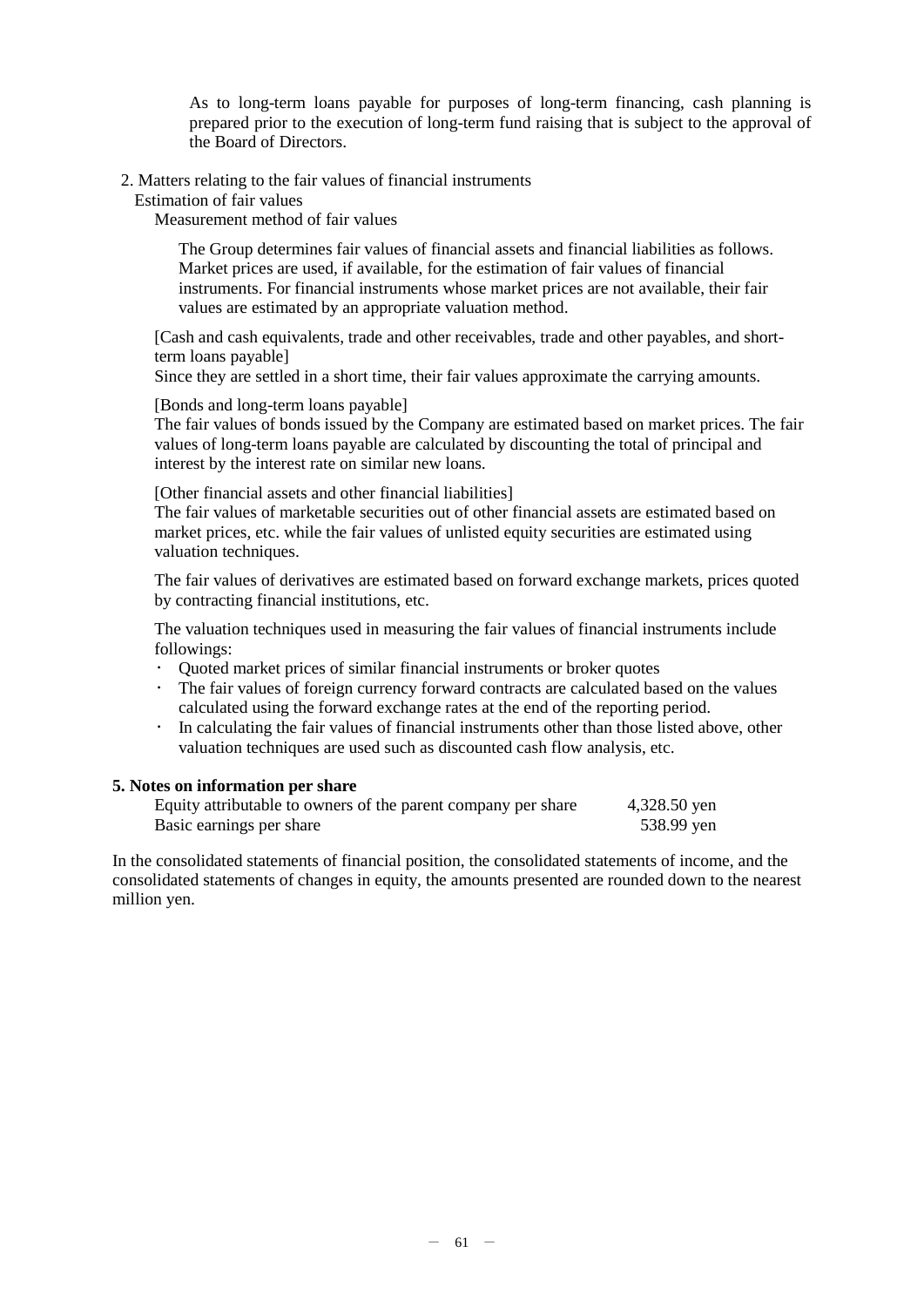As to long-term loans payable for purposes of long-term financing, cash planning is prepared prior to the execution of long-term fund raising that is subject to the approval of the Board of Directors.

2. Matters relating to the fair values of financial instruments

Estimation of fair values

Measurement method of fair values

The Group determines fair values of financial assets and financial liabilities as follows. Market prices are used, if available, for the estimation of fair values of financial instruments. For financial instruments whose market prices are not available, their fair values are estimated by an appropriate valuation method.

[Cash and cash equivalents, trade and other receivables, trade and other payables, and short-term loans payable]

Since they are settled in a short time, their fair values approximate the carrying amounts.

[Bonds and long-term loans payable]

The fair values of bonds issued by the Company are estimated based on market prices. The fair values of long-term loans payable are calculated by discounting the total of principal and interest by the interest rate on similar new loans.

[Other financial assets and other financial liabilities]

The fair values of marketable securities out of other financial assets are estimated based on market prices, etc. while the fair values of unlisted equity securities are estimated using valuation techniques.

The fair values of derivatives are estimated based on forward exchange markets, prices quoted by contracting financial institutions, etc.

The valuation techniques used in measuring the fair values of financial instruments include followings:

- Quoted market prices of similar financial instruments or broker quotes
- The fair values of foreign currency forward contracts are calculated based on the values calculated using the forward exchange rates at the end of the reporting period.
- In calculating the fair values of financial instruments other than those listed above, other valuation techniques are used such as discounted cash flow analysis, etc.

**5. Notes on information per share**

| | |
|---|---|
| Equity attributable to owners of the parent company per share | 4,328.50 yen |
| Basic earnings per share | 538.99 yen |

In the consolidated statements of financial position, the consolidated statements of income, and the consolidated statements of changes in equity, the amounts presented are rounded down to the nearest million yen.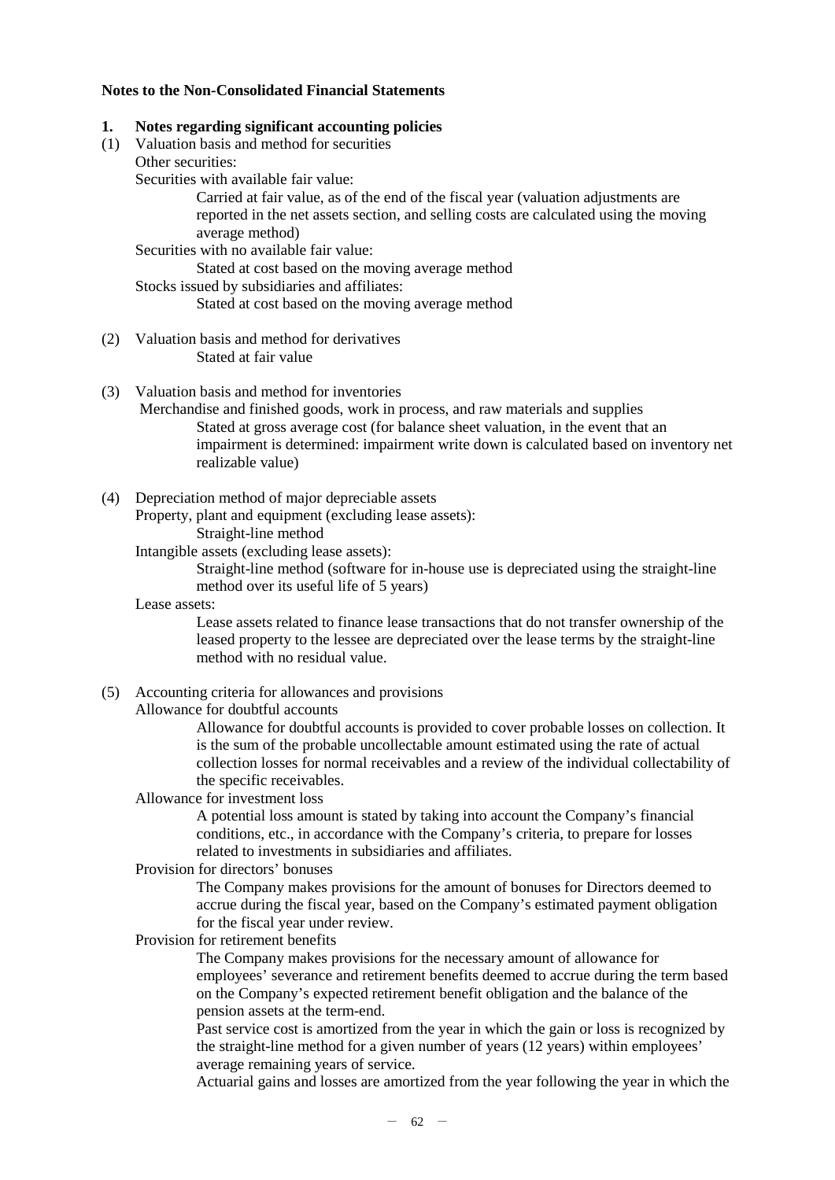## Notes to the Non-Consolidated Financial Statements

### 1. Notes regarding significant accounting policies

(1) Valuation basis and method for securities

Other securities:

Securities with available fair value:

Carried at fair value, as of the end of the fiscal year (valuation adjustments are reported in the net assets section, and selling costs are calculated using the moving average method)

Securities with no available fair value:

Stated at cost based on the moving average method

Stocks issued by subsidiaries and affiliates:

Stated at cost based on the moving average method

(2) Valuation basis and method for derivatives

Stated at fair value

(3) Valuation basis and method for inventories

Merchandise and finished goods, work in process, and raw materials and supplies

Stated at gross average cost (for balance sheet valuation, in the event that an impairment is determined: impairment write down is calculated based on inventory net realizable value)

(4) Depreciation method of major depreciable assets

Property, plant and equipment (excluding lease assets):

Straight-line method

Intangible assets (excluding lease assets):

Straight-line method (software for in-house use is depreciated using the straight-line method over its useful life of 5 years)

Lease assets:

Lease assets related to finance lease transactions that do not transfer ownership of the leased property to the lessee are depreciated over the lease terms by the straight-line method with no residual value.

(5) Accounting criteria for allowances and provisions

Allowance for doubtful accounts

Allowance for doubtful accounts is provided to cover probable losses on collection. It is the sum of the probable uncollectable amount estimated using the rate of actual collection losses for normal receivables and a review of the individual collectability of the specific receivables.

Allowance for investment loss

A potential loss amount is stated by taking into account the Company's financial conditions, etc., in accordance with the Company's criteria, to prepare for losses related to investments in subsidiaries and affiliates.

Provision for directors' bonuses

The Company makes provisions for the amount of bonuses for Directors deemed to accrue during the fiscal year, based on the Company's estimated payment obligation for the fiscal year under review.

Provision for retirement benefits

The Company makes provisions for the necessary amount of allowance for employees' severance and retirement benefits deemed to accrue during the term based on the Company's expected retirement benefit obligation and the balance of the pension assets at the term-end.

Past service cost is amortized from the year in which the gain or loss is recognized by the straight-line method for a given number of years (12 years) within employees' average remaining years of service.

Actuarial gains and losses are amortized from the year following the year in which the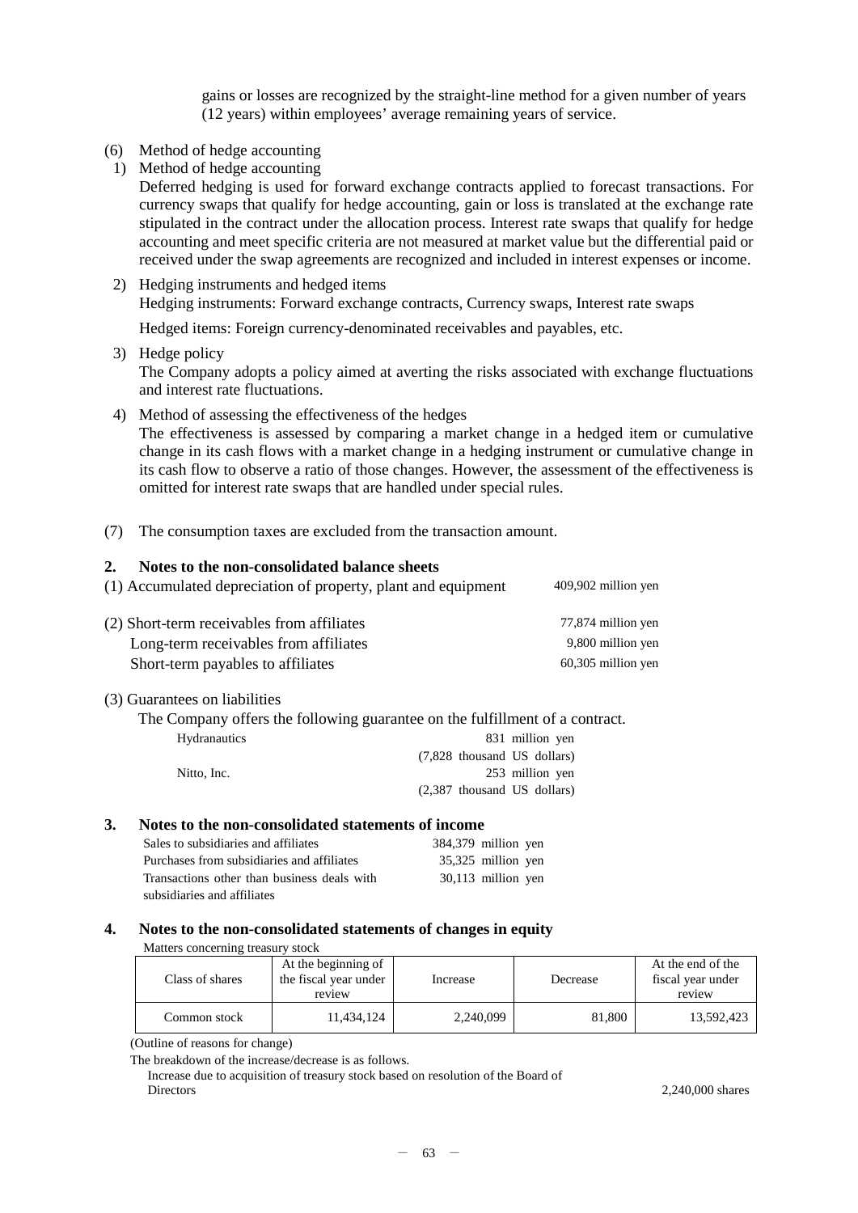gains or losses are recognized by the straight-line method for a given number of years (12 years) within employees' average remaining years of service.

(6) Method of hedge accounting

1) Method of hedge accounting

Deferred hedging is used for forward exchange contracts applied to forecast transactions. For currency swaps that qualify for hedge accounting, gain or loss is translated at the exchange rate stipulated in the contract under the allocation process. Interest rate swaps that qualify for hedge accounting and meet specific criteria are not measured at market value but the differential paid or received under the swap agreements are recognized and included in interest expenses or income.

2) Hedging instruments and hedged items

Hedging instruments: Forward exchange contracts, Currency swaps, Interest rate swaps

Hedged items: Foreign currency-denominated receivables and payables, etc.

3) Hedge policy

The Company adopts a policy aimed at averting the risks associated with exchange fluctuations and interest rate fluctuations.

4) Method of assessing the effectiveness of the hedges

The effectiveness is assessed by comparing a market change in a hedged item or cumulative change in its cash flows with a market change in a hedging instrument or cumulative change in its cash flow to observe a ratio of those changes. However, the assessment of the effectiveness is omitted for interest rate swaps that are handled under special rules.

(7) The consumption taxes are excluded from the transaction amount.

## 2. Notes to the non-consolidated balance sheets

(1) Accumulated depreciation of property, plant and equipment — 409,902 million yen

(2) Short-term receivables from affiliates — 77,874 million yen
Long-term receivables from affiliates — 9,800 million yen
Short-term payables to affiliates — 60,305 million yen

(3) Guarantees on liabilities

The Company offers the following guarantee on the fulfillment of a contract.

| | |
|---|---|
| Hydranautics | 831 million yen (7,828 thousand US dollars) |
| Nitto, Inc. | 253 million yen (2,387 thousand US dollars) |

## 3. Notes to the non-consolidated statements of income

| | |
|---|---|
| Sales to subsidiaries and affiliates | 384,379 million yen |
| Purchases from subsidiaries and affiliates | 35,325 million yen |
| Transactions other than business deals with subsidiaries and affiliates | 30,113 million yen |

## 4. Notes to the non-consolidated statements of changes in equity

Matters concerning treasury stock

| Class of shares | At the beginning of the fiscal year under review | Increase | Decrease | At the end of the fiscal year under review |
|---|---|---|---|---|
| Common stock | 11,434,124 | 2,240,099 | 81,800 | 13,592,423 |

(Outline of reasons for change)

The breakdown of the increase/decrease is as follows.

Increase due to acquisition of treasury stock based on resolution of the Board of Directors — 2,240,000 shares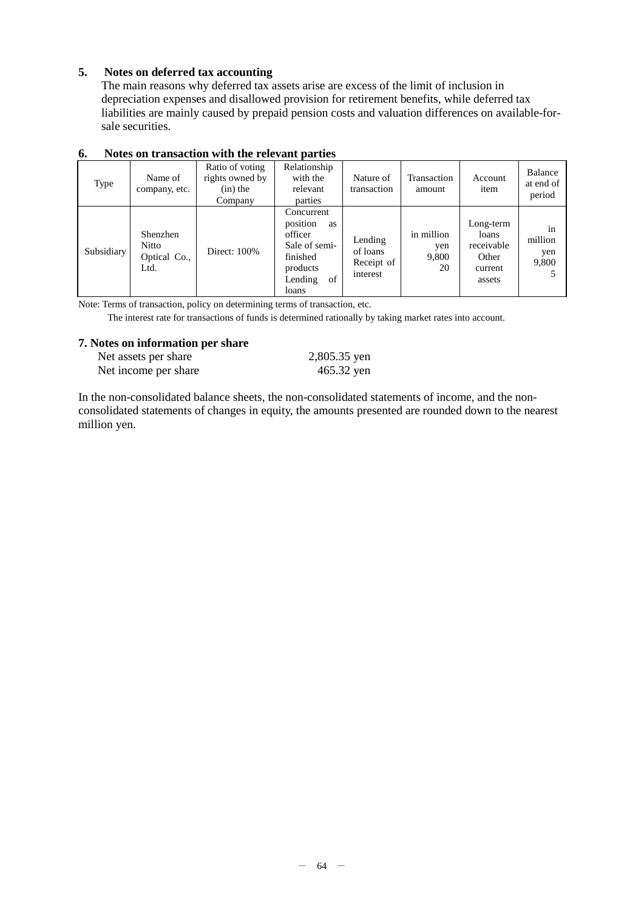## 5. Notes on deferred tax accounting

The main reasons why deferred tax assets arise are excess of the limit of inclusion in depreciation expenses and disallowed provision for retirement benefits, while deferred tax liabilities are mainly caused by prepaid pension costs and valuation differences on available-for-sale securities.

## 6. Notes on transaction with the relevant parties

| Type | Name of company, etc. | Ratio of voting rights owned by (in) the Company | Relationship with the relevant parties | Nature of transaction | Transaction amount | Account item | Balance at end of period |
|---|---|---|---|---|---|---|---|
| Subsidiary | Shenzhen Nitto Optical Co., Ltd. | Direct: 100% | Concurrent position as officer<br>Sale of semi-finished products<br>Lending of loans | Lending of loans<br>Receipt of interest | in million yen<br>9,800<br>20 | Long-term loans receivable<br>Other current assets | in million yen<br>9,800<br>5 |

Note: Terms of transaction, policy on determining terms of transaction, etc.

The interest rate for transactions of funds is determined rationally by taking market rates into account.

## 7. Notes on information per share

| | |
|---|---|
| Net assets per share | 2,805.35 yen |
| Net income per share | 465.32 yen |

In the non-consolidated balance sheets, the non-consolidated statements of income, and the non-consolidated statements of changes in equity, the amounts presented are rounded down to the nearest million yen.